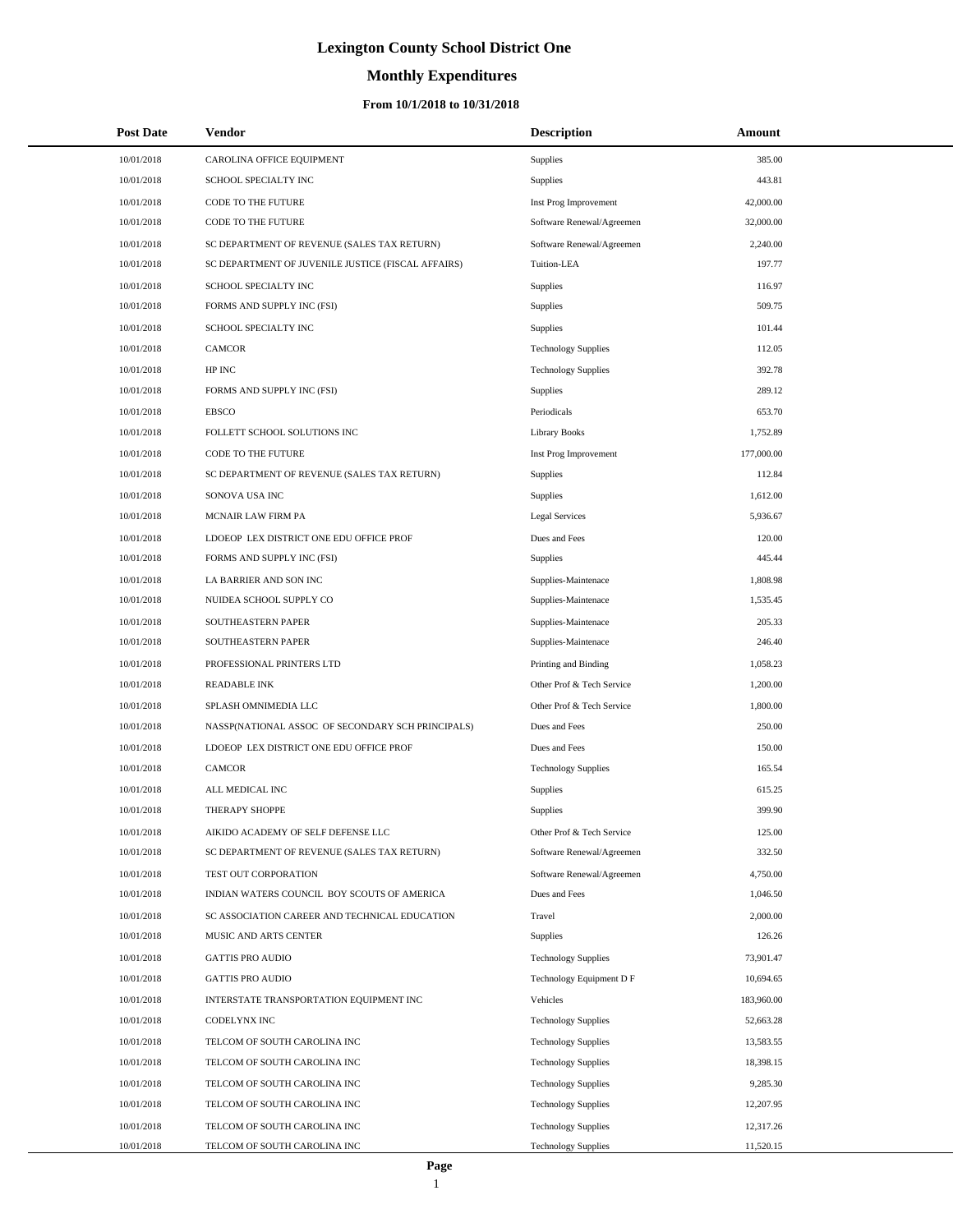# Lexington County School District One

## Monthly Expenditures

### From 10/1/2018 to 10/31/2018

| Post Date | Vendor | Description | Amount |
|---|---|---|---|
| 10/01/2018 | CAROLINA OFFICE EQUIPMENT | Supplies | 385.00 |
| 10/01/2018 | SCHOOL SPECIALTY INC | Supplies | 443.81 |
| 10/01/2018 | CODE TO THE FUTURE | Inst Prog Improvement | 42,000.00 |
| 10/01/2018 | CODE TO THE FUTURE | Software Renewal/Agreemen | 32,000.00 |
| 10/01/2018 | SC DEPARTMENT OF REVENUE (SALES TAX RETURN) | Software Renewal/Agreemen | 2,240.00 |
| 10/01/2018 | SC DEPARTMENT OF JUVENILE JUSTICE (FISCAL AFFAIRS) | Tuition-LEA | 197.77 |
| 10/01/2018 | SCHOOL SPECIALTY INC | Supplies | 116.97 |
| 10/01/2018 | FORMS AND SUPPLY INC (FSI) | Supplies | 509.75 |
| 10/01/2018 | SCHOOL SPECIALTY INC | Supplies | 101.44 |
| 10/01/2018 | CAMCOR | Technology Supplies | 112.05 |
| 10/01/2018 | HP INC | Technology Supplies | 392.78 |
| 10/01/2018 | FORMS AND SUPPLY INC (FSI) | Supplies | 289.12 |
| 10/01/2018 | EBSCO | Periodicals | 653.70 |
| 10/01/2018 | FOLLETT SCHOOL SOLUTIONS INC | Library Books | 1,752.89 |
| 10/01/2018 | CODE TO THE FUTURE | Inst Prog Improvement | 177,000.00 |
| 10/01/2018 | SC DEPARTMENT OF REVENUE (SALES TAX RETURN) | Supplies | 112.84 |
| 10/01/2018 | SONOVA USA INC | Supplies | 1,612.00 |
| 10/01/2018 | MCNAIR LAW FIRM PA | Legal Services | 5,936.67 |
| 10/01/2018 | LDOEOP LEX DISTRICT ONE EDU OFFICE PROF | Dues and Fees | 120.00 |
| 10/01/2018 | FORMS AND SUPPLY INC (FSI) | Supplies | 445.44 |
| 10/01/2018 | LA BARRIER AND SON INC | Supplies-Maintenace | 1,808.98 |
| 10/01/2018 | NUIDEA SCHOOL SUPPLY CO | Supplies-Maintenace | 1,535.45 |
| 10/01/2018 | SOUTHEASTERN PAPER | Supplies-Maintenace | 205.33 |
| 10/01/2018 | SOUTHEASTERN PAPER | Supplies-Maintenace | 246.40 |
| 10/01/2018 | PROFESSIONAL PRINTERS LTD | Printing and Binding | 1,058.23 |
| 10/01/2018 | READABLE INK | Other Prof & Tech Service | 1,200.00 |
| 10/01/2018 | SPLASH OMNIMEDIA LLC | Other Prof & Tech Service | 1,800.00 |
| 10/01/2018 | NASSP(NATIONAL ASSOC OF SECONDARY SCH PRINCIPALS) | Dues and Fees | 250.00 |
| 10/01/2018 | LDOEOP LEX DISTRICT ONE EDU OFFICE PROF | Dues and Fees | 150.00 |
| 10/01/2018 | CAMCOR | Technology Supplies | 165.54 |
| 10/01/2018 | ALL MEDICAL INC | Supplies | 615.25 |
| 10/01/2018 | THERAPY SHOPPE | Supplies | 399.90 |
| 10/01/2018 | AIKIDO ACADEMY OF SELF DEFENSE LLC | Other Prof & Tech Service | 125.00 |
| 10/01/2018 | SC DEPARTMENT OF REVENUE (SALES TAX RETURN) | Software Renewal/Agreemen | 332.50 |
| 10/01/2018 | TEST OUT CORPORATION | Software Renewal/Agreemen | 4,750.00 |
| 10/01/2018 | INDIAN WATERS COUNCIL BOY SCOUTS OF AMERICA | Dues and Fees | 1,046.50 |
| 10/01/2018 | SC ASSOCIATION CAREER AND TECHNICAL EDUCATION | Travel | 2,000.00 |
| 10/01/2018 | MUSIC AND ARTS CENTER | Supplies | 126.26 |
| 10/01/2018 | GATTIS PRO AUDIO | Technology Supplies | 73,901.47 |
| 10/01/2018 | GATTIS PRO AUDIO | Technology Equipment D F | 10,694.65 |
| 10/01/2018 | INTERSTATE TRANSPORTATION EQUIPMENT INC | Vehicles | 183,960.00 |
| 10/01/2018 | CODELYNX INC | Technology Supplies | 52,663.28 |
| 10/01/2018 | TELCOM OF SOUTH CAROLINA INC | Technology Supplies | 13,583.55 |
| 10/01/2018 | TELCOM OF SOUTH CAROLINA INC | Technology Supplies | 18,398.15 |
| 10/01/2018 | TELCOM OF SOUTH CAROLINA INC | Technology Supplies | 9,285.30 |
| 10/01/2018 | TELCOM OF SOUTH CAROLINA INC | Technology Supplies | 12,207.95 |
| 10/01/2018 | TELCOM OF SOUTH CAROLINA INC | Technology Supplies | 12,317.26 |
| 10/01/2018 | TELCOM OF SOUTH CAROLINA INC | Technology Supplies | 11,520.15 |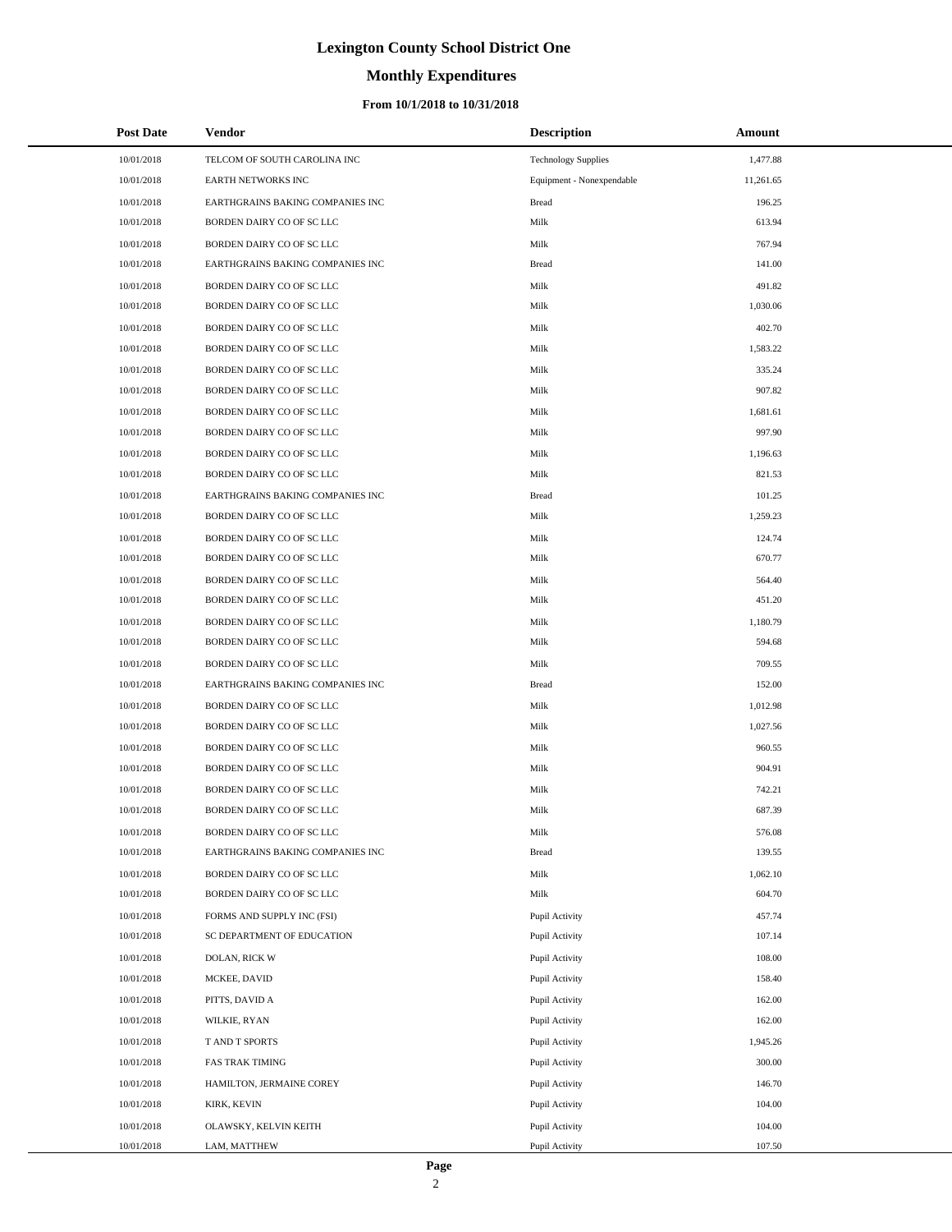# Lexington County School District One

## Monthly Expenditures

### From 10/1/2018 to 10/31/2018

| Post Date | Vendor | Description | Amount |
|---|---|---|---|
| 10/01/2018 | TELCOM OF SOUTH CAROLINA INC | Technology Supplies | 1,477.88 |
| 10/01/2018 | EARTH NETWORKS INC | Equipment - Nonexpendable | 11,261.65 |
| 10/01/2018 | EARTHGRAINS BAKING COMPANIES INC | Bread | 196.25 |
| 10/01/2018 | BORDEN DAIRY CO OF SC LLC | Milk | 613.94 |
| 10/01/2018 | BORDEN DAIRY CO OF SC LLC | Milk | 767.94 |
| 10/01/2018 | EARTHGRAINS BAKING COMPANIES INC | Bread | 141.00 |
| 10/01/2018 | BORDEN DAIRY CO OF SC LLC | Milk | 491.82 |
| 10/01/2018 | BORDEN DAIRY CO OF SC LLC | Milk | 1,030.06 |
| 10/01/2018 | BORDEN DAIRY CO OF SC LLC | Milk | 402.70 |
| 10/01/2018 | BORDEN DAIRY CO OF SC LLC | Milk | 1,583.22 |
| 10/01/2018 | BORDEN DAIRY CO OF SC LLC | Milk | 335.24 |
| 10/01/2018 | BORDEN DAIRY CO OF SC LLC | Milk | 907.82 |
| 10/01/2018 | BORDEN DAIRY CO OF SC LLC | Milk | 1,681.61 |
| 10/01/2018 | BORDEN DAIRY CO OF SC LLC | Milk | 997.90 |
| 10/01/2018 | BORDEN DAIRY CO OF SC LLC | Milk | 1,196.63 |
| 10/01/2018 | BORDEN DAIRY CO OF SC LLC | Milk | 821.53 |
| 10/01/2018 | EARTHGRAINS BAKING COMPANIES INC | Bread | 101.25 |
| 10/01/2018 | BORDEN DAIRY CO OF SC LLC | Milk | 1,259.23 |
| 10/01/2018 | BORDEN DAIRY CO OF SC LLC | Milk | 124.74 |
| 10/01/2018 | BORDEN DAIRY CO OF SC LLC | Milk | 670.77 |
| 10/01/2018 | BORDEN DAIRY CO OF SC LLC | Milk | 564.40 |
| 10/01/2018 | BORDEN DAIRY CO OF SC LLC | Milk | 451.20 |
| 10/01/2018 | BORDEN DAIRY CO OF SC LLC | Milk | 1,180.79 |
| 10/01/2018 | BORDEN DAIRY CO OF SC LLC | Milk | 594.68 |
| 10/01/2018 | BORDEN DAIRY CO OF SC LLC | Milk | 709.55 |
| 10/01/2018 | EARTHGRAINS BAKING COMPANIES INC | Bread | 152.00 |
| 10/01/2018 | BORDEN DAIRY CO OF SC LLC | Milk | 1,012.98 |
| 10/01/2018 | BORDEN DAIRY CO OF SC LLC | Milk | 1,027.56 |
| 10/01/2018 | BORDEN DAIRY CO OF SC LLC | Milk | 960.55 |
| 10/01/2018 | BORDEN DAIRY CO OF SC LLC | Milk | 904.91 |
| 10/01/2018 | BORDEN DAIRY CO OF SC LLC | Milk | 742.21 |
| 10/01/2018 | BORDEN DAIRY CO OF SC LLC | Milk | 687.39 |
| 10/01/2018 | BORDEN DAIRY CO OF SC LLC | Milk | 576.08 |
| 10/01/2018 | EARTHGRAINS BAKING COMPANIES INC | Bread | 139.55 |
| 10/01/2018 | BORDEN DAIRY CO OF SC LLC | Milk | 1,062.10 |
| 10/01/2018 | BORDEN DAIRY CO OF SC LLC | Milk | 604.70 |
| 10/01/2018 | FORMS AND SUPPLY INC (FSI) | Pupil Activity | 457.74 |
| 10/01/2018 | SC DEPARTMENT OF EDUCATION | Pupil Activity | 107.14 |
| 10/01/2018 | DOLAN, RICK W | Pupil Activity | 108.00 |
| 10/01/2018 | MCKEE, DAVID | Pupil Activity | 158.40 |
| 10/01/2018 | PITTS, DAVID A | Pupil Activity | 162.00 |
| 10/01/2018 | WILKIE, RYAN | Pupil Activity | 162.00 |
| 10/01/2018 | T AND T SPORTS | Pupil Activity | 1,945.26 |
| 10/01/2018 | FAS TRAK TIMING | Pupil Activity | 300.00 |
| 10/01/2018 | HAMILTON, JERMAINE COREY | Pupil Activity | 146.70 |
| 10/01/2018 | KIRK, KEVIN | Pupil Activity | 104.00 |
| 10/01/2018 | OLAWSKY, KELVIN KEITH | Pupil Activity | 104.00 |
| 10/01/2018 | LAM, MATTHEW | Pupil Activity | 107.50 |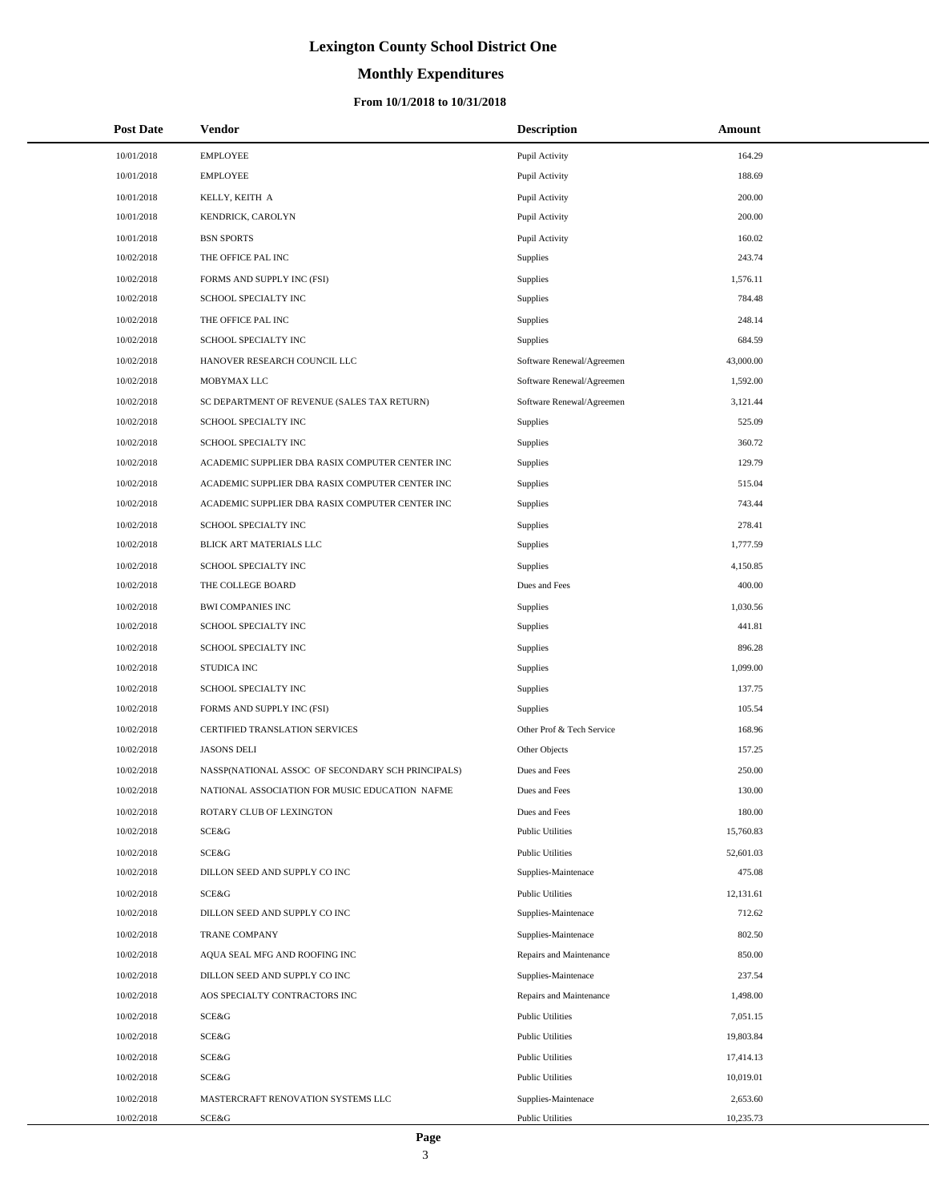# Lexington County School District One

## Monthly Expenditures

### From 10/1/2018 to 10/31/2018

| Post Date | Vendor | Description | Amount |
|---|---|---|---|
| 10/01/2018 | EMPLOYEE | Pupil Activity | 164.29 |
| 10/01/2018 | EMPLOYEE | Pupil Activity | 188.69 |
| 10/01/2018 | KELLY, KEITH A | Pupil Activity | 200.00 |
| 10/01/2018 | KENDRICK, CAROLYN | Pupil Activity | 200.00 |
| 10/01/2018 | BSN SPORTS | Pupil Activity | 160.02 |
| 10/02/2018 | THE OFFICE PAL INC | Supplies | 243.74 |
| 10/02/2018 | FORMS AND SUPPLY INC (FSI) | Supplies | 1,576.11 |
| 10/02/2018 | SCHOOL SPECIALTY INC | Supplies | 784.48 |
| 10/02/2018 | THE OFFICE PAL INC | Supplies | 248.14 |
| 10/02/2018 | SCHOOL SPECIALTY INC | Supplies | 684.59 |
| 10/02/2018 | HANOVER RESEARCH COUNCIL LLC | Software Renewal/Agreemen | 43,000.00 |
| 10/02/2018 | MOBYMAX LLC | Software Renewal/Agreemen | 1,592.00 |
| 10/02/2018 | SC DEPARTMENT OF REVENUE (SALES TAX RETURN) | Software Renewal/Agreemen | 3,121.44 |
| 10/02/2018 | SCHOOL SPECIALTY INC | Supplies | 525.09 |
| 10/02/2018 | SCHOOL SPECIALTY INC | Supplies | 360.72 |
| 10/02/2018 | ACADEMIC SUPPLIER DBA RASIX COMPUTER CENTER INC | Supplies | 129.79 |
| 10/02/2018 | ACADEMIC SUPPLIER DBA RASIX COMPUTER CENTER INC | Supplies | 515.04 |
| 10/02/2018 | ACADEMIC SUPPLIER DBA RASIX COMPUTER CENTER INC | Supplies | 743.44 |
| 10/02/2018 | SCHOOL SPECIALTY INC | Supplies | 278.41 |
| 10/02/2018 | BLICK ART MATERIALS LLC | Supplies | 1,777.59 |
| 10/02/2018 | SCHOOL SPECIALTY INC | Supplies | 4,150.85 |
| 10/02/2018 | THE COLLEGE BOARD | Dues and Fees | 400.00 |
| 10/02/2018 | BWI COMPANIES INC | Supplies | 1,030.56 |
| 10/02/2018 | SCHOOL SPECIALTY INC | Supplies | 441.81 |
| 10/02/2018 | SCHOOL SPECIALTY INC | Supplies | 896.28 |
| 10/02/2018 | STUDICA INC | Supplies | 1,099.00 |
| 10/02/2018 | SCHOOL SPECIALTY INC | Supplies | 137.75 |
| 10/02/2018 | FORMS AND SUPPLY INC (FSI) | Supplies | 105.54 |
| 10/02/2018 | CERTIFIED TRANSLATION SERVICES | Other Prof & Tech Service | 168.96 |
| 10/02/2018 | JASONS DELI | Other Objects | 157.25 |
| 10/02/2018 | NASSP(NATIONAL ASSOC OF SECONDARY SCH PRINCIPALS) | Dues and Fees | 250.00 |
| 10/02/2018 | NATIONAL ASSOCIATION FOR MUSIC EDUCATION NAFME | Dues and Fees | 130.00 |
| 10/02/2018 | ROTARY CLUB OF LEXINGTON | Dues and Fees | 180.00 |
| 10/02/2018 | SCE&G | Public Utilities | 15,760.83 |
| 10/02/2018 | SCE&G | Public Utilities | 52,601.03 |
| 10/02/2018 | DILLON SEED AND SUPPLY CO INC | Supplies-Maintenace | 475.08 |
| 10/02/2018 | SCE&G | Public Utilities | 12,131.61 |
| 10/02/2018 | DILLON SEED AND SUPPLY CO INC | Supplies-Maintenace | 712.62 |
| 10/02/2018 | TRANE COMPANY | Supplies-Maintenace | 802.50 |
| 10/02/2018 | AQUA SEAL MFG AND ROOFING INC | Repairs and Maintenance | 850.00 |
| 10/02/2018 | DILLON SEED AND SUPPLY CO INC | Supplies-Maintenace | 237.54 |
| 10/02/2018 | AOS SPECIALTY CONTRACTORS INC | Repairs and Maintenance | 1,498.00 |
| 10/02/2018 | SCE&G | Public Utilities | 7,051.15 |
| 10/02/2018 | SCE&G | Public Utilities | 19,803.84 |
| 10/02/2018 | SCE&G | Public Utilities | 17,414.13 |
| 10/02/2018 | SCE&G | Public Utilities | 10,019.01 |
| 10/02/2018 | MASTERCRAFT RENOVATION SYSTEMS LLC | Supplies-Maintenace | 2,653.60 |
| 10/02/2018 | SCE&G | Public Utilities | 10,235.73 |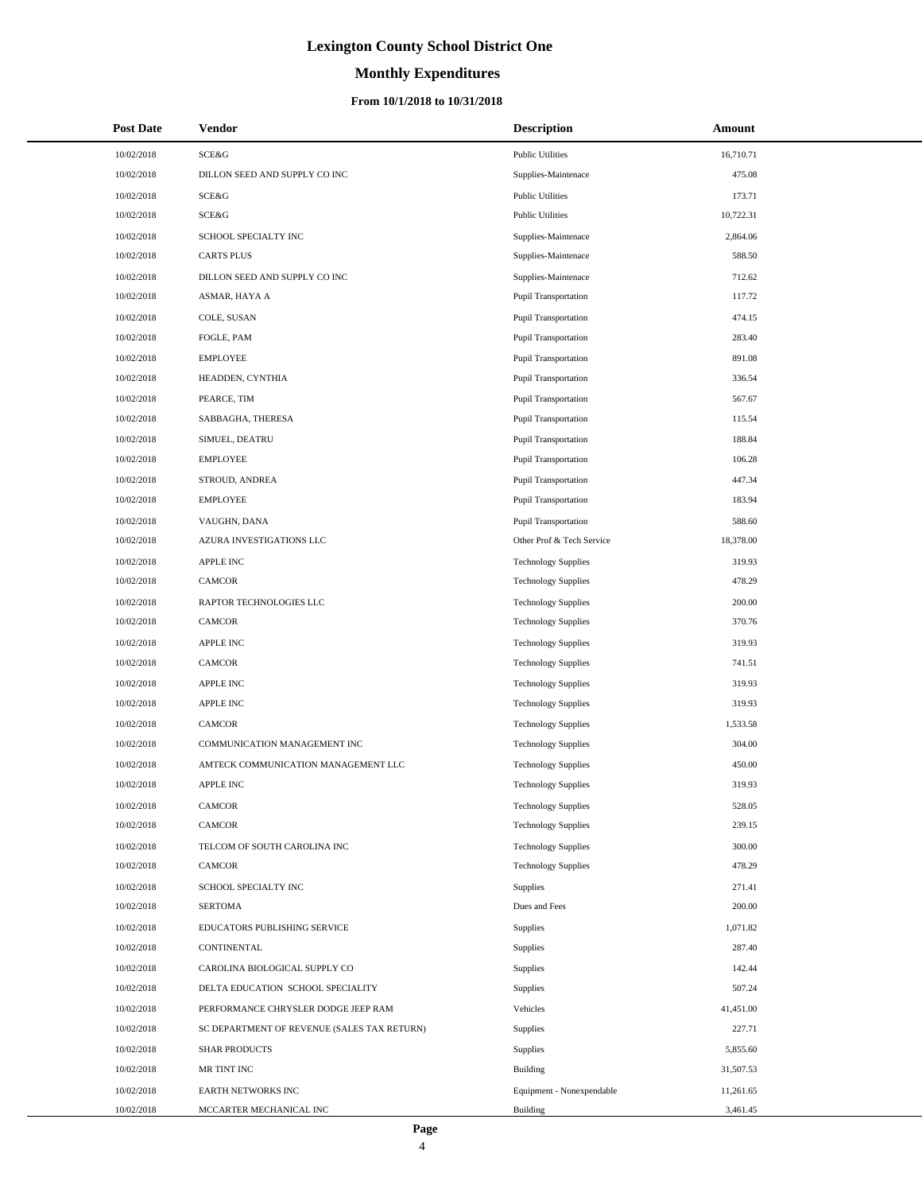# Lexington County School District One

## Monthly Expenditures

### From 10/1/2018 to 10/31/2018

| Post Date | Vendor | Description | Amount |
|---|---|---|---|
| 10/02/2018 | SCE&G | Public Utilities | 16,710.71 |
| 10/02/2018 | DILLON SEED AND SUPPLY CO INC | Supplies-Maintenace | 475.08 |
| 10/02/2018 | SCE&G | Public Utilities | 173.71 |
| 10/02/2018 | SCE&G | Public Utilities | 10,722.31 |
| 10/02/2018 | SCHOOL SPECIALTY INC | Supplies-Maintenace | 2,864.06 |
| 10/02/2018 | CARTS PLUS | Supplies-Maintenace | 588.50 |
| 10/02/2018 | DILLON SEED AND SUPPLY CO INC | Supplies-Maintenace | 712.62 |
| 10/02/2018 | ASMAR, HAYA A | Pupil Transportation | 117.72 |
| 10/02/2018 | COLE, SUSAN | Pupil Transportation | 474.15 |
| 10/02/2018 | FOGLE, PAM | Pupil Transportation | 283.40 |
| 10/02/2018 | EMPLOYEE | Pupil Transportation | 891.08 |
| 10/02/2018 | HEADDEN, CYNTHIA | Pupil Transportation | 336.54 |
| 10/02/2018 | PEARCE, TIM | Pupil Transportation | 567.67 |
| 10/02/2018 | SABBAGHA, THERESA | Pupil Transportation | 115.54 |
| 10/02/2018 | SIMUEL, DEATRU | Pupil Transportation | 188.84 |
| 10/02/2018 | EMPLOYEE | Pupil Transportation | 106.28 |
| 10/02/2018 | STROUD, ANDREA | Pupil Transportation | 447.34 |
| 10/02/2018 | EMPLOYEE | Pupil Transportation | 183.94 |
| 10/02/2018 | VAUGHN, DANA | Pupil Transportation | 588.60 |
| 10/02/2018 | AZURA INVESTIGATIONS LLC | Other Prof & Tech Service | 18,378.00 |
| 10/02/2018 | APPLE INC | Technology Supplies | 319.93 |
| 10/02/2018 | CAMCOR | Technology Supplies | 478.29 |
| 10/02/2018 | RAPTOR TECHNOLOGIES LLC | Technology Supplies | 200.00 |
| 10/02/2018 | CAMCOR | Technology Supplies | 370.76 |
| 10/02/2018 | APPLE INC | Technology Supplies | 319.93 |
| 10/02/2018 | CAMCOR | Technology Supplies | 741.51 |
| 10/02/2018 | APPLE INC | Technology Supplies | 319.93 |
| 10/02/2018 | APPLE INC | Technology Supplies | 319.93 |
| 10/02/2018 | CAMCOR | Technology Supplies | 1,533.58 |
| 10/02/2018 | COMMUNICATION MANAGEMENT INC | Technology Supplies | 304.00 |
| 10/02/2018 | AMTECK COMMUNICATION MANAGEMENT LLC | Technology Supplies | 450.00 |
| 10/02/2018 | APPLE INC | Technology Supplies | 319.93 |
| 10/02/2018 | CAMCOR | Technology Supplies | 528.05 |
| 10/02/2018 | CAMCOR | Technology Supplies | 239.15 |
| 10/02/2018 | TELCOM OF SOUTH CAROLINA INC | Technology Supplies | 300.00 |
| 10/02/2018 | CAMCOR | Technology Supplies | 478.29 |
| 10/02/2018 | SCHOOL SPECIALTY INC | Supplies | 271.41 |
| 10/02/2018 | SERTOMA | Dues and Fees | 200.00 |
| 10/02/2018 | EDUCATORS PUBLISHING SERVICE | Supplies | 1,071.82 |
| 10/02/2018 | CONTINENTAL | Supplies | 287.40 |
| 10/02/2018 | CAROLINA BIOLOGICAL SUPPLY CO | Supplies | 142.44 |
| 10/02/2018 | DELTA EDUCATION SCHOOL SPECIALITY | Supplies | 507.24 |
| 10/02/2018 | PERFORMANCE CHRYSLER DODGE JEEP RAM | Vehicles | 41,451.00 |
| 10/02/2018 | SC DEPARTMENT OF REVENUE (SALES TAX RETURN) | Supplies | 227.71 |
| 10/02/2018 | SHAR PRODUCTS | Supplies | 5,855.60 |
| 10/02/2018 | MR TINT INC | Building | 31,507.53 |
| 10/02/2018 | EARTH NETWORKS INC | Equipment - Nonexpendable | 11,261.65 |
| 10/02/2018 | MCCARTER MECHANICAL INC | Building | 3,461.45 |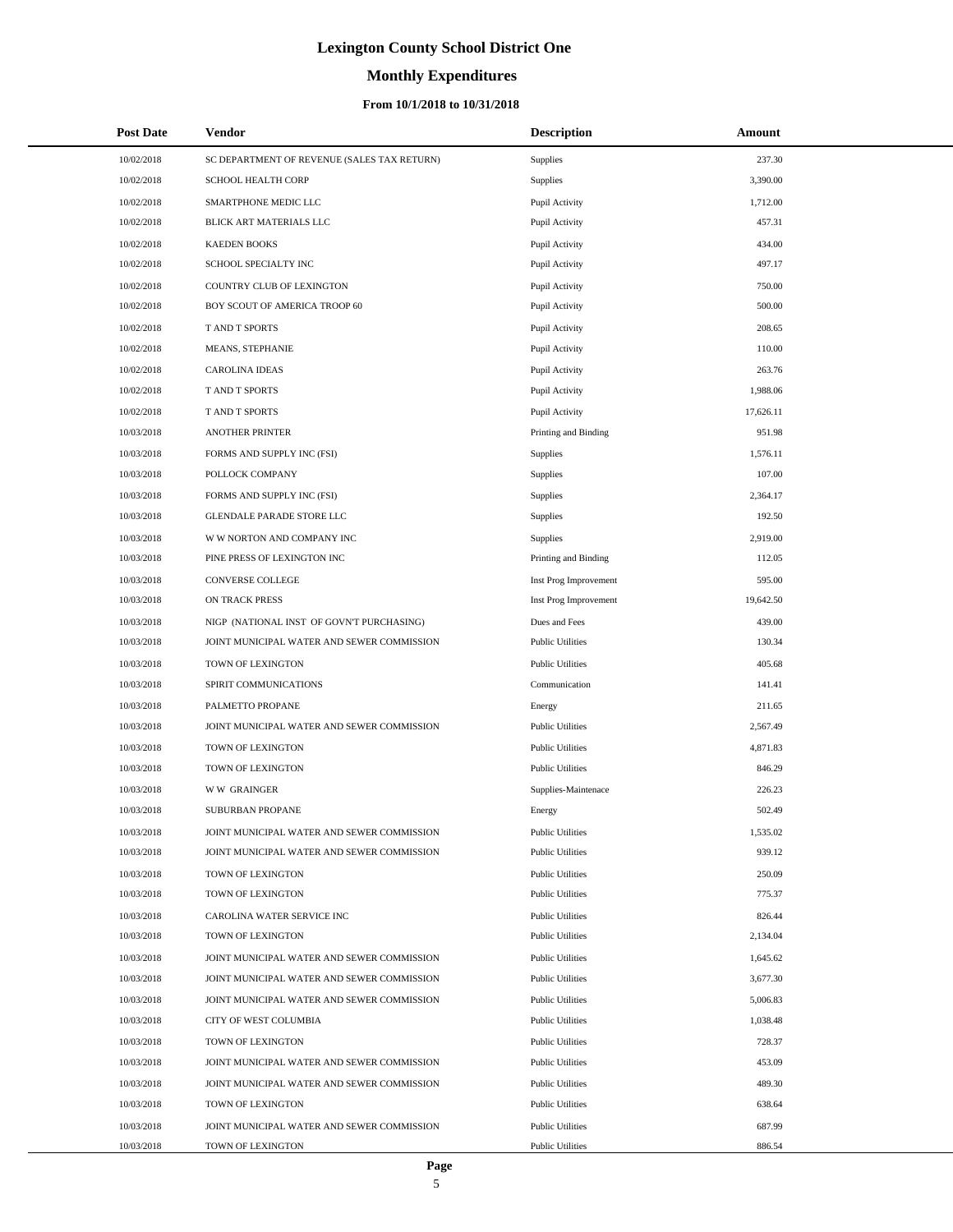# Lexington County School District One

## Monthly Expenditures

### From 10/1/2018 to 10/31/2018

| Post Date | Vendor | Description | Amount |
|---|---|---|---|
| 10/02/2018 | SC DEPARTMENT OF REVENUE (SALES TAX RETURN) | Supplies | 237.30 |
| 10/02/2018 | SCHOOL HEALTH CORP | Supplies | 3,390.00 |
| 10/02/2018 | SMARTPHONE MEDIC LLC | Pupil Activity | 1,712.00 |
| 10/02/2018 | BLICK ART MATERIALS LLC | Pupil Activity | 457.31 |
| 10/02/2018 | KAEDEN BOOKS | Pupil Activity | 434.00 |
| 10/02/2018 | SCHOOL SPECIALTY INC | Pupil Activity | 497.17 |
| 10/02/2018 | COUNTRY CLUB OF LEXINGTON | Pupil Activity | 750.00 |
| 10/02/2018 | BOY SCOUT OF AMERICA TROOP 60 | Pupil Activity | 500.00 |
| 10/02/2018 | T AND T SPORTS | Pupil Activity | 208.65 |
| 10/02/2018 | MEANS, STEPHANIE | Pupil Activity | 110.00 |
| 10/02/2018 | CAROLINA IDEAS | Pupil Activity | 263.76 |
| 10/02/2018 | T AND T SPORTS | Pupil Activity | 1,988.06 |
| 10/02/2018 | T AND T SPORTS | Pupil Activity | 17,626.11 |
| 10/03/2018 | ANOTHER PRINTER | Printing and Binding | 951.98 |
| 10/03/2018 | FORMS AND SUPPLY INC (FSI) | Supplies | 1,576.11 |
| 10/03/2018 | POLLOCK COMPANY | Supplies | 107.00 |
| 10/03/2018 | FORMS AND SUPPLY INC (FSI) | Supplies | 2,364.17 |
| 10/03/2018 | GLENDALE PARADE STORE LLC | Supplies | 192.50 |
| 10/03/2018 | W W NORTON AND COMPANY INC | Supplies | 2,919.00 |
| 10/03/2018 | PINE PRESS OF LEXINGTON INC | Printing and Binding | 112.05 |
| 10/03/2018 | CONVERSE COLLEGE | Inst Prog Improvement | 595.00 |
| 10/03/2018 | ON TRACK PRESS | Inst Prog Improvement | 19,642.50 |
| 10/03/2018 | NIGP (NATIONAL INST OF GOVN'T PURCHASING) | Dues and Fees | 439.00 |
| 10/03/2018 | JOINT MUNICIPAL WATER AND SEWER COMMISSION | Public Utilities | 130.34 |
| 10/03/2018 | TOWN OF LEXINGTON | Public Utilities | 405.68 |
| 10/03/2018 | SPIRIT COMMUNICATIONS | Communication | 141.41 |
| 10/03/2018 | PALMETTO PROPANE | Energy | 211.65 |
| 10/03/2018 | JOINT MUNICIPAL WATER AND SEWER COMMISSION | Public Utilities | 2,567.49 |
| 10/03/2018 | TOWN OF LEXINGTON | Public Utilities | 4,871.83 |
| 10/03/2018 | TOWN OF LEXINGTON | Public Utilities | 846.29 |
| 10/03/2018 | W W GRAINGER | Supplies-Maintenace | 226.23 |
| 10/03/2018 | SUBURBAN PROPANE | Energy | 502.49 |
| 10/03/2018 | JOINT MUNICIPAL WATER AND SEWER COMMISSION | Public Utilities | 1,535.02 |
| 10/03/2018 | JOINT MUNICIPAL WATER AND SEWER COMMISSION | Public Utilities | 939.12 |
| 10/03/2018 | TOWN OF LEXINGTON | Public Utilities | 250.09 |
| 10/03/2018 | TOWN OF LEXINGTON | Public Utilities | 775.37 |
| 10/03/2018 | CAROLINA WATER SERVICE INC | Public Utilities | 826.44 |
| 10/03/2018 | TOWN OF LEXINGTON | Public Utilities | 2,134.04 |
| 10/03/2018 | JOINT MUNICIPAL WATER AND SEWER COMMISSION | Public Utilities | 1,645.62 |
| 10/03/2018 | JOINT MUNICIPAL WATER AND SEWER COMMISSION | Public Utilities | 3,677.30 |
| 10/03/2018 | JOINT MUNICIPAL WATER AND SEWER COMMISSION | Public Utilities | 5,006.83 |
| 10/03/2018 | CITY OF WEST COLUMBIA | Public Utilities | 1,038.48 |
| 10/03/2018 | TOWN OF LEXINGTON | Public Utilities | 728.37 |
| 10/03/2018 | JOINT MUNICIPAL WATER AND SEWER COMMISSION | Public Utilities | 453.09 |
| 10/03/2018 | JOINT MUNICIPAL WATER AND SEWER COMMISSION | Public Utilities | 489.30 |
| 10/03/2018 | TOWN OF LEXINGTON | Public Utilities | 638.64 |
| 10/03/2018 | JOINT MUNICIPAL WATER AND SEWER COMMISSION | Public Utilities | 687.99 |
| 10/03/2018 | TOWN OF LEXINGTON | Public Utilities | 886.54 |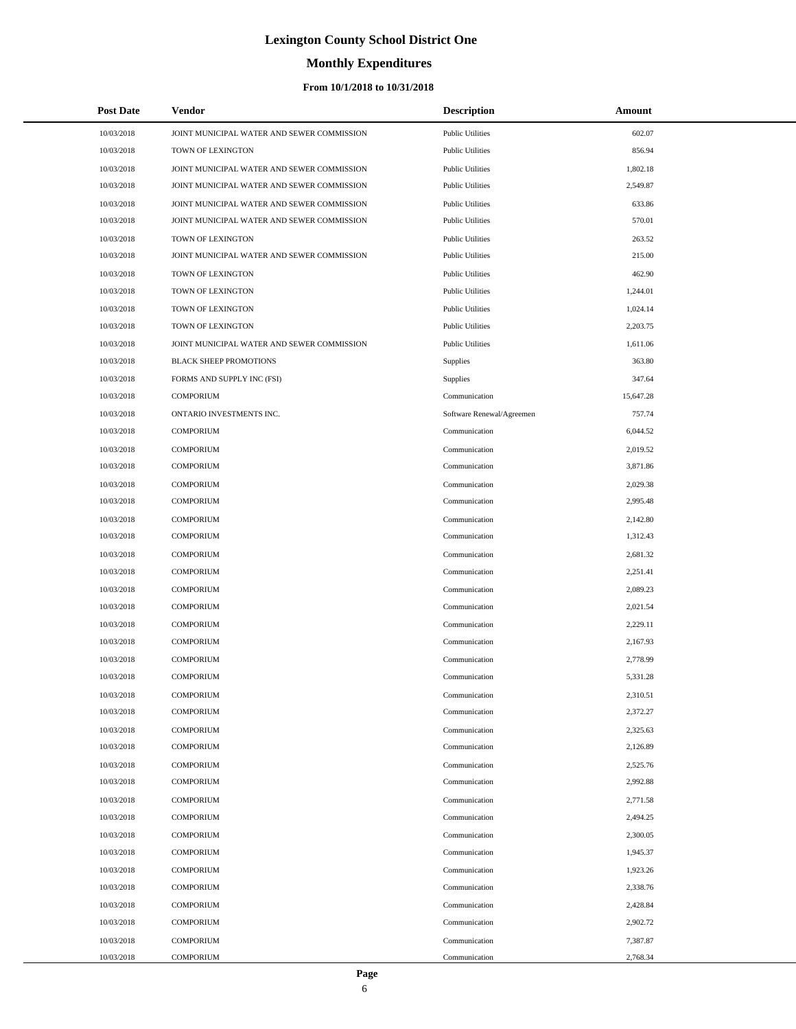# Lexington County School District One

## Monthly Expenditures

### From 10/1/2018 to 10/31/2018

| Post Date | Vendor | Description | Amount |
|---|---|---|---|
| 10/03/2018 | JOINT MUNICIPAL WATER AND SEWER COMMISSION | Public Utilities | 602.07 |
| 10/03/2018 | TOWN OF LEXINGTON | Public Utilities | 856.94 |
| 10/03/2018 | JOINT MUNICIPAL WATER AND SEWER COMMISSION | Public Utilities | 1,802.18 |
| 10/03/2018 | JOINT MUNICIPAL WATER AND SEWER COMMISSION | Public Utilities | 2,549.87 |
| 10/03/2018 | JOINT MUNICIPAL WATER AND SEWER COMMISSION | Public Utilities | 633.86 |
| 10/03/2018 | JOINT MUNICIPAL WATER AND SEWER COMMISSION | Public Utilities | 570.01 |
| 10/03/2018 | TOWN OF LEXINGTON | Public Utilities | 263.52 |
| 10/03/2018 | JOINT MUNICIPAL WATER AND SEWER COMMISSION | Public Utilities | 215.00 |
| 10/03/2018 | TOWN OF LEXINGTON | Public Utilities | 462.90 |
| 10/03/2018 | TOWN OF LEXINGTON | Public Utilities | 1,244.01 |
| 10/03/2018 | TOWN OF LEXINGTON | Public Utilities | 1,024.14 |
| 10/03/2018 | TOWN OF LEXINGTON | Public Utilities | 2,203.75 |
| 10/03/2018 | JOINT MUNICIPAL WATER AND SEWER COMMISSION | Public Utilities | 1,611.06 |
| 10/03/2018 | BLACK SHEEP PROMOTIONS | Supplies | 363.80 |
| 10/03/2018 | FORMS AND SUPPLY INC (FSI) | Supplies | 347.64 |
| 10/03/2018 | COMPORIUM | Communication | 15,647.28 |
| 10/03/2018 | ONTARIO INVESTMENTS INC. | Software Renewal/Agreemen | 757.74 |
| 10/03/2018 | COMPORIUM | Communication | 6,044.52 |
| 10/03/2018 | COMPORIUM | Communication | 2,019.52 |
| 10/03/2018 | COMPORIUM | Communication | 3,871.86 |
| 10/03/2018 | COMPORIUM | Communication | 2,029.38 |
| 10/03/2018 | COMPORIUM | Communication | 2,995.48 |
| 10/03/2018 | COMPORIUM | Communication | 2,142.80 |
| 10/03/2018 | COMPORIUM | Communication | 1,312.43 |
| 10/03/2018 | COMPORIUM | Communication | 2,681.32 |
| 10/03/2018 | COMPORIUM | Communication | 2,251.41 |
| 10/03/2018 | COMPORIUM | Communication | 2,089.23 |
| 10/03/2018 | COMPORIUM | Communication | 2,021.54 |
| 10/03/2018 | COMPORIUM | Communication | 2,229.11 |
| 10/03/2018 | COMPORIUM | Communication | 2,167.93 |
| 10/03/2018 | COMPORIUM | Communication | 2,778.99 |
| 10/03/2018 | COMPORIUM | Communication | 5,331.28 |
| 10/03/2018 | COMPORIUM | Communication | 2,310.51 |
| 10/03/2018 | COMPORIUM | Communication | 2,372.27 |
| 10/03/2018 | COMPORIUM | Communication | 2,325.63 |
| 10/03/2018 | COMPORIUM | Communication | 2,126.89 |
| 10/03/2018 | COMPORIUM | Communication | 2,525.76 |
| 10/03/2018 | COMPORIUM | Communication | 2,992.88 |
| 10/03/2018 | COMPORIUM | Communication | 2,771.58 |
| 10/03/2018 | COMPORIUM | Communication | 2,494.25 |
| 10/03/2018 | COMPORIUM | Communication | 2,300.05 |
| 10/03/2018 | COMPORIUM | Communication | 1,945.37 |
| 10/03/2018 | COMPORIUM | Communication | 1,923.26 |
| 10/03/2018 | COMPORIUM | Communication | 2,338.76 |
| 10/03/2018 | COMPORIUM | Communication | 2,428.84 |
| 10/03/2018 | COMPORIUM | Communication | 2,902.72 |
| 10/03/2018 | COMPORIUM | Communication | 7,387.87 |
| 10/03/2018 | COMPORIUM | Communication | 2,768.34 |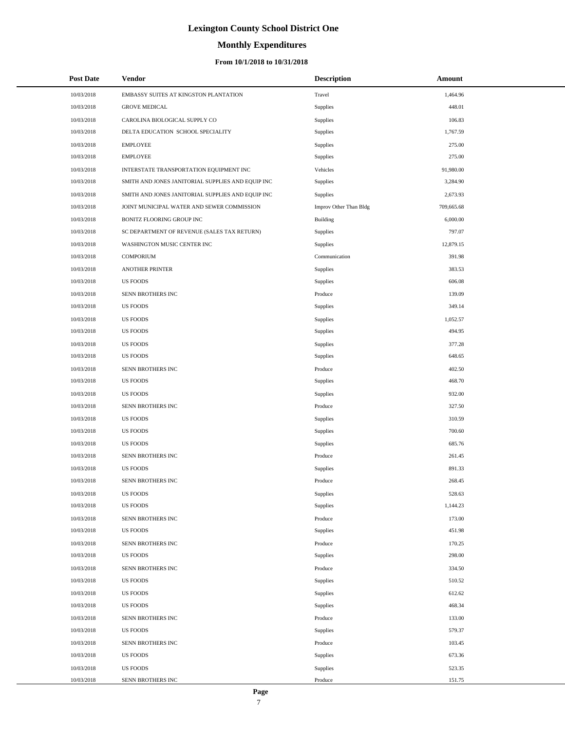# Lexington County School District One

## Monthly Expenditures

### From 10/1/2018 to 10/31/2018

| Post Date | Vendor | Description | Amount |
|---|---|---|---|
| 10/03/2018 | EMBASSY SUITES AT KINGSTON PLANTATION | Travel | 1,464.96 |
| 10/03/2018 | GROVE MEDICAL | Supplies | 448.01 |
| 10/03/2018 | CAROLINA BIOLOGICAL SUPPLY CO | Supplies | 106.83 |
| 10/03/2018 | DELTA EDUCATION SCHOOL SPECIALITY | Supplies | 1,767.59 |
| 10/03/2018 | EMPLOYEE | Supplies | 275.00 |
| 10/03/2018 | EMPLOYEE | Supplies | 275.00 |
| 10/03/2018 | INTERSTATE TRANSPORTATION EQUIPMENT INC | Vehicles | 91,980.00 |
| 10/03/2018 | SMITH AND JONES JANITORIAL SUPPLIES AND EQUIP INC | Supplies | 3,284.90 |
| 10/03/2018 | SMITH AND JONES JANITORIAL SUPPLIES AND EQUIP INC | Supplies | 2,673.93 |
| 10/03/2018 | JOINT MUNICIPAL WATER AND SEWER COMMISSION | Improv Other Than Bldg | 709,665.68 |
| 10/03/2018 | BONITZ FLOORING GROUP INC | Building | 6,000.00 |
| 10/03/2018 | SC DEPARTMENT OF REVENUE (SALES TAX RETURN) | Supplies | 797.07 |
| 10/03/2018 | WASHINGTON MUSIC CENTER INC | Supplies | 12,879.15 |
| 10/03/2018 | COMPORIUM | Communication | 391.98 |
| 10/03/2018 | ANOTHER PRINTER | Supplies | 383.53 |
| 10/03/2018 | US FOODS | Supplies | 606.08 |
| 10/03/2018 | SENN BROTHERS INC | Produce | 139.09 |
| 10/03/2018 | US FOODS | Supplies | 349.14 |
| 10/03/2018 | US FOODS | Supplies | 1,052.57 |
| 10/03/2018 | US FOODS | Supplies | 494.95 |
| 10/03/2018 | US FOODS | Supplies | 377.28 |
| 10/03/2018 | US FOODS | Supplies | 648.65 |
| 10/03/2018 | SENN BROTHERS INC | Produce | 402.50 |
| 10/03/2018 | US FOODS | Supplies | 468.70 |
| 10/03/2018 | US FOODS | Supplies | 932.00 |
| 10/03/2018 | SENN BROTHERS INC | Produce | 327.50 |
| 10/03/2018 | US FOODS | Supplies | 310.59 |
| 10/03/2018 | US FOODS | Supplies | 700.60 |
| 10/03/2018 | US FOODS | Supplies | 685.76 |
| 10/03/2018 | SENN BROTHERS INC | Produce | 261.45 |
| 10/03/2018 | US FOODS | Supplies | 891.33 |
| 10/03/2018 | SENN BROTHERS INC | Produce | 268.45 |
| 10/03/2018 | US FOODS | Supplies | 528.63 |
| 10/03/2018 | US FOODS | Supplies | 1,144.23 |
| 10/03/2018 | SENN BROTHERS INC | Produce | 173.00 |
| 10/03/2018 | US FOODS | Supplies | 451.98 |
| 10/03/2018 | SENN BROTHERS INC | Produce | 170.25 |
| 10/03/2018 | US FOODS | Supplies | 298.00 |
| 10/03/2018 | SENN BROTHERS INC | Produce | 334.50 |
| 10/03/2018 | US FOODS | Supplies | 510.52 |
| 10/03/2018 | US FOODS | Supplies | 612.62 |
| 10/03/2018 | US FOODS | Supplies | 468.34 |
| 10/03/2018 | SENN BROTHERS INC | Produce | 133.00 |
| 10/03/2018 | US FOODS | Supplies | 579.37 |
| 10/03/2018 | SENN BROTHERS INC | Produce | 103.45 |
| 10/03/2018 | US FOODS | Supplies | 673.36 |
| 10/03/2018 | US FOODS | Supplies | 523.35 |
| 10/03/2018 | SENN BROTHERS INC | Produce | 151.75 |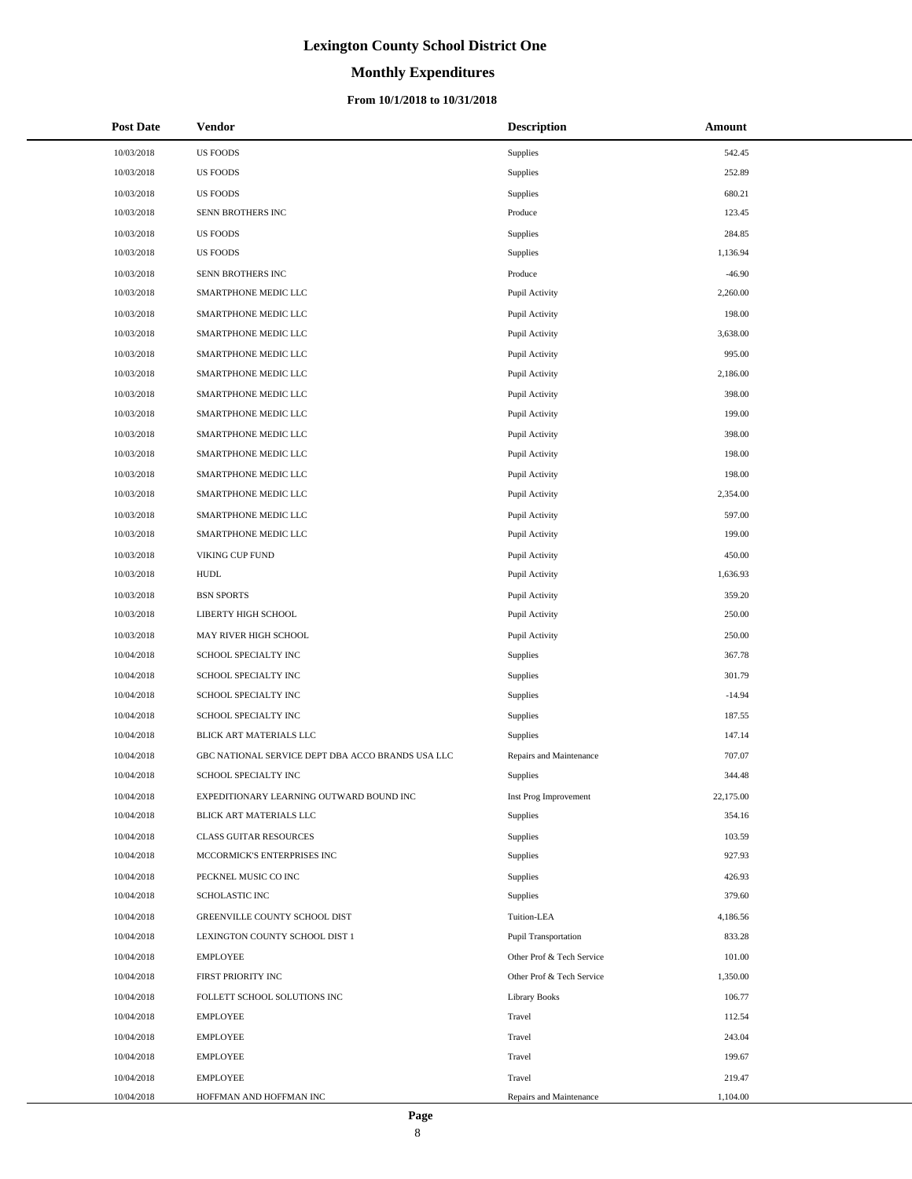# Lexington County School District One

## Monthly Expenditures

### From 10/1/2018 to 10/31/2018

| Post Date | Vendor | Description | Amount |
|---|---|---|---|
| 10/03/2018 | US FOODS | Supplies | 542.45 |
| 10/03/2018 | US FOODS | Supplies | 252.89 |
| 10/03/2018 | US FOODS | Supplies | 680.21 |
| 10/03/2018 | SENN BROTHERS INC | Produce | 123.45 |
| 10/03/2018 | US FOODS | Supplies | 284.85 |
| 10/03/2018 | US FOODS | Supplies | 1,136.94 |
| 10/03/2018 | SENN BROTHERS INC | Produce | -46.90 |
| 10/03/2018 | SMARTPHONE MEDIC LLC | Pupil Activity | 2,260.00 |
| 10/03/2018 | SMARTPHONE MEDIC LLC | Pupil Activity | 198.00 |
| 10/03/2018 | SMARTPHONE MEDIC LLC | Pupil Activity | 3,638.00 |
| 10/03/2018 | SMARTPHONE MEDIC LLC | Pupil Activity | 995.00 |
| 10/03/2018 | SMARTPHONE MEDIC LLC | Pupil Activity | 2,186.00 |
| 10/03/2018 | SMARTPHONE MEDIC LLC | Pupil Activity | 398.00 |
| 10/03/2018 | SMARTPHONE MEDIC LLC | Pupil Activity | 199.00 |
| 10/03/2018 | SMARTPHONE MEDIC LLC | Pupil Activity | 398.00 |
| 10/03/2018 | SMARTPHONE MEDIC LLC | Pupil Activity | 198.00 |
| 10/03/2018 | SMARTPHONE MEDIC LLC | Pupil Activity | 198.00 |
| 10/03/2018 | SMARTPHONE MEDIC LLC | Pupil Activity | 2,354.00 |
| 10/03/2018 | SMARTPHONE MEDIC LLC | Pupil Activity | 597.00 |
| 10/03/2018 | SMARTPHONE MEDIC LLC | Pupil Activity | 199.00 |
| 10/03/2018 | VIKING CUP FUND | Pupil Activity | 450.00 |
| 10/03/2018 | HUDL | Pupil Activity | 1,636.93 |
| 10/03/2018 | BSN SPORTS | Pupil Activity | 359.20 |
| 10/03/2018 | LIBERTY HIGH SCHOOL | Pupil Activity | 250.00 |
| 10/03/2018 | MAY RIVER HIGH SCHOOL | Pupil Activity | 250.00 |
| 10/04/2018 | SCHOOL SPECIALTY INC | Supplies | 367.78 |
| 10/04/2018 | SCHOOL SPECIALTY INC | Supplies | 301.79 |
| 10/04/2018 | SCHOOL SPECIALTY INC | Supplies | -14.94 |
| 10/04/2018 | SCHOOL SPECIALTY INC | Supplies | 187.55 |
| 10/04/2018 | BLICK ART MATERIALS LLC | Supplies | 147.14 |
| 10/04/2018 | GBC NATIONAL SERVICE DEPT DBA ACCO BRANDS USA LLC | Repairs and Maintenance | 707.07 |
| 10/04/2018 | SCHOOL SPECIALTY INC | Supplies | 344.48 |
| 10/04/2018 | EXPEDITIONARY LEARNING OUTWARD BOUND INC | Inst Prog Improvement | 22,175.00 |
| 10/04/2018 | BLICK ART MATERIALS LLC | Supplies | 354.16 |
| 10/04/2018 | CLASS GUITAR RESOURCES | Supplies | 103.59 |
| 10/04/2018 | MCCORMICK'S ENTERPRISES INC | Supplies | 927.93 |
| 10/04/2018 | PECKNEL MUSIC CO INC | Supplies | 426.93 |
| 10/04/2018 | SCHOLASTIC INC | Supplies | 379.60 |
| 10/04/2018 | GREENVILLE COUNTY SCHOOL DIST | Tuition-LEA | 4,186.56 |
| 10/04/2018 | LEXINGTON COUNTY SCHOOL DIST 1 | Pupil Transportation | 833.28 |
| 10/04/2018 | EMPLOYEE | Other Prof & Tech Service | 101.00 |
| 10/04/2018 | FIRST PRIORITY INC | Other Prof & Tech Service | 1,350.00 |
| 10/04/2018 | FOLLETT SCHOOL SOLUTIONS INC | Library Books | 106.77 |
| 10/04/2018 | EMPLOYEE | Travel | 112.54 |
| 10/04/2018 | EMPLOYEE | Travel | 243.04 |
| 10/04/2018 | EMPLOYEE | Travel | 199.67 |
| 10/04/2018 | EMPLOYEE | Travel | 219.47 |
| 10/04/2018 | HOFFMAN AND HOFFMAN INC | Repairs and Maintenance | 1,104.00 |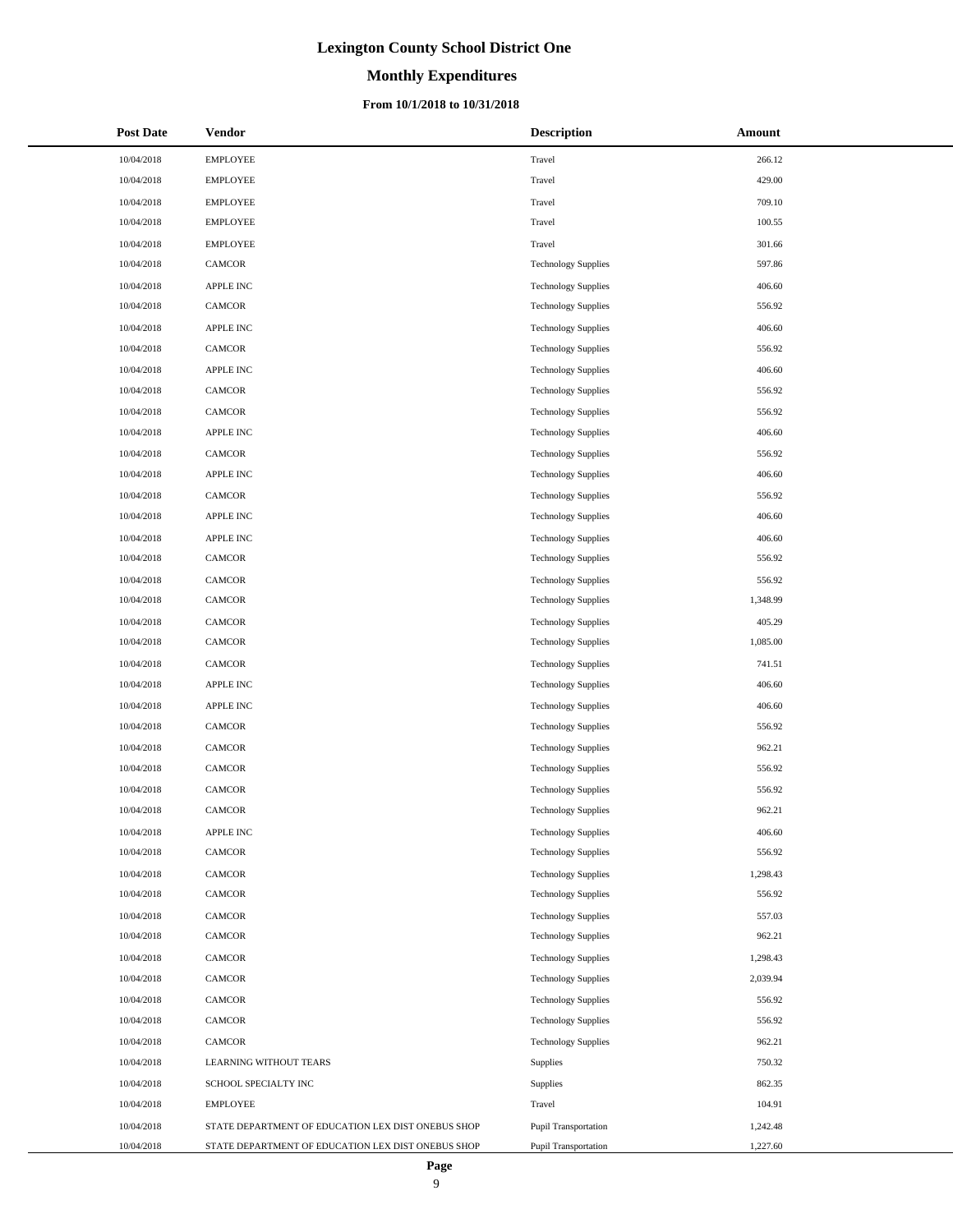# Lexington County School District One

## Monthly Expenditures

### From 10/1/2018 to 10/31/2018

| Post Date | Vendor | Description | Amount |
|---|---|---|---|
| 10/04/2018 | EMPLOYEE | Travel | 266.12 |
| 10/04/2018 | EMPLOYEE | Travel | 429.00 |
| 10/04/2018 | EMPLOYEE | Travel | 709.10 |
| 10/04/2018 | EMPLOYEE | Travel | 100.55 |
| 10/04/2018 | EMPLOYEE | Travel | 301.66 |
| 10/04/2018 | CAMCOR | Technology Supplies | 597.86 |
| 10/04/2018 | APPLE INC | Technology Supplies | 406.60 |
| 10/04/2018 | CAMCOR | Technology Supplies | 556.92 |
| 10/04/2018 | APPLE INC | Technology Supplies | 406.60 |
| 10/04/2018 | CAMCOR | Technology Supplies | 556.92 |
| 10/04/2018 | APPLE INC | Technology Supplies | 406.60 |
| 10/04/2018 | CAMCOR | Technology Supplies | 556.92 |
| 10/04/2018 | CAMCOR | Technology Supplies | 556.92 |
| 10/04/2018 | APPLE INC | Technology Supplies | 406.60 |
| 10/04/2018 | CAMCOR | Technology Supplies | 556.92 |
| 10/04/2018 | APPLE INC | Technology Supplies | 406.60 |
| 10/04/2018 | CAMCOR | Technology Supplies | 556.92 |
| 10/04/2018 | APPLE INC | Technology Supplies | 406.60 |
| 10/04/2018 | APPLE INC | Technology Supplies | 406.60 |
| 10/04/2018 | CAMCOR | Technology Supplies | 556.92 |
| 10/04/2018 | CAMCOR | Technology Supplies | 556.92 |
| 10/04/2018 | CAMCOR | Technology Supplies | 1,348.99 |
| 10/04/2018 | CAMCOR | Technology Supplies | 405.29 |
| 10/04/2018 | CAMCOR | Technology Supplies | 1,085.00 |
| 10/04/2018 | CAMCOR | Technology Supplies | 741.51 |
| 10/04/2018 | APPLE INC | Technology Supplies | 406.60 |
| 10/04/2018 | APPLE INC | Technology Supplies | 406.60 |
| 10/04/2018 | CAMCOR | Technology Supplies | 556.92 |
| 10/04/2018 | CAMCOR | Technology Supplies | 962.21 |
| 10/04/2018 | CAMCOR | Technology Supplies | 556.92 |
| 10/04/2018 | CAMCOR | Technology Supplies | 556.92 |
| 10/04/2018 | CAMCOR | Technology Supplies | 962.21 |
| 10/04/2018 | APPLE INC | Technology Supplies | 406.60 |
| 10/04/2018 | CAMCOR | Technology Supplies | 556.92 |
| 10/04/2018 | CAMCOR | Technology Supplies | 1,298.43 |
| 10/04/2018 | CAMCOR | Technology Supplies | 556.92 |
| 10/04/2018 | CAMCOR | Technology Supplies | 557.03 |
| 10/04/2018 | CAMCOR | Technology Supplies | 962.21 |
| 10/04/2018 | CAMCOR | Technology Supplies | 1,298.43 |
| 10/04/2018 | CAMCOR | Technology Supplies | 2,039.94 |
| 10/04/2018 | CAMCOR | Technology Supplies | 556.92 |
| 10/04/2018 | CAMCOR | Technology Supplies | 556.92 |
| 10/04/2018 | CAMCOR | Technology Supplies | 962.21 |
| 10/04/2018 | LEARNING WITHOUT TEARS | Supplies | 750.32 |
| 10/04/2018 | SCHOOL SPECIALTY INC | Supplies | 862.35 |
| 10/04/2018 | EMPLOYEE | Travel | 104.91 |
| 10/04/2018 | STATE DEPARTMENT OF EDUCATION LEX DIST ONEBUS SHOP | Pupil Transportation | 1,242.48 |
| 10/04/2018 | STATE DEPARTMENT OF EDUCATION LEX DIST ONEBUS SHOP | Pupil Transportation | 1,227.60 |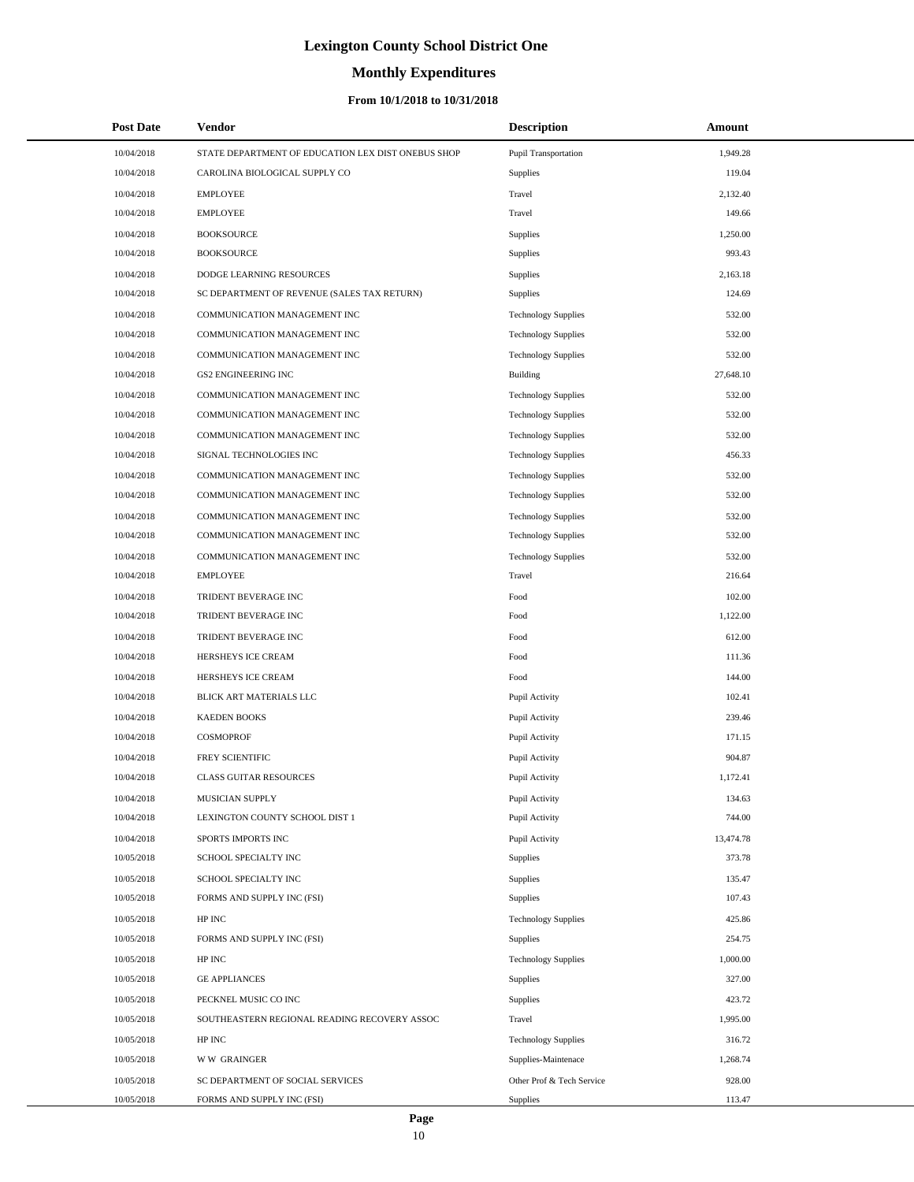# Lexington County School District One

## Monthly Expenditures

### From 10/1/2018 to 10/31/2018

| Post Date | Vendor | Description | Amount |
|---|---|---|---|
| 10/04/2018 | STATE DEPARTMENT OF EDUCATION LEX DIST ONEBUS SHOP | Pupil Transportation | 1,949.28 |
| 10/04/2018 | CAROLINA BIOLOGICAL SUPPLY CO | Supplies | 119.04 |
| 10/04/2018 | EMPLOYEE | Travel | 2,132.40 |
| 10/04/2018 | EMPLOYEE | Travel | 149.66 |
| 10/04/2018 | BOOKSOURCE | Supplies | 1,250.00 |
| 10/04/2018 | BOOKSOURCE | Supplies | 993.43 |
| 10/04/2018 | DODGE LEARNING RESOURCES | Supplies | 2,163.18 |
| 10/04/2018 | SC DEPARTMENT OF REVENUE (SALES TAX RETURN) | Supplies | 124.69 |
| 10/04/2018 | COMMUNICATION MANAGEMENT INC | Technology Supplies | 532.00 |
| 10/04/2018 | COMMUNICATION MANAGEMENT INC | Technology Supplies | 532.00 |
| 10/04/2018 | COMMUNICATION MANAGEMENT INC | Technology Supplies | 532.00 |
| 10/04/2018 | GS2 ENGINEERING INC | Building | 27,648.10 |
| 10/04/2018 | COMMUNICATION MANAGEMENT INC | Technology Supplies | 532.00 |
| 10/04/2018 | COMMUNICATION MANAGEMENT INC | Technology Supplies | 532.00 |
| 10/04/2018 | COMMUNICATION MANAGEMENT INC | Technology Supplies | 532.00 |
| 10/04/2018 | SIGNAL TECHNOLOGIES INC | Technology Supplies | 456.33 |
| 10/04/2018 | COMMUNICATION MANAGEMENT INC | Technology Supplies | 532.00 |
| 10/04/2018 | COMMUNICATION MANAGEMENT INC | Technology Supplies | 532.00 |
| 10/04/2018 | COMMUNICATION MANAGEMENT INC | Technology Supplies | 532.00 |
| 10/04/2018 | COMMUNICATION MANAGEMENT INC | Technology Supplies | 532.00 |
| 10/04/2018 | COMMUNICATION MANAGEMENT INC | Technology Supplies | 532.00 |
| 10/04/2018 | EMPLOYEE | Travel | 216.64 |
| 10/04/2018 | TRIDENT BEVERAGE INC | Food | 102.00 |
| 10/04/2018 | TRIDENT BEVERAGE INC | Food | 1,122.00 |
| 10/04/2018 | TRIDENT BEVERAGE INC | Food | 612.00 |
| 10/04/2018 | HERSHEYS ICE CREAM | Food | 111.36 |
| 10/04/2018 | HERSHEYS ICE CREAM | Food | 144.00 |
| 10/04/2018 | BLICK ART MATERIALS LLC | Pupil Activity | 102.41 |
| 10/04/2018 | KAEDEN BOOKS | Pupil Activity | 239.46 |
| 10/04/2018 | COSMOPROF | Pupil Activity | 171.15 |
| 10/04/2018 | FREY SCIENTIFIC | Pupil Activity | 904.87 |
| 10/04/2018 | CLASS GUITAR RESOURCES | Pupil Activity | 1,172.41 |
| 10/04/2018 | MUSICIAN SUPPLY | Pupil Activity | 134.63 |
| 10/04/2018 | LEXINGTON COUNTY SCHOOL DIST 1 | Pupil Activity | 744.00 |
| 10/04/2018 | SPORTS IMPORTS INC | Pupil Activity | 13,474.78 |
| 10/05/2018 | SCHOOL SPECIALTY INC | Supplies | 373.78 |
| 10/05/2018 | SCHOOL SPECIALTY INC | Supplies | 135.47 |
| 10/05/2018 | FORMS AND SUPPLY INC (FSI) | Supplies | 107.43 |
| 10/05/2018 | HP INC | Technology Supplies | 425.86 |
| 10/05/2018 | FORMS AND SUPPLY INC (FSI) | Supplies | 254.75 |
| 10/05/2018 | HP INC | Technology Supplies | 1,000.00 |
| 10/05/2018 | GE APPLIANCES | Supplies | 327.00 |
| 10/05/2018 | PECKNEL MUSIC CO INC | Supplies | 423.72 |
| 10/05/2018 | SOUTHEASTERN REGIONAL READING RECOVERY ASSOC | Travel | 1,995.00 |
| 10/05/2018 | HP INC | Technology Supplies | 316.72 |
| 10/05/2018 | W W GRAINGER | Supplies-Maintenace | 1,268.74 |
| 10/05/2018 | SC DEPARTMENT OF SOCIAL SERVICES | Other Prof & Tech Service | 928.00 |
| 10/05/2018 | FORMS AND SUPPLY INC (FSI) | Supplies | 113.47 |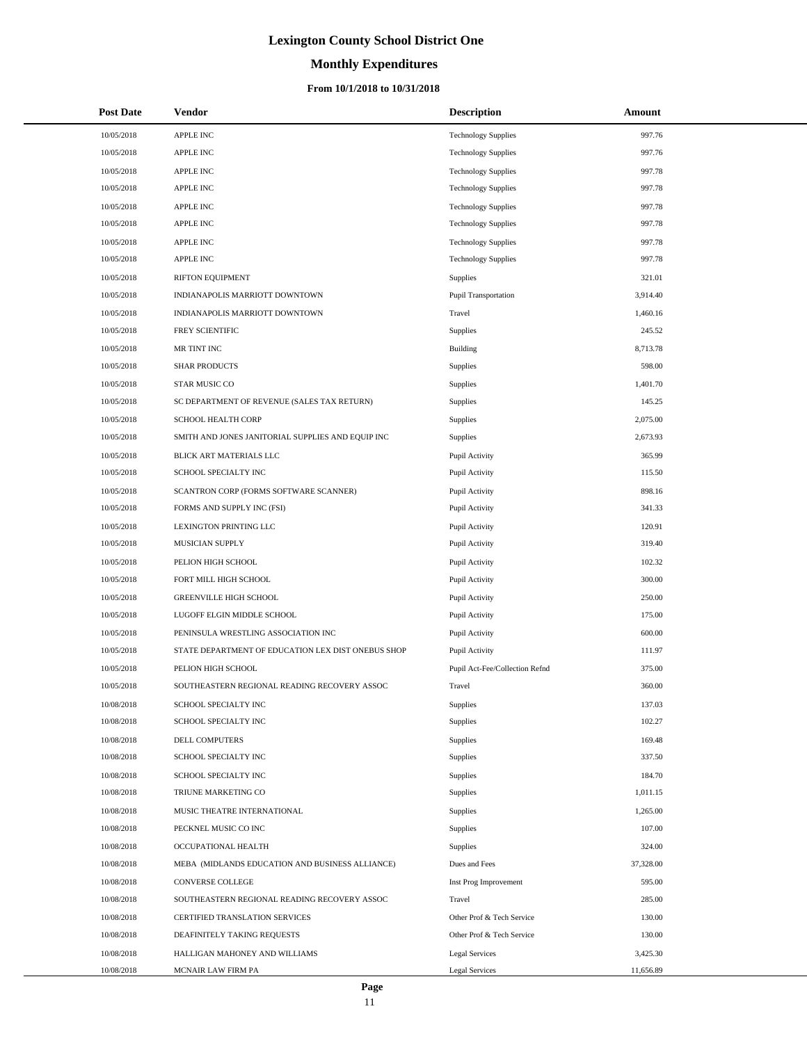# Lexington County School District One

## Monthly Expenditures

### From 10/1/2018 to 10/31/2018

| Post Date | Vendor | Description | Amount |
|---|---|---|---|
| 10/05/2018 | APPLE INC | Technology Supplies | 997.76 |
| 10/05/2018 | APPLE INC | Technology Supplies | 997.76 |
| 10/05/2018 | APPLE INC | Technology Supplies | 997.78 |
| 10/05/2018 | APPLE INC | Technology Supplies | 997.78 |
| 10/05/2018 | APPLE INC | Technology Supplies | 997.78 |
| 10/05/2018 | APPLE INC | Technology Supplies | 997.78 |
| 10/05/2018 | APPLE INC | Technology Supplies | 997.78 |
| 10/05/2018 | APPLE INC | Technology Supplies | 997.78 |
| 10/05/2018 | RIFTON EQUIPMENT | Supplies | 321.01 |
| 10/05/2018 | INDIANAPOLIS MARRIOTT DOWNTOWN | Pupil Transportation | 3,914.40 |
| 10/05/2018 | INDIANAPOLIS MARRIOTT DOWNTOWN | Travel | 1,460.16 |
| 10/05/2018 | FREY SCIENTIFIC | Supplies | 245.52 |
| 10/05/2018 | MR TINT INC | Building | 8,713.78 |
| 10/05/2018 | SHAR PRODUCTS | Supplies | 598.00 |
| 10/05/2018 | STAR MUSIC CO | Supplies | 1,401.70 |
| 10/05/2018 | SC DEPARTMENT OF REVENUE (SALES TAX RETURN) | Supplies | 145.25 |
| 10/05/2018 | SCHOOL HEALTH CORP | Supplies | 2,075.00 |
| 10/05/2018 | SMITH AND JONES JANITORIAL SUPPLIES AND EQUIP INC | Supplies | 2,673.93 |
| 10/05/2018 | BLICK ART MATERIALS LLC | Pupil Activity | 365.99 |
| 10/05/2018 | SCHOOL SPECIALTY INC | Pupil Activity | 115.50 |
| 10/05/2018 | SCANTRON CORP (FORMS SOFTWARE SCANNER) | Pupil Activity | 898.16 |
| 10/05/2018 | FORMS AND SUPPLY INC (FSI) | Pupil Activity | 341.33 |
| 10/05/2018 | LEXINGTON PRINTING LLC | Pupil Activity | 120.91 |
| 10/05/2018 | MUSICIAN SUPPLY | Pupil Activity | 319.40 |
| 10/05/2018 | PELION HIGH SCHOOL | Pupil Activity | 102.32 |
| 10/05/2018 | FORT MILL HIGH SCHOOL | Pupil Activity | 300.00 |
| 10/05/2018 | GREENVILLE HIGH SCHOOL | Pupil Activity | 250.00 |
| 10/05/2018 | LUGOFF ELGIN MIDDLE SCHOOL | Pupil Activity | 175.00 |
| 10/05/2018 | PENINSULA WRESTLING ASSOCIATION INC | Pupil Activity | 600.00 |
| 10/05/2018 | STATE DEPARTMENT OF EDUCATION LEX DIST ONEBUS SHOP | Pupil Activity | 111.97 |
| 10/05/2018 | PELION HIGH SCHOOL | Pupil Act-Fee/Collection Refnd | 375.00 |
| 10/05/2018 | SOUTHEASTERN REGIONAL READING RECOVERY ASSOC | Travel | 360.00 |
| 10/08/2018 | SCHOOL SPECIALTY INC | Supplies | 137.03 |
| 10/08/2018 | SCHOOL SPECIALTY INC | Supplies | 102.27 |
| 10/08/2018 | DELL COMPUTERS | Supplies | 169.48 |
| 10/08/2018 | SCHOOL SPECIALTY INC | Supplies | 337.50 |
| 10/08/2018 | SCHOOL SPECIALTY INC | Supplies | 184.70 |
| 10/08/2018 | TRIUNE MARKETING CO | Supplies | 1,011.15 |
| 10/08/2018 | MUSIC THEATRE INTERNATIONAL | Supplies | 1,265.00 |
| 10/08/2018 | PECKNEL MUSIC CO INC | Supplies | 107.00 |
| 10/08/2018 | OCCUPATIONAL HEALTH | Supplies | 324.00 |
| 10/08/2018 | MEBA (MIDLANDS EDUCATION AND BUSINESS ALLIANCE) | Dues and Fees | 37,328.00 |
| 10/08/2018 | CONVERSE COLLEGE | Inst Prog Improvement | 595.00 |
| 10/08/2018 | SOUTHEASTERN REGIONAL READING RECOVERY ASSOC | Travel | 285.00 |
| 10/08/2018 | CERTIFIED TRANSLATION SERVICES | Other Prof & Tech Service | 130.00 |
| 10/08/2018 | DEAFINITELY TAKING REQUESTS | Other Prof & Tech Service | 130.00 |
| 10/08/2018 | HALLIGAN MAHONEY AND WILLIAMS | Legal Services | 3,425.30 |
| 10/08/2018 | MCNAIR LAW FIRM PA | Legal Services | 11,656.89 |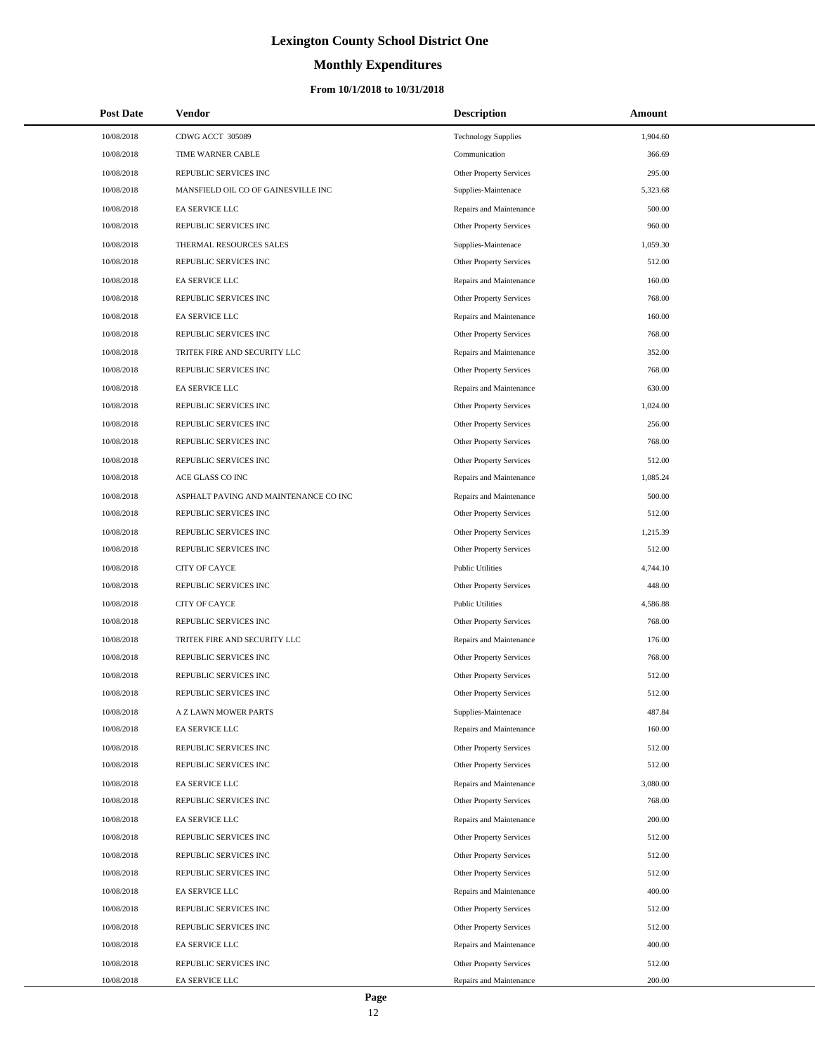# Lexington County School District One

## Monthly Expenditures

### From 10/1/2018 to 10/31/2018

| Post Date | Vendor | Description | Amount |
|---|---|---|---|
| 10/08/2018 | CDWG ACCT 305089 | Technology Supplies | 1,904.60 |
| 10/08/2018 | TIME WARNER CABLE | Communication | 366.69 |
| 10/08/2018 | REPUBLIC SERVICES INC | Other Property Services | 295.00 |
| 10/08/2018 | MANSFIELD OIL CO OF GAINESVILLE INC | Supplies-Maintenace | 5,323.68 |
| 10/08/2018 | EA SERVICE LLC | Repairs and Maintenance | 500.00 |
| 10/08/2018 | REPUBLIC SERVICES INC | Other Property Services | 960.00 |
| 10/08/2018 | THERMAL RESOURCES SALES | Supplies-Maintenace | 1,059.30 |
| 10/08/2018 | REPUBLIC SERVICES INC | Other Property Services | 512.00 |
| 10/08/2018 | EA SERVICE LLC | Repairs and Maintenance | 160.00 |
| 10/08/2018 | REPUBLIC SERVICES INC | Other Property Services | 768.00 |
| 10/08/2018 | EA SERVICE LLC | Repairs and Maintenance | 160.00 |
| 10/08/2018 | REPUBLIC SERVICES INC | Other Property Services | 768.00 |
| 10/08/2018 | TRITEK FIRE AND SECURITY LLC | Repairs and Maintenance | 352.00 |
| 10/08/2018 | REPUBLIC SERVICES INC | Other Property Services | 768.00 |
| 10/08/2018 | EA SERVICE LLC | Repairs and Maintenance | 630.00 |
| 10/08/2018 | REPUBLIC SERVICES INC | Other Property Services | 1,024.00 |
| 10/08/2018 | REPUBLIC SERVICES INC | Other Property Services | 256.00 |
| 10/08/2018 | REPUBLIC SERVICES INC | Other Property Services | 768.00 |
| 10/08/2018 | REPUBLIC SERVICES INC | Other Property Services | 512.00 |
| 10/08/2018 | ACE GLASS CO INC | Repairs and Maintenance | 1,085.24 |
| 10/08/2018 | ASPHALT PAVING AND MAINTENANCE CO INC | Repairs and Maintenance | 500.00 |
| 10/08/2018 | REPUBLIC SERVICES INC | Other Property Services | 512.00 |
| 10/08/2018 | REPUBLIC SERVICES INC | Other Property Services | 1,215.39 |
| 10/08/2018 | REPUBLIC SERVICES INC | Other Property Services | 512.00 |
| 10/08/2018 | CITY OF CAYCE | Public Utilities | 4,744.10 |
| 10/08/2018 | REPUBLIC SERVICES INC | Other Property Services | 448.00 |
| 10/08/2018 | CITY OF CAYCE | Public Utilities | 4,586.88 |
| 10/08/2018 | REPUBLIC SERVICES INC | Other Property Services | 768.00 |
| 10/08/2018 | TRITEK FIRE AND SECURITY LLC | Repairs and Maintenance | 176.00 |
| 10/08/2018 | REPUBLIC SERVICES INC | Other Property Services | 768.00 |
| 10/08/2018 | REPUBLIC SERVICES INC | Other Property Services | 512.00 |
| 10/08/2018 | REPUBLIC SERVICES INC | Other Property Services | 512.00 |
| 10/08/2018 | A Z LAWN MOWER PARTS | Supplies-Maintenace | 487.84 |
| 10/08/2018 | EA SERVICE LLC | Repairs and Maintenance | 160.00 |
| 10/08/2018 | REPUBLIC SERVICES INC | Other Property Services | 512.00 |
| 10/08/2018 | REPUBLIC SERVICES INC | Other Property Services | 512.00 |
| 10/08/2018 | EA SERVICE LLC | Repairs and Maintenance | 3,080.00 |
| 10/08/2018 | REPUBLIC SERVICES INC | Other Property Services | 768.00 |
| 10/08/2018 | EA SERVICE LLC | Repairs and Maintenance | 200.00 |
| 10/08/2018 | REPUBLIC SERVICES INC | Other Property Services | 512.00 |
| 10/08/2018 | REPUBLIC SERVICES INC | Other Property Services | 512.00 |
| 10/08/2018 | REPUBLIC SERVICES INC | Other Property Services | 512.00 |
| 10/08/2018 | EA SERVICE LLC | Repairs and Maintenance | 400.00 |
| 10/08/2018 | REPUBLIC SERVICES INC | Other Property Services | 512.00 |
| 10/08/2018 | REPUBLIC SERVICES INC | Other Property Services | 512.00 |
| 10/08/2018 | EA SERVICE LLC | Repairs and Maintenance | 400.00 |
| 10/08/2018 | REPUBLIC SERVICES INC | Other Property Services | 512.00 |
| 10/08/2018 | EA SERVICE LLC | Repairs and Maintenance | 200.00 |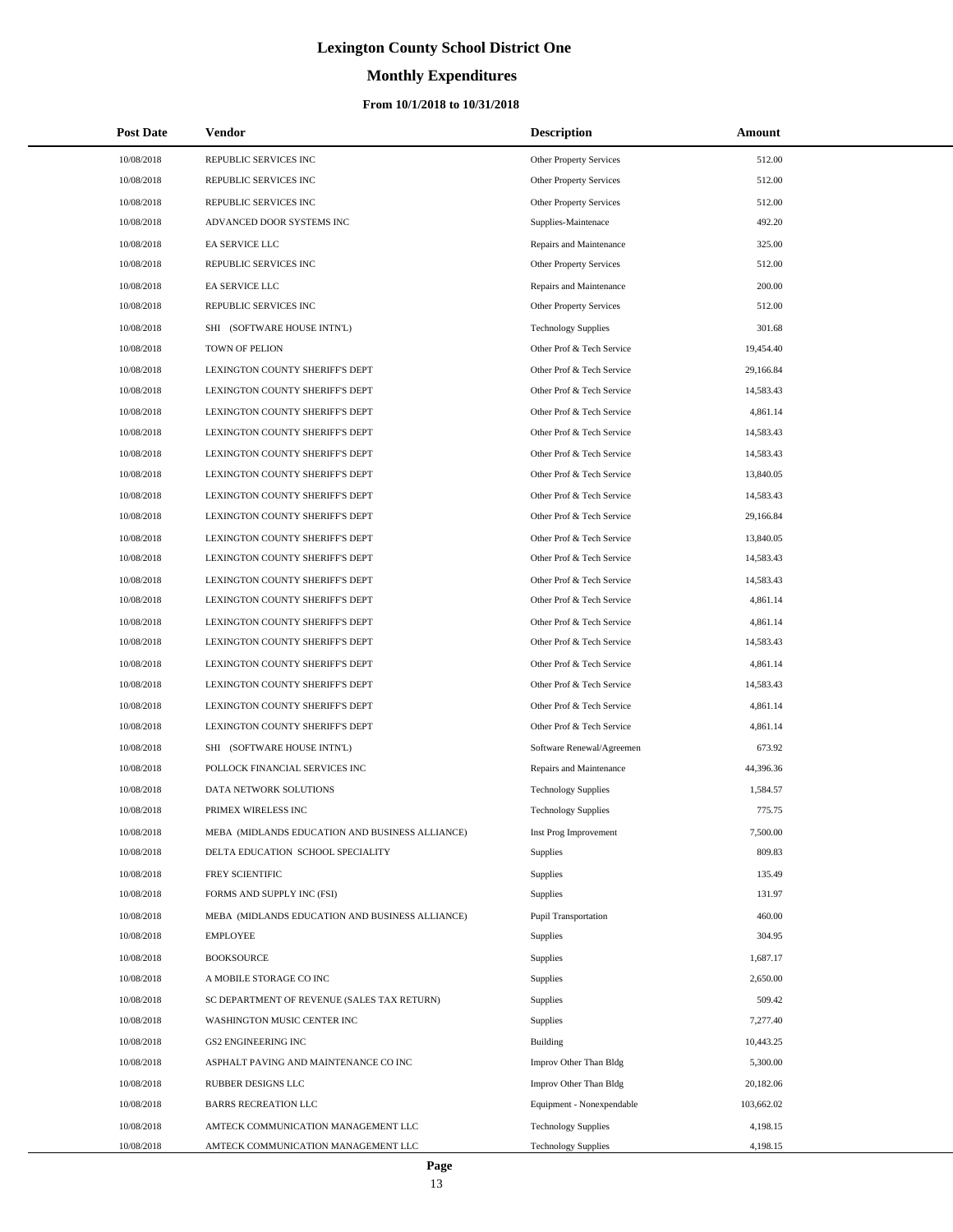# Lexington County School District One

## Monthly Expenditures

### From 10/1/2018 to 10/31/2018

| Post Date | Vendor | Description | Amount |
|---|---|---|---|
| 10/08/2018 | REPUBLIC SERVICES INC | Other Property Services | 512.00 |
| 10/08/2018 | REPUBLIC SERVICES INC | Other Property Services | 512.00 |
| 10/08/2018 | REPUBLIC SERVICES INC | Other Property Services | 512.00 |
| 10/08/2018 | ADVANCED DOOR SYSTEMS INC | Supplies-Maintenace | 492.20 |
| 10/08/2018 | EA SERVICE LLC | Repairs and Maintenance | 325.00 |
| 10/08/2018 | REPUBLIC SERVICES INC | Other Property Services | 512.00 |
| 10/08/2018 | EA SERVICE LLC | Repairs and Maintenance | 200.00 |
| 10/08/2018 | REPUBLIC SERVICES INC | Other Property Services | 512.00 |
| 10/08/2018 | SHI (SOFTWARE HOUSE INTN'L) | Technology Supplies | 301.68 |
| 10/08/2018 | TOWN OF PELION | Other Prof & Tech Service | 19,454.40 |
| 10/08/2018 | LEXINGTON COUNTY SHERIFF'S DEPT | Other Prof & Tech Service | 29,166.84 |
| 10/08/2018 | LEXINGTON COUNTY SHERIFF'S DEPT | Other Prof & Tech Service | 14,583.43 |
| 10/08/2018 | LEXINGTON COUNTY SHERIFF'S DEPT | Other Prof & Tech Service | 4,861.14 |
| 10/08/2018 | LEXINGTON COUNTY SHERIFF'S DEPT | Other Prof & Tech Service | 14,583.43 |
| 10/08/2018 | LEXINGTON COUNTY SHERIFF'S DEPT | Other Prof & Tech Service | 14,583.43 |
| 10/08/2018 | LEXINGTON COUNTY SHERIFF'S DEPT | Other Prof & Tech Service | 13,840.05 |
| 10/08/2018 | LEXINGTON COUNTY SHERIFF'S DEPT | Other Prof & Tech Service | 14,583.43 |
| 10/08/2018 | LEXINGTON COUNTY SHERIFF'S DEPT | Other Prof & Tech Service | 29,166.84 |
| 10/08/2018 | LEXINGTON COUNTY SHERIFF'S DEPT | Other Prof & Tech Service | 13,840.05 |
| 10/08/2018 | LEXINGTON COUNTY SHERIFF'S DEPT | Other Prof & Tech Service | 14,583.43 |
| 10/08/2018 | LEXINGTON COUNTY SHERIFF'S DEPT | Other Prof & Tech Service | 14,583.43 |
| 10/08/2018 | LEXINGTON COUNTY SHERIFF'S DEPT | Other Prof & Tech Service | 4,861.14 |
| 10/08/2018 | LEXINGTON COUNTY SHERIFF'S DEPT | Other Prof & Tech Service | 4,861.14 |
| 10/08/2018 | LEXINGTON COUNTY SHERIFF'S DEPT | Other Prof & Tech Service | 14,583.43 |
| 10/08/2018 | LEXINGTON COUNTY SHERIFF'S DEPT | Other Prof & Tech Service | 4,861.14 |
| 10/08/2018 | LEXINGTON COUNTY SHERIFF'S DEPT | Other Prof & Tech Service | 14,583.43 |
| 10/08/2018 | LEXINGTON COUNTY SHERIFF'S DEPT | Other Prof & Tech Service | 4,861.14 |
| 10/08/2018 | LEXINGTON COUNTY SHERIFF'S DEPT | Other Prof & Tech Service | 4,861.14 |
| 10/08/2018 | SHI (SOFTWARE HOUSE INTN'L) | Software Renewal/Agreemen | 673.92 |
| 10/08/2018 | POLLOCK FINANCIAL SERVICES INC | Repairs and Maintenance | 44,396.36 |
| 10/08/2018 | DATA NETWORK SOLUTIONS | Technology Supplies | 1,584.57 |
| 10/08/2018 | PRIMEX WIRELESS INC | Technology Supplies | 775.75 |
| 10/08/2018 | MEBA (MIDLANDS EDUCATION AND BUSINESS ALLIANCE) | Inst Prog Improvement | 7,500.00 |
| 10/08/2018 | DELTA EDUCATION SCHOOL SPECIALITY | Supplies | 809.83 |
| 10/08/2018 | FREY SCIENTIFIC | Supplies | 135.49 |
| 10/08/2018 | FORMS AND SUPPLY INC (FSI) | Supplies | 131.97 |
| 10/08/2018 | MEBA (MIDLANDS EDUCATION AND BUSINESS ALLIANCE) | Pupil Transportation | 460.00 |
| 10/08/2018 | EMPLOYEE | Supplies | 304.95 |
| 10/08/2018 | BOOKSOURCE | Supplies | 1,687.17 |
| 10/08/2018 | A MOBILE STORAGE CO INC | Supplies | 2,650.00 |
| 10/08/2018 | SC DEPARTMENT OF REVENUE (SALES TAX RETURN) | Supplies | 509.42 |
| 10/08/2018 | WASHINGTON MUSIC CENTER INC | Supplies | 7,277.40 |
| 10/08/2018 | GS2 ENGINEERING INC | Building | 10,443.25 |
| 10/08/2018 | ASPHALT PAVING AND MAINTENANCE CO INC | Improv Other Than Bldg | 5,300.00 |
| 10/08/2018 | RUBBER DESIGNS LLC | Improv Other Than Bldg | 20,182.06 |
| 10/08/2018 | BARRS RECREATION LLC | Equipment - Nonexpendable | 103,662.02 |
| 10/08/2018 | AMTECK COMMUNICATION MANAGEMENT LLC | Technology Supplies | 4,198.15 |
| 10/08/2018 | AMTECK COMMUNICATION MANAGEMENT LLC | Technology Supplies | 4,198.15 |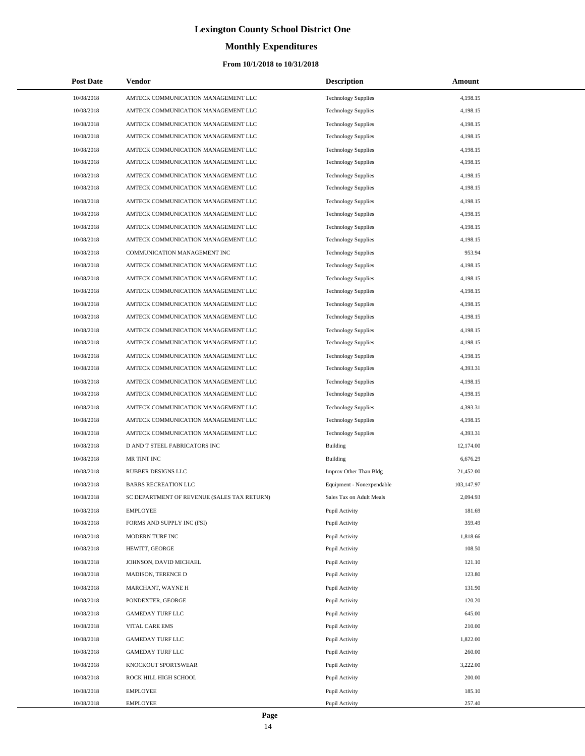# Lexington County School District One

## Monthly Expenditures

### From 10/1/2018 to 10/31/2018

| Post Date | Vendor | Description | Amount |
|---|---|---|---|
| 10/08/2018 | AMTECK COMMUNICATION MANAGEMENT LLC | Technology Supplies | 4,198.15 |
| 10/08/2018 | AMTECK COMMUNICATION MANAGEMENT LLC | Technology Supplies | 4,198.15 |
| 10/08/2018 | AMTECK COMMUNICATION MANAGEMENT LLC | Technology Supplies | 4,198.15 |
| 10/08/2018 | AMTECK COMMUNICATION MANAGEMENT LLC | Technology Supplies | 4,198.15 |
| 10/08/2018 | AMTECK COMMUNICATION MANAGEMENT LLC | Technology Supplies | 4,198.15 |
| 10/08/2018 | AMTECK COMMUNICATION MANAGEMENT LLC | Technology Supplies | 4,198.15 |
| 10/08/2018 | AMTECK COMMUNICATION MANAGEMENT LLC | Technology Supplies | 4,198.15 |
| 10/08/2018 | AMTECK COMMUNICATION MANAGEMENT LLC | Technology Supplies | 4,198.15 |
| 10/08/2018 | AMTECK COMMUNICATION MANAGEMENT LLC | Technology Supplies | 4,198.15 |
| 10/08/2018 | AMTECK COMMUNICATION MANAGEMENT LLC | Technology Supplies | 4,198.15 |
| 10/08/2018 | AMTECK COMMUNICATION MANAGEMENT LLC | Technology Supplies | 4,198.15 |
| 10/08/2018 | AMTECK COMMUNICATION MANAGEMENT LLC | Technology Supplies | 4,198.15 |
| 10/08/2018 | COMMUNICATION MANAGEMENT INC | Technology Supplies | 953.94 |
| 10/08/2018 | AMTECK COMMUNICATION MANAGEMENT LLC | Technology Supplies | 4,198.15 |
| 10/08/2018 | AMTECK COMMUNICATION MANAGEMENT LLC | Technology Supplies | 4,198.15 |
| 10/08/2018 | AMTECK COMMUNICATION MANAGEMENT LLC | Technology Supplies | 4,198.15 |
| 10/08/2018 | AMTECK COMMUNICATION MANAGEMENT LLC | Technology Supplies | 4,198.15 |
| 10/08/2018 | AMTECK COMMUNICATION MANAGEMENT LLC | Technology Supplies | 4,198.15 |
| 10/08/2018 | AMTECK COMMUNICATION MANAGEMENT LLC | Technology Supplies | 4,198.15 |
| 10/08/2018 | AMTECK COMMUNICATION MANAGEMENT LLC | Technology Supplies | 4,198.15 |
| 10/08/2018 | AMTECK COMMUNICATION MANAGEMENT LLC | Technology Supplies | 4,198.15 |
| 10/08/2018 | AMTECK COMMUNICATION MANAGEMENT LLC | Technology Supplies | 4,393.31 |
| 10/08/2018 | AMTECK COMMUNICATION MANAGEMENT LLC | Technology Supplies | 4,198.15 |
| 10/08/2018 | AMTECK COMMUNICATION MANAGEMENT LLC | Technology Supplies | 4,198.15 |
| 10/08/2018 | AMTECK COMMUNICATION MANAGEMENT LLC | Technology Supplies | 4,393.31 |
| 10/08/2018 | AMTECK COMMUNICATION MANAGEMENT LLC | Technology Supplies | 4,198.15 |
| 10/08/2018 | AMTECK COMMUNICATION MANAGEMENT LLC | Technology Supplies | 4,393.31 |
| 10/08/2018 | D AND T STEEL FABRICATORS INC | Building | 12,174.00 |
| 10/08/2018 | MR TINT INC | Building | 6,676.29 |
| 10/08/2018 | RUBBER DESIGNS LLC | Improv Other Than Bldg | 21,452.00 |
| 10/08/2018 | BARRS RECREATION LLC | Equipment - Nonexpendable | 103,147.97 |
| 10/08/2018 | SC DEPARTMENT OF REVENUE (SALES TAX RETURN) | Sales Tax on Adult Meals | 2,094.93 |
| 10/08/2018 | EMPLOYEE | Pupil Activity | 181.69 |
| 10/08/2018 | FORMS AND SUPPLY INC (FSI) | Pupil Activity | 359.49 |
| 10/08/2018 | MODERN TURF INC | Pupil Activity | 1,818.66 |
| 10/08/2018 | HEWITT, GEORGE | Pupil Activity | 108.50 |
| 10/08/2018 | JOHNSON, DAVID MICHAEL | Pupil Activity | 121.10 |
| 10/08/2018 | MADISON, TERENCE D | Pupil Activity | 123.80 |
| 10/08/2018 | MARCHANT, WAYNE H | Pupil Activity | 131.90 |
| 10/08/2018 | PONDEXTER, GEORGE | Pupil Activity | 120.20 |
| 10/08/2018 | GAMEDAY TURF LLC | Pupil Activity | 645.00 |
| 10/08/2018 | VITAL CARE EMS | Pupil Activity | 210.00 |
| 10/08/2018 | GAMEDAY TURF LLC | Pupil Activity | 1,822.00 |
| 10/08/2018 | GAMEDAY TURF LLC | Pupil Activity | 260.00 |
| 10/08/2018 | KNOCKOUT SPORTSWEAR | Pupil Activity | 3,222.00 |
| 10/08/2018 | ROCK HILL HIGH SCHOOL | Pupil Activity | 200.00 |
| 10/08/2018 | EMPLOYEE | Pupil Activity | 185.10 |
| 10/08/2018 | EMPLOYEE | Pupil Activity | 257.40 |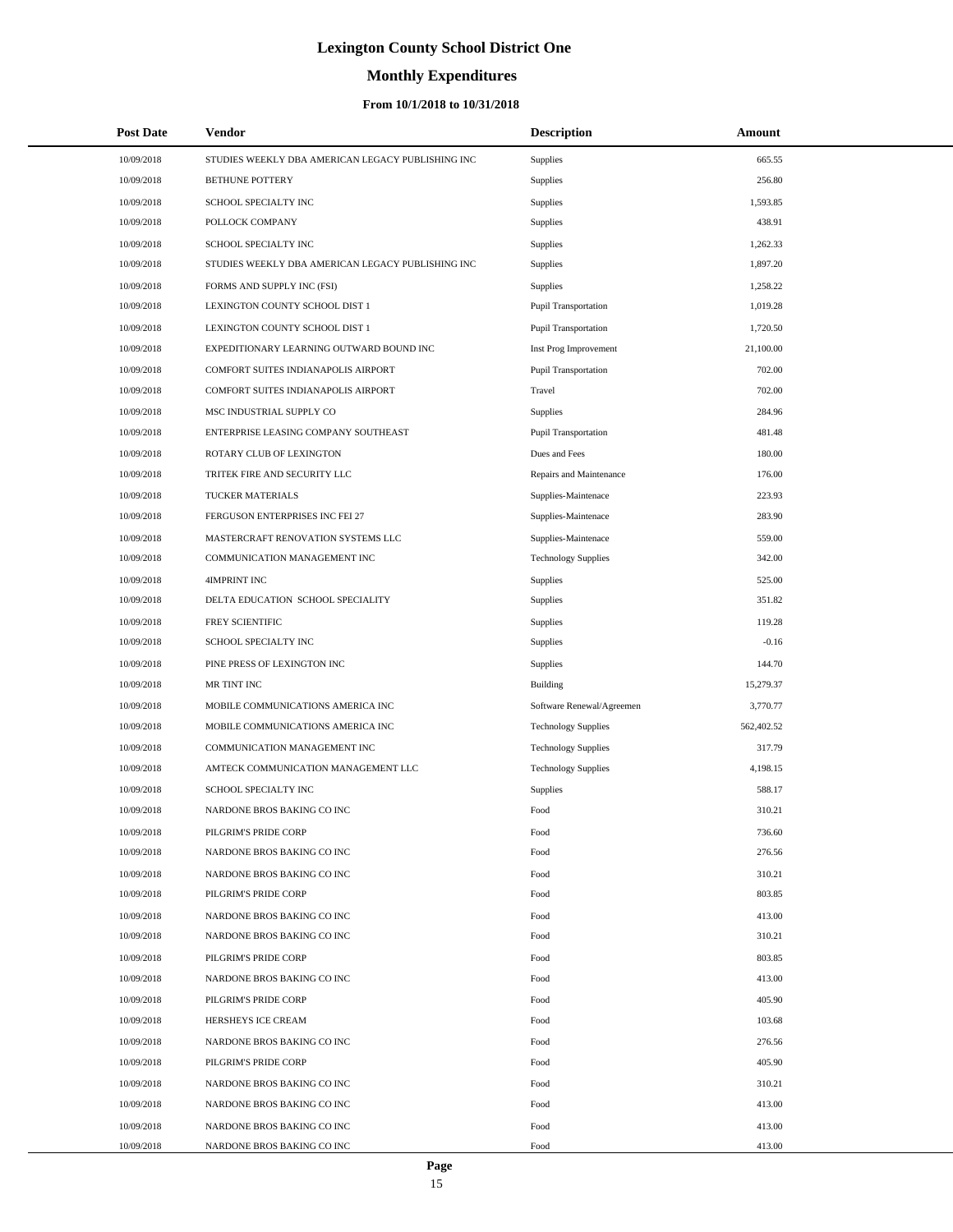# Lexington County School District One

## Monthly Expenditures

### From 10/1/2018 to 10/31/2018

| Post Date | Vendor | Description | Amount |
|---|---|---|---|
| 10/09/2018 | STUDIES WEEKLY DBA AMERICAN LEGACY PUBLISHING INC | Supplies | 665.55 |
| 10/09/2018 | BETHUNE POTTERY | Supplies | 256.80 |
| 10/09/2018 | SCHOOL SPECIALTY INC | Supplies | 1,593.85 |
| 10/09/2018 | POLLOCK COMPANY | Supplies | 438.91 |
| 10/09/2018 | SCHOOL SPECIALTY INC | Supplies | 1,262.33 |
| 10/09/2018 | STUDIES WEEKLY DBA AMERICAN LEGACY PUBLISHING INC | Supplies | 1,897.20 |
| 10/09/2018 | FORMS AND SUPPLY INC (FSI) | Supplies | 1,258.22 |
| 10/09/2018 | LEXINGTON COUNTY SCHOOL DIST 1 | Pupil Transportation | 1,019.28 |
| 10/09/2018 | LEXINGTON COUNTY SCHOOL DIST 1 | Pupil Transportation | 1,720.50 |
| 10/09/2018 | EXPEDITIONARY LEARNING OUTWARD BOUND INC | Inst Prog Improvement | 21,100.00 |
| 10/09/2018 | COMFORT SUITES INDIANAPOLIS AIRPORT | Pupil Transportation | 702.00 |
| 10/09/2018 | COMFORT SUITES INDIANAPOLIS AIRPORT | Travel | 702.00 |
| 10/09/2018 | MSC INDUSTRIAL SUPPLY CO | Supplies | 284.96 |
| 10/09/2018 | ENTERPRISE LEASING COMPANY SOUTHEAST | Pupil Transportation | 481.48 |
| 10/09/2018 | ROTARY CLUB OF LEXINGTON | Dues and Fees | 180.00 |
| 10/09/2018 | TRITEK FIRE AND SECURITY LLC | Repairs and Maintenance | 176.00 |
| 10/09/2018 | TUCKER MATERIALS | Supplies-Maintenace | 223.93 |
| 10/09/2018 | FERGUSON ENTERPRISES INC FEI 27 | Supplies-Maintenace | 283.90 |
| 10/09/2018 | MASTERCRAFT RENOVATION SYSTEMS LLC | Supplies-Maintenace | 559.00 |
| 10/09/2018 | COMMUNICATION MANAGEMENT INC | Technology Supplies | 342.00 |
| 10/09/2018 | 4IMPRINT INC | Supplies | 525.00 |
| 10/09/2018 | DELTA EDUCATION SCHOOL SPECIALITY | Supplies | 351.82 |
| 10/09/2018 | FREY SCIENTIFIC | Supplies | 119.28 |
| 10/09/2018 | SCHOOL SPECIALTY INC | Supplies | -0.16 |
| 10/09/2018 | PINE PRESS OF LEXINGTON INC | Supplies | 144.70 |
| 10/09/2018 | MR TINT INC | Building | 15,279.37 |
| 10/09/2018 | MOBILE COMMUNICATIONS AMERICA INC | Software Renewal/Agreemen | 3,770.77 |
| 10/09/2018 | MOBILE COMMUNICATIONS AMERICA INC | Technology Supplies | 562,402.52 |
| 10/09/2018 | COMMUNICATION MANAGEMENT INC | Technology Supplies | 317.79 |
| 10/09/2018 | AMTECK COMMUNICATION MANAGEMENT LLC | Technology Supplies | 4,198.15 |
| 10/09/2018 | SCHOOL SPECIALTY INC | Supplies | 588.17 |
| 10/09/2018 | NARDONE BROS BAKING CO INC | Food | 310.21 |
| 10/09/2018 | PILGRIM'S PRIDE CORP | Food | 736.60 |
| 10/09/2018 | NARDONE BROS BAKING CO INC | Food | 276.56 |
| 10/09/2018 | NARDONE BROS BAKING CO INC | Food | 310.21 |
| 10/09/2018 | PILGRIM'S PRIDE CORP | Food | 803.85 |
| 10/09/2018 | NARDONE BROS BAKING CO INC | Food | 413.00 |
| 10/09/2018 | NARDONE BROS BAKING CO INC | Food | 310.21 |
| 10/09/2018 | PILGRIM'S PRIDE CORP | Food | 803.85 |
| 10/09/2018 | NARDONE BROS BAKING CO INC | Food | 413.00 |
| 10/09/2018 | PILGRIM'S PRIDE CORP | Food | 405.90 |
| 10/09/2018 | HERSHEYS ICE CREAM | Food | 103.68 |
| 10/09/2018 | NARDONE BROS BAKING CO INC | Food | 276.56 |
| 10/09/2018 | PILGRIM'S PRIDE CORP | Food | 405.90 |
| 10/09/2018 | NARDONE BROS BAKING CO INC | Food | 310.21 |
| 10/09/2018 | NARDONE BROS BAKING CO INC | Food | 413.00 |
| 10/09/2018 | NARDONE BROS BAKING CO INC | Food | 413.00 |
| 10/09/2018 | NARDONE BROS BAKING CO INC | Food | 413.00 |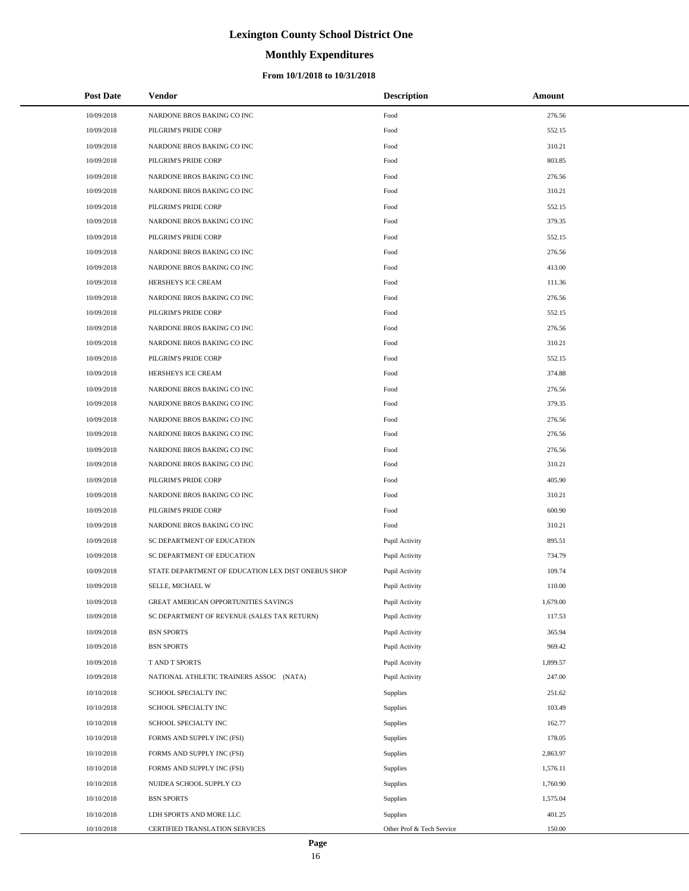# Lexington County School District One

## Monthly Expenditures

### From 10/1/2018 to 10/31/2018

| Post Date | Vendor | Description | Amount |
|---|---|---|---|
| 10/09/2018 | NARDONE BROS BAKING CO INC | Food | 276.56 |
| 10/09/2018 | PILGRIM'S PRIDE CORP | Food | 552.15 |
| 10/09/2018 | NARDONE BROS BAKING CO INC | Food | 310.21 |
| 10/09/2018 | PILGRIM'S PRIDE CORP | Food | 803.85 |
| 10/09/2018 | NARDONE BROS BAKING CO INC | Food | 276.56 |
| 10/09/2018 | NARDONE BROS BAKING CO INC | Food | 310.21 |
| 10/09/2018 | PILGRIM'S PRIDE CORP | Food | 552.15 |
| 10/09/2018 | NARDONE BROS BAKING CO INC | Food | 379.35 |
| 10/09/2018 | PILGRIM'S PRIDE CORP | Food | 552.15 |
| 10/09/2018 | NARDONE BROS BAKING CO INC | Food | 276.56 |
| 10/09/2018 | NARDONE BROS BAKING CO INC | Food | 413.00 |
| 10/09/2018 | HERSHEYS ICE CREAM | Food | 111.36 |
| 10/09/2018 | NARDONE BROS BAKING CO INC | Food | 276.56 |
| 10/09/2018 | PILGRIM'S PRIDE CORP | Food | 552.15 |
| 10/09/2018 | NARDONE BROS BAKING CO INC | Food | 276.56 |
| 10/09/2018 | NARDONE BROS BAKING CO INC | Food | 310.21 |
| 10/09/2018 | PILGRIM'S PRIDE CORP | Food | 552.15 |
| 10/09/2018 | HERSHEYS ICE CREAM | Food | 374.88 |
| 10/09/2018 | NARDONE BROS BAKING CO INC | Food | 276.56 |
| 10/09/2018 | NARDONE BROS BAKING CO INC | Food | 379.35 |
| 10/09/2018 | NARDONE BROS BAKING CO INC | Food | 276.56 |
| 10/09/2018 | NARDONE BROS BAKING CO INC | Food | 276.56 |
| 10/09/2018 | NARDONE BROS BAKING CO INC | Food | 276.56 |
| 10/09/2018 | NARDONE BROS BAKING CO INC | Food | 310.21 |
| 10/09/2018 | PILGRIM'S PRIDE CORP | Food | 405.90 |
| 10/09/2018 | NARDONE BROS BAKING CO INC | Food | 310.21 |
| 10/09/2018 | PILGRIM'S PRIDE CORP | Food | 600.90 |
| 10/09/2018 | NARDONE BROS BAKING CO INC | Food | 310.21 |
| 10/09/2018 | SC DEPARTMENT OF EDUCATION | Pupil Activity | 895.51 |
| 10/09/2018 | SC DEPARTMENT OF EDUCATION | Pupil Activity | 734.79 |
| 10/09/2018 | STATE DEPARTMENT OF EDUCATION LEX DIST ONEBUS SHOP | Pupil Activity | 109.74 |
| 10/09/2018 | SELLE, MICHAEL W | Pupil Activity | 110.00 |
| 10/09/2018 | GREAT AMERICAN OPPORTUNITIES SAVINGS | Pupil Activity | 1,679.00 |
| 10/09/2018 | SC DEPARTMENT OF REVENUE (SALES TAX RETURN) | Pupil Activity | 117.53 |
| 10/09/2018 | BSN SPORTS | Pupil Activity | 365.94 |
| 10/09/2018 | BSN SPORTS | Pupil Activity | 969.42 |
| 10/09/2018 | T AND T SPORTS | Pupil Activity | 1,899.57 |
| 10/09/2018 | NATIONAL ATHLETIC TRAINERS ASSOC (NATA) | Pupil Activity | 247.00 |
| 10/10/2018 | SCHOOL SPECIALTY INC | Supplies | 251.62 |
| 10/10/2018 | SCHOOL SPECIALTY INC | Supplies | 103.49 |
| 10/10/2018 | SCHOOL SPECIALTY INC | Supplies | 162.77 |
| 10/10/2018 | FORMS AND SUPPLY INC (FSI) | Supplies | 178.05 |
| 10/10/2018 | FORMS AND SUPPLY INC (FSI) | Supplies | 2,863.97 |
| 10/10/2018 | FORMS AND SUPPLY INC (FSI) | Supplies | 1,576.11 |
| 10/10/2018 | NUIDEA SCHOOL SUPPLY CO | Supplies | 1,760.90 |
| 10/10/2018 | BSN SPORTS | Supplies | 1,575.04 |
| 10/10/2018 | LDH SPORTS AND MORE LLC | Supplies | 401.25 |
| 10/10/2018 | CERTIFIED TRANSLATION SERVICES | Other Prof & Tech Service | 150.00 |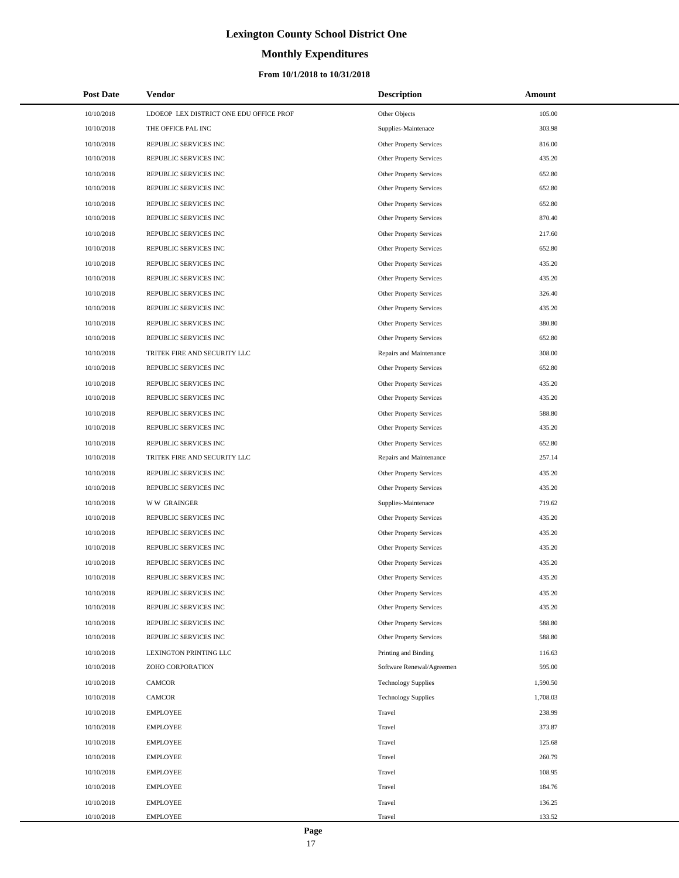# Lexington County School District One

## Monthly Expenditures

### From 10/1/2018 to 10/31/2018

| Post Date | Vendor | Description | Amount |
|---|---|---|---|
| 10/10/2018 | LDOEOP LEX DISTRICT ONE EDU OFFICE PROF | Other Objects | 105.00 |
| 10/10/2018 | THE OFFICE PAL INC | Supplies-Maintenace | 303.98 |
| 10/10/2018 | REPUBLIC SERVICES INC | Other Property Services | 816.00 |
| 10/10/2018 | REPUBLIC SERVICES INC | Other Property Services | 435.20 |
| 10/10/2018 | REPUBLIC SERVICES INC | Other Property Services | 652.80 |
| 10/10/2018 | REPUBLIC SERVICES INC | Other Property Services | 652.80 |
| 10/10/2018 | REPUBLIC SERVICES INC | Other Property Services | 652.80 |
| 10/10/2018 | REPUBLIC SERVICES INC | Other Property Services | 870.40 |
| 10/10/2018 | REPUBLIC SERVICES INC | Other Property Services | 217.60 |
| 10/10/2018 | REPUBLIC SERVICES INC | Other Property Services | 652.80 |
| 10/10/2018 | REPUBLIC SERVICES INC | Other Property Services | 435.20 |
| 10/10/2018 | REPUBLIC SERVICES INC | Other Property Services | 435.20 |
| 10/10/2018 | REPUBLIC SERVICES INC | Other Property Services | 326.40 |
| 10/10/2018 | REPUBLIC SERVICES INC | Other Property Services | 435.20 |
| 10/10/2018 | REPUBLIC SERVICES INC | Other Property Services | 380.80 |
| 10/10/2018 | REPUBLIC SERVICES INC | Other Property Services | 652.80 |
| 10/10/2018 | TRITEK FIRE AND SECURITY LLC | Repairs and Maintenance | 308.00 |
| 10/10/2018 | REPUBLIC SERVICES INC | Other Property Services | 652.80 |
| 10/10/2018 | REPUBLIC SERVICES INC | Other Property Services | 435.20 |
| 10/10/2018 | REPUBLIC SERVICES INC | Other Property Services | 435.20 |
| 10/10/2018 | REPUBLIC SERVICES INC | Other Property Services | 588.80 |
| 10/10/2018 | REPUBLIC SERVICES INC | Other Property Services | 435.20 |
| 10/10/2018 | REPUBLIC SERVICES INC | Other Property Services | 652.80 |
| 10/10/2018 | TRITEK FIRE AND SECURITY LLC | Repairs and Maintenance | 257.14 |
| 10/10/2018 | REPUBLIC SERVICES INC | Other Property Services | 435.20 |
| 10/10/2018 | REPUBLIC SERVICES INC | Other Property Services | 435.20 |
| 10/10/2018 | W W GRAINGER | Supplies-Maintenace | 719.62 |
| 10/10/2018 | REPUBLIC SERVICES INC | Other Property Services | 435.20 |
| 10/10/2018 | REPUBLIC SERVICES INC | Other Property Services | 435.20 |
| 10/10/2018 | REPUBLIC SERVICES INC | Other Property Services | 435.20 |
| 10/10/2018 | REPUBLIC SERVICES INC | Other Property Services | 435.20 |
| 10/10/2018 | REPUBLIC SERVICES INC | Other Property Services | 435.20 |
| 10/10/2018 | REPUBLIC SERVICES INC | Other Property Services | 435.20 |
| 10/10/2018 | REPUBLIC SERVICES INC | Other Property Services | 435.20 |
| 10/10/2018 | REPUBLIC SERVICES INC | Other Property Services | 588.80 |
| 10/10/2018 | REPUBLIC SERVICES INC | Other Property Services | 588.80 |
| 10/10/2018 | LEXINGTON PRINTING LLC | Printing and Binding | 116.63 |
| 10/10/2018 | ZOHO CORPORATION | Software Renewal/Agreemen | 595.00 |
| 10/10/2018 | CAMCOR | Technology Supplies | 1,590.50 |
| 10/10/2018 | CAMCOR | Technology Supplies | 1,708.03 |
| 10/10/2018 | EMPLOYEE | Travel | 238.99 |
| 10/10/2018 | EMPLOYEE | Travel | 373.87 |
| 10/10/2018 | EMPLOYEE | Travel | 125.68 |
| 10/10/2018 | EMPLOYEE | Travel | 260.79 |
| 10/10/2018 | EMPLOYEE | Travel | 108.95 |
| 10/10/2018 | EMPLOYEE | Travel | 184.76 |
| 10/10/2018 | EMPLOYEE | Travel | 136.25 |
| 10/10/2018 | EMPLOYEE | Travel | 133.52 |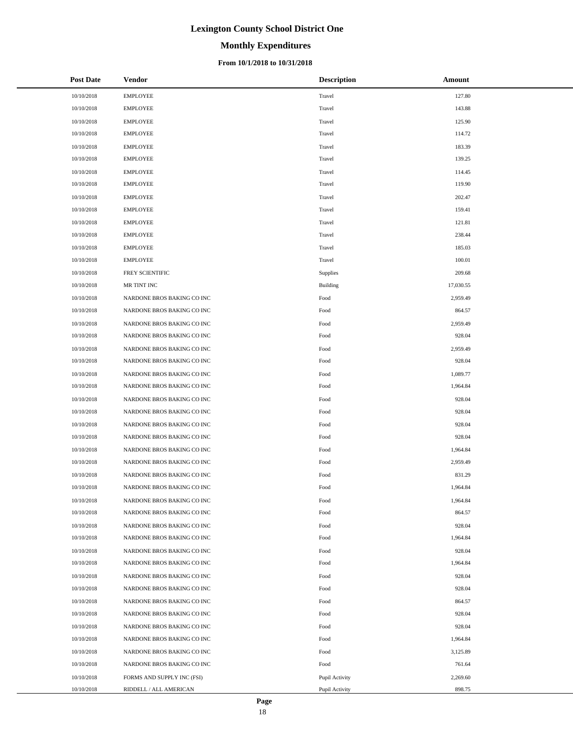# Lexington County School District One

## Monthly Expenditures

### From 10/1/2018 to 10/31/2018

| Post Date | Vendor | Description | Amount |
|---|---|---|---|
| 10/10/2018 | EMPLOYEE | Travel | 127.80 |
| 10/10/2018 | EMPLOYEE | Travel | 143.88 |
| 10/10/2018 | EMPLOYEE | Travel | 125.90 |
| 10/10/2018 | EMPLOYEE | Travel | 114.72 |
| 10/10/2018 | EMPLOYEE | Travel | 183.39 |
| 10/10/2018 | EMPLOYEE | Travel | 139.25 |
| 10/10/2018 | EMPLOYEE | Travel | 114.45 |
| 10/10/2018 | EMPLOYEE | Travel | 119.90 |
| 10/10/2018 | EMPLOYEE | Travel | 202.47 |
| 10/10/2018 | EMPLOYEE | Travel | 159.41 |
| 10/10/2018 | EMPLOYEE | Travel | 121.81 |
| 10/10/2018 | EMPLOYEE | Travel | 238.44 |
| 10/10/2018 | EMPLOYEE | Travel | 185.03 |
| 10/10/2018 | EMPLOYEE | Travel | 100.01 |
| 10/10/2018 | FREY SCIENTIFIC | Supplies | 209.68 |
| 10/10/2018 | MR TINT INC | Building | 17,030.55 |
| 10/10/2018 | NARDONE BROS BAKING CO INC | Food | 2,959.49 |
| 10/10/2018 | NARDONE BROS BAKING CO INC | Food | 864.57 |
| 10/10/2018 | NARDONE BROS BAKING CO INC | Food | 2,959.49 |
| 10/10/2018 | NARDONE BROS BAKING CO INC | Food | 928.04 |
| 10/10/2018 | NARDONE BROS BAKING CO INC | Food | 2,959.49 |
| 10/10/2018 | NARDONE BROS BAKING CO INC | Food | 928.04 |
| 10/10/2018 | NARDONE BROS BAKING CO INC | Food | 1,089.77 |
| 10/10/2018 | NARDONE BROS BAKING CO INC | Food | 1,964.84 |
| 10/10/2018 | NARDONE BROS BAKING CO INC | Food | 928.04 |
| 10/10/2018 | NARDONE BROS BAKING CO INC | Food | 928.04 |
| 10/10/2018 | NARDONE BROS BAKING CO INC | Food | 928.04 |
| 10/10/2018 | NARDONE BROS BAKING CO INC | Food | 928.04 |
| 10/10/2018 | NARDONE BROS BAKING CO INC | Food | 1,964.84 |
| 10/10/2018 | NARDONE BROS BAKING CO INC | Food | 2,959.49 |
| 10/10/2018 | NARDONE BROS BAKING CO INC | Food | 831.29 |
| 10/10/2018 | NARDONE BROS BAKING CO INC | Food | 1,964.84 |
| 10/10/2018 | NARDONE BROS BAKING CO INC | Food | 1,964.84 |
| 10/10/2018 | NARDONE BROS BAKING CO INC | Food | 864.57 |
| 10/10/2018 | NARDONE BROS BAKING CO INC | Food | 928.04 |
| 10/10/2018 | NARDONE BROS BAKING CO INC | Food | 1,964.84 |
| 10/10/2018 | NARDONE BROS BAKING CO INC | Food | 928.04 |
| 10/10/2018 | NARDONE BROS BAKING CO INC | Food | 1,964.84 |
| 10/10/2018 | NARDONE BROS BAKING CO INC | Food | 928.04 |
| 10/10/2018 | NARDONE BROS BAKING CO INC | Food | 928.04 |
| 10/10/2018 | NARDONE BROS BAKING CO INC | Food | 864.57 |
| 10/10/2018 | NARDONE BROS BAKING CO INC | Food | 928.04 |
| 10/10/2018 | NARDONE BROS BAKING CO INC | Food | 928.04 |
| 10/10/2018 | NARDONE BROS BAKING CO INC | Food | 1,964.84 |
| 10/10/2018 | NARDONE BROS BAKING CO INC | Food | 3,125.89 |
| 10/10/2018 | NARDONE BROS BAKING CO INC | Food | 761.64 |
| 10/10/2018 | FORMS AND SUPPLY INC (FSI) | Pupil Activity | 2,269.60 |
| 10/10/2018 | RIDDELL / ALL AMERICAN | Pupil Activity | 898.75 |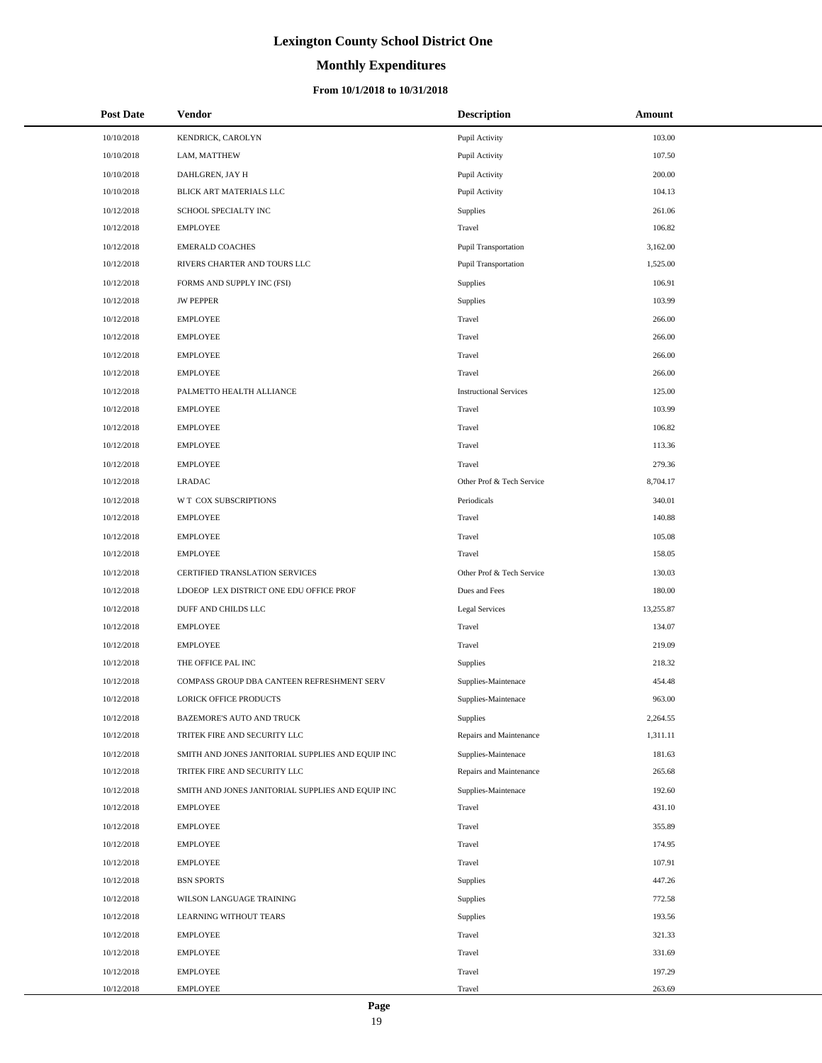# Lexington County School District One

## Monthly Expenditures

### From 10/1/2018 to 10/31/2018

| Post Date | Vendor | Description | Amount |
|---|---|---|---|
| 10/10/2018 | KENDRICK, CAROLYN | Pupil Activity | 103.00 |
| 10/10/2018 | LAM, MATTHEW | Pupil Activity | 107.50 |
| 10/10/2018 | DAHLGREN, JAY H | Pupil Activity | 200.00 |
| 10/10/2018 | BLICK ART MATERIALS LLC | Pupil Activity | 104.13 |
| 10/12/2018 | SCHOOL SPECIALTY INC | Supplies | 261.06 |
| 10/12/2018 | EMPLOYEE | Travel | 106.82 |
| 10/12/2018 | EMERALD COACHES | Pupil Transportation | 3,162.00 |
| 10/12/2018 | RIVERS CHARTER AND TOURS LLC | Pupil Transportation | 1,525.00 |
| 10/12/2018 | FORMS AND SUPPLY INC (FSI) | Supplies | 106.91 |
| 10/12/2018 | JW PEPPER | Supplies | 103.99 |
| 10/12/2018 | EMPLOYEE | Travel | 266.00 |
| 10/12/2018 | EMPLOYEE | Travel | 266.00 |
| 10/12/2018 | EMPLOYEE | Travel | 266.00 |
| 10/12/2018 | EMPLOYEE | Travel | 266.00 |
| 10/12/2018 | PALMETTO HEALTH ALLIANCE | Instructional Services | 125.00 |
| 10/12/2018 | EMPLOYEE | Travel | 103.99 |
| 10/12/2018 | EMPLOYEE | Travel | 106.82 |
| 10/12/2018 | EMPLOYEE | Travel | 113.36 |
| 10/12/2018 | EMPLOYEE | Travel | 279.36 |
| 10/12/2018 | LRADAC | Other Prof & Tech Service | 8,704.17 |
| 10/12/2018 | W T COX SUBSCRIPTIONS | Periodicals | 340.01 |
| 10/12/2018 | EMPLOYEE | Travel | 140.88 |
| 10/12/2018 | EMPLOYEE | Travel | 105.08 |
| 10/12/2018 | EMPLOYEE | Travel | 158.05 |
| 10/12/2018 | CERTIFIED TRANSLATION SERVICES | Other Prof & Tech Service | 130.03 |
| 10/12/2018 | LDOEOP LEX DISTRICT ONE EDU OFFICE PROF | Dues and Fees | 180.00 |
| 10/12/2018 | DUFF AND CHILDS LLC | Legal Services | 13,255.87 |
| 10/12/2018 | EMPLOYEE | Travel | 134.07 |
| 10/12/2018 | EMPLOYEE | Travel | 219.09 |
| 10/12/2018 | THE OFFICE PAL INC | Supplies | 218.32 |
| 10/12/2018 | COMPASS GROUP DBA CANTEEN REFRESHMENT SERV | Supplies-Maintenace | 454.48 |
| 10/12/2018 | LORICK OFFICE PRODUCTS | Supplies-Maintenace | 963.00 |
| 10/12/2018 | BAZEMORE'S AUTO AND TRUCK | Supplies | 2,264.55 |
| 10/12/2018 | TRITEK FIRE AND SECURITY LLC | Repairs and Maintenance | 1,311.11 |
| 10/12/2018 | SMITH AND JONES JANITORIAL SUPPLIES AND EQUIP INC | Supplies-Maintenace | 181.63 |
| 10/12/2018 | TRITEK FIRE AND SECURITY LLC | Repairs and Maintenance | 265.68 |
| 10/12/2018 | SMITH AND JONES JANITORIAL SUPPLIES AND EQUIP INC | Supplies-Maintenace | 192.60 |
| 10/12/2018 | EMPLOYEE | Travel | 431.10 |
| 10/12/2018 | EMPLOYEE | Travel | 355.89 |
| 10/12/2018 | EMPLOYEE | Travel | 174.95 |
| 10/12/2018 | EMPLOYEE | Travel | 107.91 |
| 10/12/2018 | BSN SPORTS | Supplies | 447.26 |
| 10/12/2018 | WILSON LANGUAGE TRAINING | Supplies | 772.58 |
| 10/12/2018 | LEARNING WITHOUT TEARS | Supplies | 193.56 |
| 10/12/2018 | EMPLOYEE | Travel | 321.33 |
| 10/12/2018 | EMPLOYEE | Travel | 331.69 |
| 10/12/2018 | EMPLOYEE | Travel | 197.29 |
| 10/12/2018 | EMPLOYEE | Travel | 263.69 |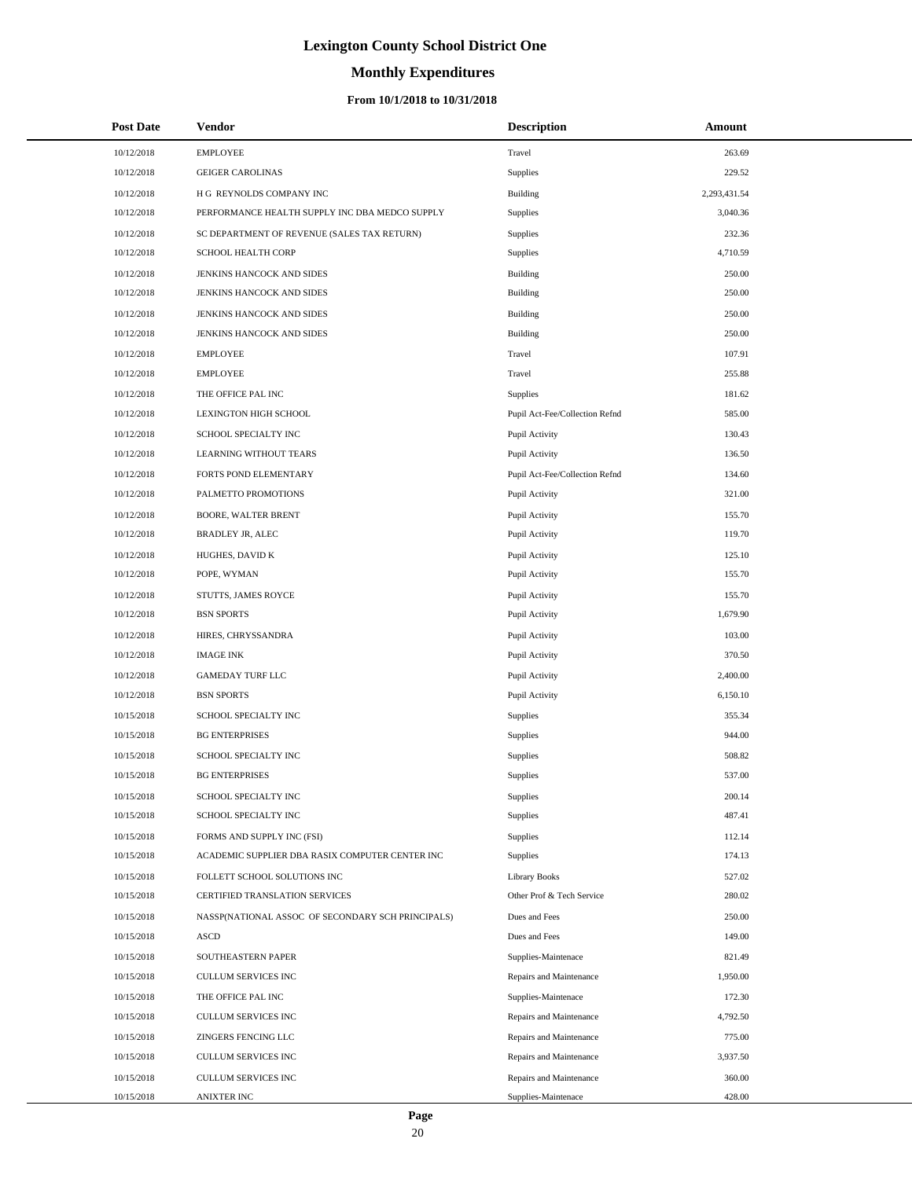# Lexington County School District One

## Monthly Expenditures

### From 10/1/2018 to 10/31/2018

| Post Date | Vendor | Description | Amount |
|---|---|---|---|
| 10/12/2018 | EMPLOYEE | Travel | 263.69 |
| 10/12/2018 | GEIGER CAROLINAS | Supplies | 229.52 |
| 10/12/2018 | H G REYNOLDS COMPANY INC | Building | 2,293,431.54 |
| 10/12/2018 | PERFORMANCE HEALTH SUPPLY INC DBA MEDCO SUPPLY | Supplies | 3,040.36 |
| 10/12/2018 | SC DEPARTMENT OF REVENUE (SALES TAX RETURN) | Supplies | 232.36 |
| 10/12/2018 | SCHOOL HEALTH CORP | Supplies | 4,710.59 |
| 10/12/2018 | JENKINS HANCOCK AND SIDES | Building | 250.00 |
| 10/12/2018 | JENKINS HANCOCK AND SIDES | Building | 250.00 |
| 10/12/2018 | JENKINS HANCOCK AND SIDES | Building | 250.00 |
| 10/12/2018 | JENKINS HANCOCK AND SIDES | Building | 250.00 |
| 10/12/2018 | EMPLOYEE | Travel | 107.91 |
| 10/12/2018 | EMPLOYEE | Travel | 255.88 |
| 10/12/2018 | THE OFFICE PAL INC | Supplies | 181.62 |
| 10/12/2018 | LEXINGTON HIGH SCHOOL | Pupil Act-Fee/Collection Refnd | 585.00 |
| 10/12/2018 | SCHOOL SPECIALTY INC | Pupil Activity | 130.43 |
| 10/12/2018 | LEARNING WITHOUT TEARS | Pupil Activity | 136.50 |
| 10/12/2018 | FORTS POND ELEMENTARY | Pupil Act-Fee/Collection Refnd | 134.60 |
| 10/12/2018 | PALMETTO PROMOTIONS | Pupil Activity | 321.00 |
| 10/12/2018 | BOORE, WALTER BRENT | Pupil Activity | 155.70 |
| 10/12/2018 | BRADLEY JR, ALEC | Pupil Activity | 119.70 |
| 10/12/2018 | HUGHES, DAVID K | Pupil Activity | 125.10 |
| 10/12/2018 | POPE, WYMAN | Pupil Activity | 155.70 |
| 10/12/2018 | STUTTS, JAMES ROYCE | Pupil Activity | 155.70 |
| 10/12/2018 | BSN SPORTS | Pupil Activity | 1,679.90 |
| 10/12/2018 | HIRES, CHRYSSANDRA | Pupil Activity | 103.00 |
| 10/12/2018 | IMAGE INK | Pupil Activity | 370.50 |
| 10/12/2018 | GAMEDAY TURF LLC | Pupil Activity | 2,400.00 |
| 10/12/2018 | BSN SPORTS | Pupil Activity | 6,150.10 |
| 10/15/2018 | SCHOOL SPECIALTY INC | Supplies | 355.34 |
| 10/15/2018 | BG ENTERPRISES | Supplies | 944.00 |
| 10/15/2018 | SCHOOL SPECIALTY INC | Supplies | 508.82 |
| 10/15/2018 | BG ENTERPRISES | Supplies | 537.00 |
| 10/15/2018 | SCHOOL SPECIALTY INC | Supplies | 200.14 |
| 10/15/2018 | SCHOOL SPECIALTY INC | Supplies | 487.41 |
| 10/15/2018 | FORMS AND SUPPLY INC (FSI) | Supplies | 112.14 |
| 10/15/2018 | ACADEMIC SUPPLIER DBA RASIX COMPUTER CENTER INC | Supplies | 174.13 |
| 10/15/2018 | FOLLETT SCHOOL SOLUTIONS INC | Library Books | 527.02 |
| 10/15/2018 | CERTIFIED TRANSLATION SERVICES | Other Prof & Tech Service | 280.02 |
| 10/15/2018 | NASSP(NATIONAL ASSOC OF SECONDARY SCH PRINCIPALS) | Dues and Fees | 250.00 |
| 10/15/2018 | ASCD | Dues and Fees | 149.00 |
| 10/15/2018 | SOUTHEASTERN PAPER | Supplies-Maintenace | 821.49 |
| 10/15/2018 | CULLUM SERVICES INC | Repairs and Maintenance | 1,950.00 |
| 10/15/2018 | THE OFFICE PAL INC | Supplies-Maintenace | 172.30 |
| 10/15/2018 | CULLUM SERVICES INC | Repairs and Maintenance | 4,792.50 |
| 10/15/2018 | ZINGERS FENCING LLC | Repairs and Maintenance | 775.00 |
| 10/15/2018 | CULLUM SERVICES INC | Repairs and Maintenance | 3,937.50 |
| 10/15/2018 | CULLUM SERVICES INC | Repairs and Maintenance | 360.00 |
| 10/15/2018 | ANIXTER INC | Supplies-Maintenace | 428.00 |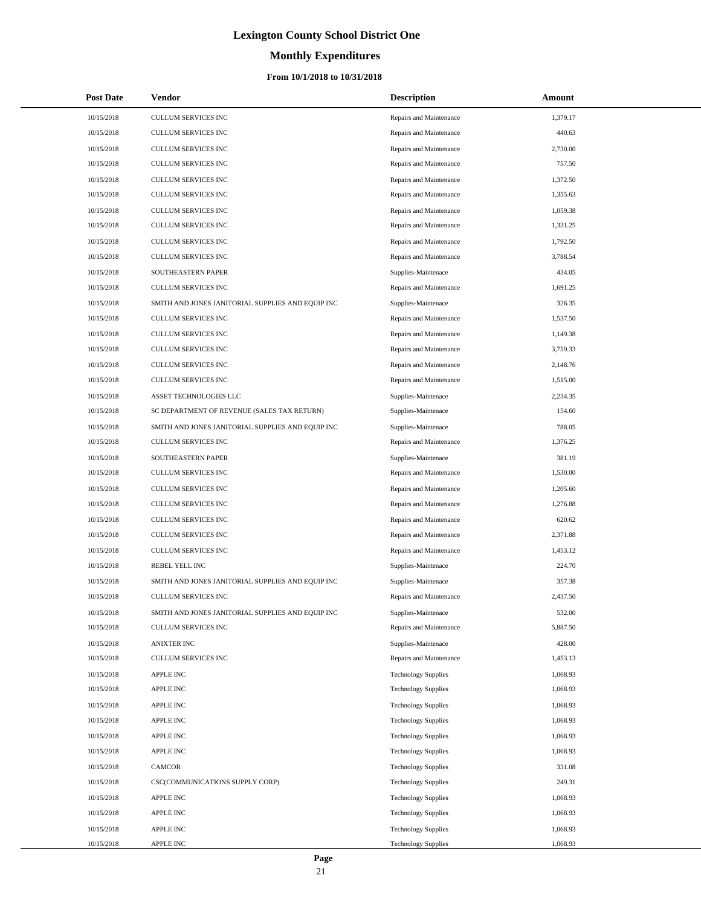# Lexington County School District One

## Monthly Expenditures

### From 10/1/2018 to 10/31/2018

| Post Date | Vendor | Description | Amount |
|---|---|---|---|
| 10/15/2018 | CULLUM SERVICES INC | Repairs and Maintenance | 1,379.17 |
| 10/15/2018 | CULLUM SERVICES INC | Repairs and Maintenance | 440.63 |
| 10/15/2018 | CULLUM SERVICES INC | Repairs and Maintenance | 2,730.00 |
| 10/15/2018 | CULLUM SERVICES INC | Repairs and Maintenance | 757.50 |
| 10/15/2018 | CULLUM SERVICES INC | Repairs and Maintenance | 1,372.50 |
| 10/15/2018 | CULLUM SERVICES INC | Repairs and Maintenance | 1,355.63 |
| 10/15/2018 | CULLUM SERVICES INC | Repairs and Maintenance | 1,059.38 |
| 10/15/2018 | CULLUM SERVICES INC | Repairs and Maintenance | 1,331.25 |
| 10/15/2018 | CULLUM SERVICES INC | Repairs and Maintenance | 1,792.50 |
| 10/15/2018 | CULLUM SERVICES INC | Repairs and Maintenance | 3,788.54 |
| 10/15/2018 | SOUTHEASTERN PAPER | Supplies-Maintenace | 434.05 |
| 10/15/2018 | CULLUM SERVICES INC | Repairs and Maintenance | 1,691.25 |
| 10/15/2018 | SMITH AND JONES JANITORIAL SUPPLIES AND EQUIP INC | Supplies-Maintenace | 326.35 |
| 10/15/2018 | CULLUM SERVICES INC | Repairs and Maintenance | 1,537.50 |
| 10/15/2018 | CULLUM SERVICES INC | Repairs and Maintenance | 1,149.38 |
| 10/15/2018 | CULLUM SERVICES INC | Repairs and Maintenance | 3,759.33 |
| 10/15/2018 | CULLUM SERVICES INC | Repairs and Maintenance | 2,148.76 |
| 10/15/2018 | CULLUM SERVICES INC | Repairs and Maintenance | 1,515.00 |
| 10/15/2018 | ASSET TECHNOLOGIES LLC | Supplies-Maintenace | 2,234.35 |
| 10/15/2018 | SC DEPARTMENT OF REVENUE (SALES TAX RETURN) | Supplies-Maintenace | 154.60 |
| 10/15/2018 | SMITH AND JONES JANITORIAL SUPPLIES AND EQUIP INC | Supplies-Maintenace | 788.05 |
| 10/15/2018 | CULLUM SERVICES INC | Repairs and Maintenance | 1,376.25 |
| 10/15/2018 | SOUTHEASTERN PAPER | Supplies-Maintenace | 381.19 |
| 10/15/2018 | CULLUM SERVICES INC | Repairs and Maintenance | 1,530.00 |
| 10/15/2018 | CULLUM SERVICES INC | Repairs and Maintenance | 1,205.60 |
| 10/15/2018 | CULLUM SERVICES INC | Repairs and Maintenance | 1,276.88 |
| 10/15/2018 | CULLUM SERVICES INC | Repairs and Maintenance | 620.62 |
| 10/15/2018 | CULLUM SERVICES INC | Repairs and Maintenance | 2,371.88 |
| 10/15/2018 | CULLUM SERVICES INC | Repairs and Maintenance | 1,453.12 |
| 10/15/2018 | REBEL YELL INC | Supplies-Maintenace | 224.70 |
| 10/15/2018 | SMITH AND JONES JANITORIAL SUPPLIES AND EQUIP INC | Supplies-Maintenace | 357.38 |
| 10/15/2018 | CULLUM SERVICES INC | Repairs and Maintenance | 2,437.50 |
| 10/15/2018 | SMITH AND JONES JANITORIAL SUPPLIES AND EQUIP INC | Supplies-Maintenace | 532.00 |
| 10/15/2018 | CULLUM SERVICES INC | Repairs and Maintenance | 5,887.50 |
| 10/15/2018 | ANIXTER INC | Supplies-Maintenace | 428.00 |
| 10/15/2018 | CULLUM SERVICES INC | Repairs and Maintenance | 1,453.13 |
| 10/15/2018 | APPLE INC | Technology Supplies | 1,068.93 |
| 10/15/2018 | APPLE INC | Technology Supplies | 1,068.93 |
| 10/15/2018 | APPLE INC | Technology Supplies | 1,068.93 |
| 10/15/2018 | APPLE INC | Technology Supplies | 1,068.93 |
| 10/15/2018 | APPLE INC | Technology Supplies | 1,068.93 |
| 10/15/2018 | APPLE INC | Technology Supplies | 1,068.93 |
| 10/15/2018 | CAMCOR | Technology Supplies | 331.08 |
| 10/15/2018 | CSC(COMMUNICATIONS SUPPLY CORP) | Technology Supplies | 249.31 |
| 10/15/2018 | APPLE INC | Technology Supplies | 1,068.93 |
| 10/15/2018 | APPLE INC | Technology Supplies | 1,068.93 |
| 10/15/2018 | APPLE INC | Technology Supplies | 1,068.93 |
| 10/15/2018 | APPLE INC | Technology Supplies | 1,068.93 |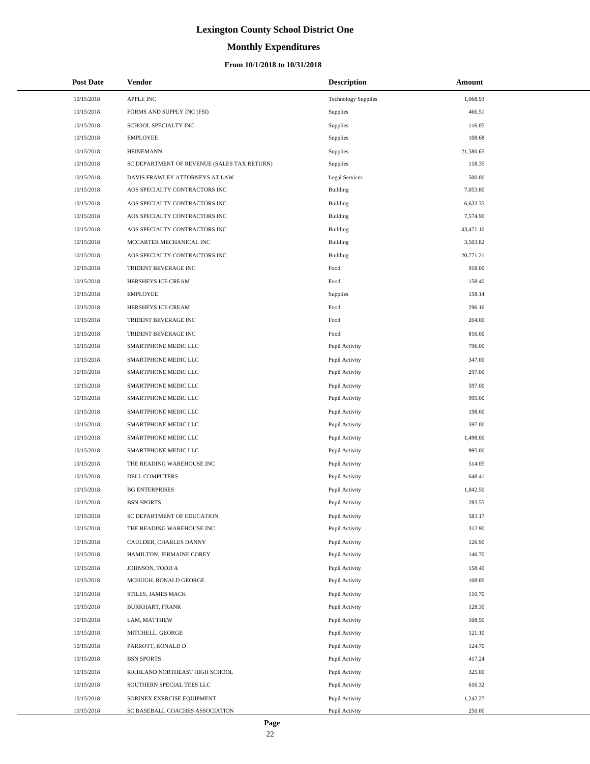# Lexington County School District One

## Monthly Expenditures

### From 10/1/2018 to 10/31/2018

| Post Date | Vendor | Description | Amount |
|---|---|---|---|
| 10/15/2018 | APPLE INC | Technology Supplies | 1,068.93 |
| 10/15/2018 | FORMS AND SUPPLY INC (FSI) | Supplies | 466.51 |
| 10/15/2018 | SCHOOL SPECIALTY INC | Supplies | 116.05 |
| 10/15/2018 | EMPLOYEE | Supplies | 108.68 |
| 10/15/2018 | HEINEMANN | Supplies | 21,580.65 |
| 10/15/2018 | SC DEPARTMENT OF REVENUE (SALES TAX RETURN) | Supplies | 118.35 |
| 10/15/2018 | DAVIS FRAWLEY ATTORNEYS AT LAW | Legal Services | 500.00 |
| 10/15/2018 | AOS SPECIALTY CONTRACTORS INC | Building | 7,053.80 |
| 10/15/2018 | AOS SPECIALTY CONTRACTORS INC | Building | 6,633.35 |
| 10/15/2018 | AOS SPECIALTY CONTRACTORS INC | Building | 7,574.90 |
| 10/15/2018 | AOS SPECIALTY CONTRACTORS INC | Building | 43,471.10 |
| 10/15/2018 | MCCARTER MECHANICAL INC | Building | 3,503.82 |
| 10/15/2018 | AOS SPECIALTY CONTRACTORS INC | Building | 20,771.21 |
| 10/15/2018 | TRIDENT BEVERAGE INC | Food | 918.00 |
| 10/15/2018 | HERSHEYS ICE CREAM | Food | 158.40 |
| 10/15/2018 | EMPLOYEE | Supplies | 158.14 |
| 10/15/2018 | HERSHEYS ICE CREAM | Food | 296.16 |
| 10/15/2018 | TRIDENT BEVERAGE INC | Food | 204.00 |
| 10/15/2018 | TRIDENT BEVERAGE INC | Food | 816.00 |
| 10/15/2018 | SMARTPHONE MEDIC LLC | Pupil Activity | 796.00 |
| 10/15/2018 | SMARTPHONE MEDIC LLC | Pupil Activity | 347.00 |
| 10/15/2018 | SMARTPHONE MEDIC LLC | Pupil Activity | 297.00 |
| 10/15/2018 | SMARTPHONE MEDIC LLC | Pupil Activity | 597.00 |
| 10/15/2018 | SMARTPHONE MEDIC LLC | Pupil Activity | 995.00 |
| 10/15/2018 | SMARTPHONE MEDIC LLC | Pupil Activity | 198.00 |
| 10/15/2018 | SMARTPHONE MEDIC LLC | Pupil Activity | 597.00 |
| 10/15/2018 | SMARTPHONE MEDIC LLC | Pupil Activity | 1,498.00 |
| 10/15/2018 | SMARTPHONE MEDIC LLC | Pupil Activity | 995.00 |
| 10/15/2018 | THE READING WAREHOUSE INC | Pupil Activity | 514.05 |
| 10/15/2018 | DELL COMPUTERS | Pupil Activity | 648.41 |
| 10/15/2018 | BG ENTERPRISES | Pupil Activity | 1,842.50 |
| 10/15/2018 | BSN SPORTS | Pupil Activity | 283.55 |
| 10/15/2018 | SC DEPARTMENT OF EDUCATION | Pupil Activity | 583.17 |
| 10/15/2018 | THE READING WAREHOUSE INC | Pupil Activity | 312.90 |
| 10/15/2018 | CAULDER, CHARLES DANNY | Pupil Activity | 126.90 |
| 10/15/2018 | HAMILTON, JERMAINE COREY | Pupil Activity | 146.70 |
| 10/15/2018 | JOHNSON, TODD A | Pupil Activity | 158.40 |
| 10/15/2018 | MCHUGH, RONALD GEORGE | Pupil Activity | 108.00 |
| 10/15/2018 | STILES, JAMES MACK | Pupil Activity | 110.70 |
| 10/15/2018 | BURKHART, FRANK | Pupil Activity | 128.30 |
| 10/15/2018 | LAM, MATTHEW | Pupil Activity | 108.50 |
| 10/15/2018 | MITCHELL, GEORGE | Pupil Activity | 121.10 |
| 10/15/2018 | PARROTT, RONALD D | Pupil Activity | 124.70 |
| 10/15/2018 | BSN SPORTS | Pupil Activity | 417.24 |
| 10/15/2018 | RICHLAND NORTHEAST HIGH SCHOOL | Pupil Activity | 325.00 |
| 10/15/2018 | SOUTHERN SPECIAL TEES LLC | Pupil Activity | 616.32 |
| 10/15/2018 | SORINEX EXERCISE EQUIPMENT | Pupil Activity | 1,242.27 |
| 10/15/2018 | SC BASEBALL COACHES ASSOCIATION | Pupil Activity | 250.00 |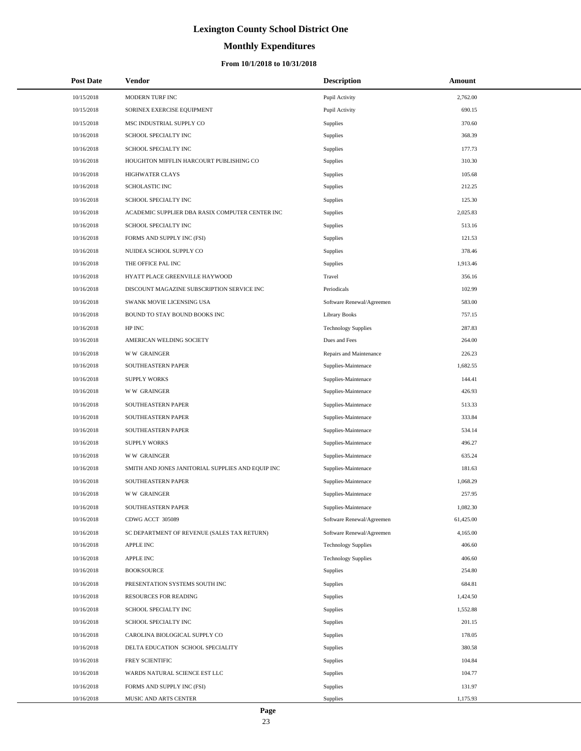# Lexington County School District One

## Monthly Expenditures

### From 10/1/2018 to 10/31/2018

| Post Date | Vendor | Description | Amount |
|---|---|---|---|
| 10/15/2018 | MODERN TURF INC | Pupil Activity | 2,762.00 |
| 10/15/2018 | SORINEX EXERCISE EQUIPMENT | Pupil Activity | 690.15 |
| 10/15/2018 | MSC INDUSTRIAL SUPPLY CO | Supplies | 370.60 |
| 10/16/2018 | SCHOOL SPECIALTY INC | Supplies | 368.39 |
| 10/16/2018 | SCHOOL SPECIALTY INC | Supplies | 177.73 |
| 10/16/2018 | HOUGHTON MIFFLIN HARCOURT PUBLISHING CO | Supplies | 310.30 |
| 10/16/2018 | HIGHWATER CLAYS | Supplies | 105.68 |
| 10/16/2018 | SCHOLASTIC INC | Supplies | 212.25 |
| 10/16/2018 | SCHOOL SPECIALTY INC | Supplies | 125.30 |
| 10/16/2018 | ACADEMIC SUPPLIER DBA RASIX COMPUTER CENTER INC | Supplies | 2,025.83 |
| 10/16/2018 | SCHOOL SPECIALTY INC | Supplies | 513.16 |
| 10/16/2018 | FORMS AND SUPPLY INC (FSI) | Supplies | 121.53 |
| 10/16/2018 | NUIDEA SCHOOL SUPPLY CO | Supplies | 378.46 |
| 10/16/2018 | THE OFFICE PAL INC | Supplies | 1,913.46 |
| 10/16/2018 | HYATT PLACE GREENVILLE HAYWOOD | Travel | 356.16 |
| 10/16/2018 | DISCOUNT MAGAZINE SUBSCRIPTION SERVICE INC | Periodicals | 102.99 |
| 10/16/2018 | SWANK MOVIE LICENSING USA | Software Renewal/Agreemen | 583.00 |
| 10/16/2018 | BOUND TO STAY BOUND BOOKS INC | Library Books | 757.15 |
| 10/16/2018 | HP INC | Technology Supplies | 287.83 |
| 10/16/2018 | AMERICAN WELDING SOCIETY | Dues and Fees | 264.00 |
| 10/16/2018 | W W GRAINGER | Repairs and Maintenance | 226.23 |
| 10/16/2018 | SOUTHEASTERN PAPER | Supplies-Maintenace | 1,682.55 |
| 10/16/2018 | SUPPLY WORKS | Supplies-Maintenace | 144.41 |
| 10/16/2018 | W W GRAINGER | Supplies-Maintenace | 426.93 |
| 10/16/2018 | SOUTHEASTERN PAPER | Supplies-Maintenace | 513.33 |
| 10/16/2018 | SOUTHEASTERN PAPER | Supplies-Maintenace | 333.84 |
| 10/16/2018 | SOUTHEASTERN PAPER | Supplies-Maintenace | 534.14 |
| 10/16/2018 | SUPPLY WORKS | Supplies-Maintenace | 496.27 |
| 10/16/2018 | W W GRAINGER | Supplies-Maintenace | 635.24 |
| 10/16/2018 | SMITH AND JONES JANITORIAL SUPPLIES AND EQUIP INC | Supplies-Maintenace | 181.63 |
| 10/16/2018 | SOUTHEASTERN PAPER | Supplies-Maintenace | 1,068.29 |
| 10/16/2018 | W W GRAINGER | Supplies-Maintenace | 257.95 |
| 10/16/2018 | SOUTHEASTERN PAPER | Supplies-Maintenace | 1,082.30 |
| 10/16/2018 | CDWG ACCT 305089 | Software Renewal/Agreemen | 61,425.00 |
| 10/16/2018 | SC DEPARTMENT OF REVENUE (SALES TAX RETURN) | Software Renewal/Agreemen | 4,165.00 |
| 10/16/2018 | APPLE INC | Technology Supplies | 406.60 |
| 10/16/2018 | APPLE INC | Technology Supplies | 406.60 |
| 10/16/2018 | BOOKSOURCE | Supplies | 254.80 |
| 10/16/2018 | PRESENTATION SYSTEMS SOUTH INC | Supplies | 684.81 |
| 10/16/2018 | RESOURCES FOR READING | Supplies | 1,424.50 |
| 10/16/2018 | SCHOOL SPECIALTY INC | Supplies | 1,552.88 |
| 10/16/2018 | SCHOOL SPECIALTY INC | Supplies | 201.15 |
| 10/16/2018 | CAROLINA BIOLOGICAL SUPPLY CO | Supplies | 178.05 |
| 10/16/2018 | DELTA EDUCATION SCHOOL SPECIALITY | Supplies | 380.58 |
| 10/16/2018 | FREY SCIENTIFIC | Supplies | 104.84 |
| 10/16/2018 | WARDS NATURAL SCIENCE EST LLC | Supplies | 104.77 |
| 10/16/2018 | FORMS AND SUPPLY INC (FSI) | Supplies | 131.97 |
| 10/16/2018 | MUSIC AND ARTS CENTER | Supplies | 1,175.93 |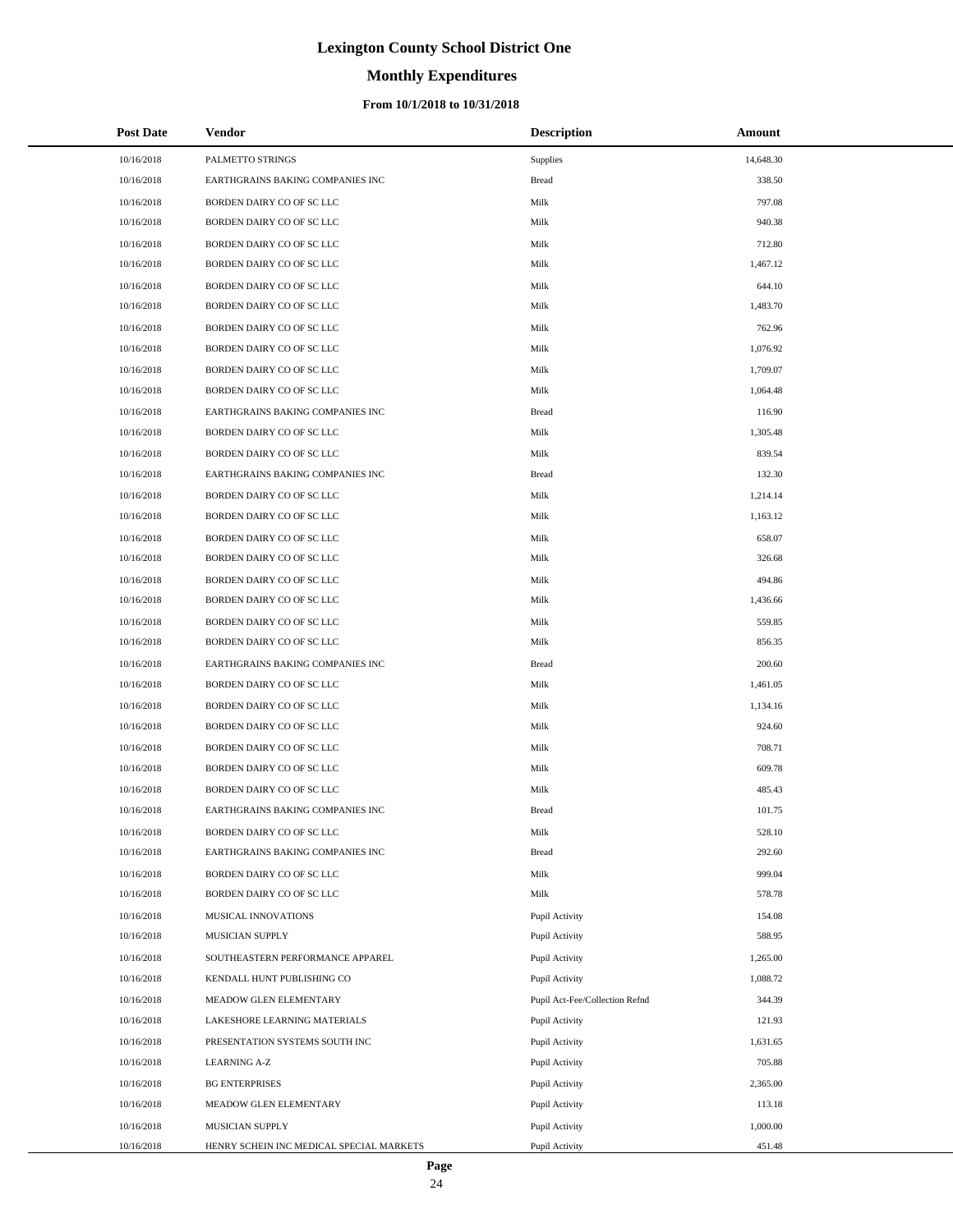# Lexington County School District One

## Monthly Expenditures

### From 10/1/2018 to 10/31/2018

| Post Date | Vendor | Description | Amount |
|---|---|---|---|
| 10/16/2018 | PALMETTO STRINGS | Supplies | 14,648.30 |
| 10/16/2018 | EARTHGRAINS BAKING COMPANIES INC | Bread | 338.50 |
| 10/16/2018 | BORDEN DAIRY CO OF SC LLC | Milk | 797.08 |
| 10/16/2018 | BORDEN DAIRY CO OF SC LLC | Milk | 940.38 |
| 10/16/2018 | BORDEN DAIRY CO OF SC LLC | Milk | 712.80 |
| 10/16/2018 | BORDEN DAIRY CO OF SC LLC | Milk | 1,467.12 |
| 10/16/2018 | BORDEN DAIRY CO OF SC LLC | Milk | 644.10 |
| 10/16/2018 | BORDEN DAIRY CO OF SC LLC | Milk | 1,483.70 |
| 10/16/2018 | BORDEN DAIRY CO OF SC LLC | Milk | 762.96 |
| 10/16/2018 | BORDEN DAIRY CO OF SC LLC | Milk | 1,076.92 |
| 10/16/2018 | BORDEN DAIRY CO OF SC LLC | Milk | 1,709.07 |
| 10/16/2018 | BORDEN DAIRY CO OF SC LLC | Milk | 1,064.48 |
| 10/16/2018 | EARTHGRAINS BAKING COMPANIES INC | Bread | 116.90 |
| 10/16/2018 | BORDEN DAIRY CO OF SC LLC | Milk | 1,305.48 |
| 10/16/2018 | BORDEN DAIRY CO OF SC LLC | Milk | 839.54 |
| 10/16/2018 | EARTHGRAINS BAKING COMPANIES INC | Bread | 132.30 |
| 10/16/2018 | BORDEN DAIRY CO OF SC LLC | Milk | 1,214.14 |
| 10/16/2018 | BORDEN DAIRY CO OF SC LLC | Milk | 1,163.12 |
| 10/16/2018 | BORDEN DAIRY CO OF SC LLC | Milk | 658.07 |
| 10/16/2018 | BORDEN DAIRY CO OF SC LLC | Milk | 326.68 |
| 10/16/2018 | BORDEN DAIRY CO OF SC LLC | Milk | 494.86 |
| 10/16/2018 | BORDEN DAIRY CO OF SC LLC | Milk | 1,436.66 |
| 10/16/2018 | BORDEN DAIRY CO OF SC LLC | Milk | 559.85 |
| 10/16/2018 | BORDEN DAIRY CO OF SC LLC | Milk | 856.35 |
| 10/16/2018 | EARTHGRAINS BAKING COMPANIES INC | Bread | 200.60 |
| 10/16/2018 | BORDEN DAIRY CO OF SC LLC | Milk | 1,461.05 |
| 10/16/2018 | BORDEN DAIRY CO OF SC LLC | Milk | 1,134.16 |
| 10/16/2018 | BORDEN DAIRY CO OF SC LLC | Milk | 924.60 |
| 10/16/2018 | BORDEN DAIRY CO OF SC LLC | Milk | 708.71 |
| 10/16/2018 | BORDEN DAIRY CO OF SC LLC | Milk | 609.78 |
| 10/16/2018 | BORDEN DAIRY CO OF SC LLC | Milk | 485.43 |
| 10/16/2018 | EARTHGRAINS BAKING COMPANIES INC | Bread | 101.75 |
| 10/16/2018 | BORDEN DAIRY CO OF SC LLC | Milk | 528.10 |
| 10/16/2018 | EARTHGRAINS BAKING COMPANIES INC | Bread | 292.60 |
| 10/16/2018 | BORDEN DAIRY CO OF SC LLC | Milk | 999.04 |
| 10/16/2018 | BORDEN DAIRY CO OF SC LLC | Milk | 578.78 |
| 10/16/2018 | MUSICAL INNOVATIONS | Pupil Activity | 154.08 |
| 10/16/2018 | MUSICIAN SUPPLY | Pupil Activity | 588.95 |
| 10/16/2018 | SOUTHEASTERN PERFORMANCE APPAREL | Pupil Activity | 1,265.00 |
| 10/16/2018 | KENDALL HUNT PUBLISHING CO | Pupil Activity | 1,088.72 |
| 10/16/2018 | MEADOW GLEN ELEMENTARY | Pupil Act-Fee/Collection Refnd | 344.39 |
| 10/16/2018 | LAKESHORE LEARNING MATERIALS | Pupil Activity | 121.93 |
| 10/16/2018 | PRESENTATION SYSTEMS SOUTH INC | Pupil Activity | 1,631.65 |
| 10/16/2018 | LEARNING A-Z | Pupil Activity | 705.88 |
| 10/16/2018 | BG ENTERPRISES | Pupil Activity | 2,365.00 |
| 10/16/2018 | MEADOW GLEN ELEMENTARY | Pupil Activity | 113.18 |
| 10/16/2018 | MUSICIAN SUPPLY | Pupil Activity | 1,000.00 |
| 10/16/2018 | HENRY SCHEIN INC MEDICAL SPECIAL MARKETS | Pupil Activity | 451.48 |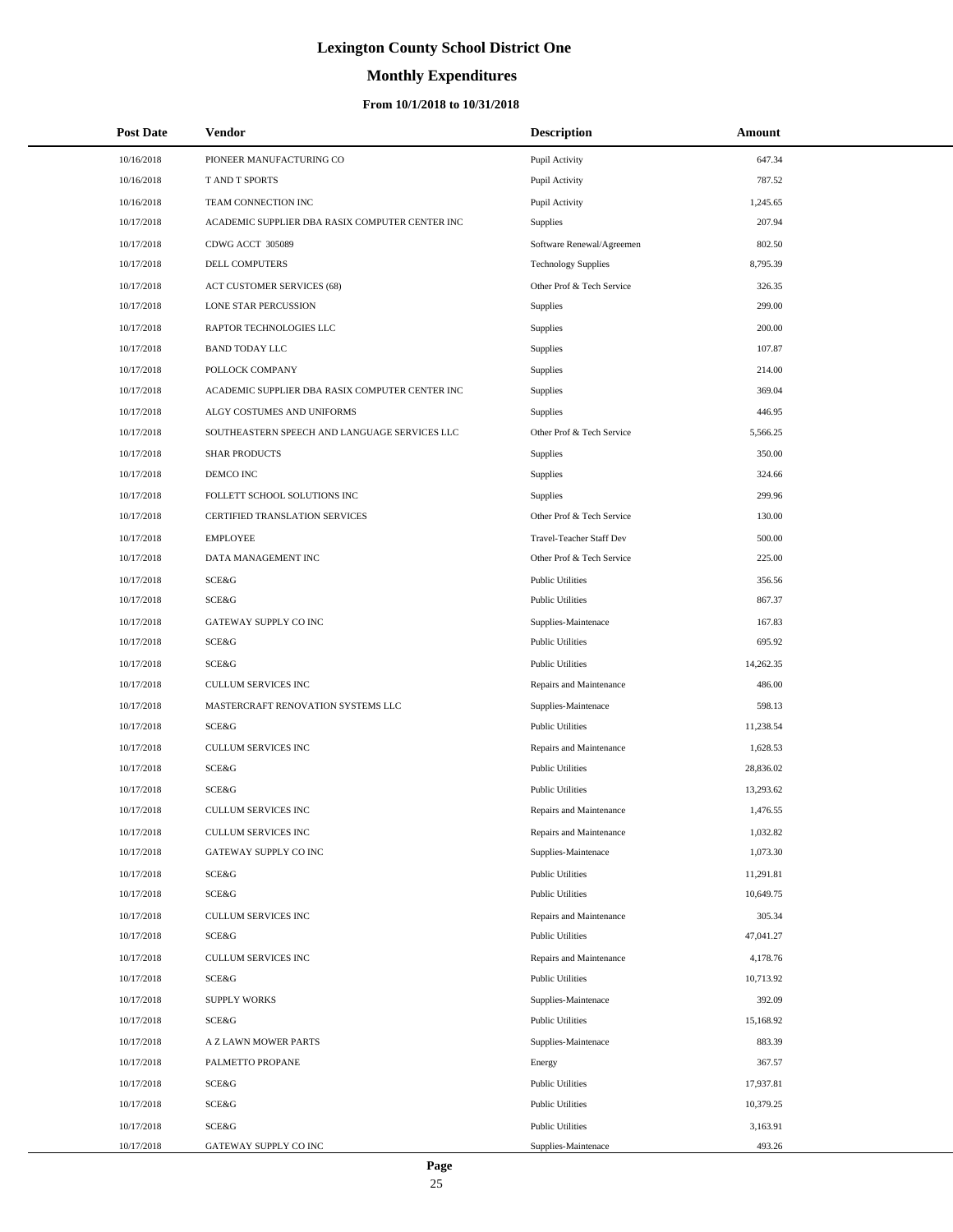# Lexington County School District One

## Monthly Expenditures

#### From 10/1/2018 to 10/31/2018

| Post Date | Vendor | Description | Amount |
|---|---|---|---|
| 10/16/2018 | PIONEER MANUFACTURING CO | Pupil Activity | 647.34 |
| 10/16/2018 | T AND T SPORTS | Pupil Activity | 787.52 |
| 10/16/2018 | TEAM CONNECTION INC | Pupil Activity | 1,245.65 |
| 10/17/2018 | ACADEMIC SUPPLIER DBA RASIX COMPUTER CENTER INC | Supplies | 207.94 |
| 10/17/2018 | CDWG ACCT 305089 | Software Renewal/Agreemen | 802.50 |
| 10/17/2018 | DELL COMPUTERS | Technology Supplies | 8,795.39 |
| 10/17/2018 | ACT CUSTOMER SERVICES (68) | Other Prof & Tech Service | 326.35 |
| 10/17/2018 | LONE STAR PERCUSSION | Supplies | 299.00 |
| 10/17/2018 | RAPTOR TECHNOLOGIES LLC | Supplies | 200.00 |
| 10/17/2018 | BAND TODAY LLC | Supplies | 107.87 |
| 10/17/2018 | POLLOCK COMPANY | Supplies | 214.00 |
| 10/17/2018 | ACADEMIC SUPPLIER DBA RASIX COMPUTER CENTER INC | Supplies | 369.04 |
| 10/17/2018 | ALGY COSTUMES AND UNIFORMS | Supplies | 446.95 |
| 10/17/2018 | SOUTHEASTERN SPEECH AND LANGUAGE SERVICES LLC | Other Prof & Tech Service | 5,566.25 |
| 10/17/2018 | SHAR PRODUCTS | Supplies | 350.00 |
| 10/17/2018 | DEMCO INC | Supplies | 324.66 |
| 10/17/2018 | FOLLETT SCHOOL SOLUTIONS INC | Supplies | 299.96 |
| 10/17/2018 | CERTIFIED TRANSLATION SERVICES | Other Prof & Tech Service | 130.00 |
| 10/17/2018 | EMPLOYEE | Travel-Teacher Staff Dev | 500.00 |
| 10/17/2018 | DATA MANAGEMENT INC | Other Prof & Tech Service | 225.00 |
| 10/17/2018 | SCE&G | Public Utilities | 356.56 |
| 10/17/2018 | SCE&G | Public Utilities | 867.37 |
| 10/17/2018 | GATEWAY SUPPLY CO INC | Supplies-Maintenace | 167.83 |
| 10/17/2018 | SCE&G | Public Utilities | 695.92 |
| 10/17/2018 | SCE&G | Public Utilities | 14,262.35 |
| 10/17/2018 | CULLUM SERVICES INC | Repairs and Maintenance | 486.00 |
| 10/17/2018 | MASTERCRAFT RENOVATION SYSTEMS LLC | Supplies-Maintenace | 598.13 |
| 10/17/2018 | SCE&G | Public Utilities | 11,238.54 |
| 10/17/2018 | CULLUM SERVICES INC | Repairs and Maintenance | 1,628.53 |
| 10/17/2018 | SCE&G | Public Utilities | 28,836.02 |
| 10/17/2018 | SCE&G | Public Utilities | 13,293.62 |
| 10/17/2018 | CULLUM SERVICES INC | Repairs and Maintenance | 1,476.55 |
| 10/17/2018 | CULLUM SERVICES INC | Repairs and Maintenance | 1,032.82 |
| 10/17/2018 | GATEWAY SUPPLY CO INC | Supplies-Maintenace | 1,073.30 |
| 10/17/2018 | SCE&G | Public Utilities | 11,291.81 |
| 10/17/2018 | SCE&G | Public Utilities | 10,649.75 |
| 10/17/2018 | CULLUM SERVICES INC | Repairs and Maintenance | 305.34 |
| 10/17/2018 | SCE&G | Public Utilities | 47,041.27 |
| 10/17/2018 | CULLUM SERVICES INC | Repairs and Maintenance | 4,178.76 |
| 10/17/2018 | SCE&G | Public Utilities | 10,713.92 |
| 10/17/2018 | SUPPLY WORKS | Supplies-Maintenace | 392.09 |
| 10/17/2018 | SCE&G | Public Utilities | 15,168.92 |
| 10/17/2018 | A Z LAWN MOWER PARTS | Supplies-Maintenace | 883.39 |
| 10/17/2018 | PALMETTO PROPANE | Energy | 367.57 |
| 10/17/2018 | SCE&G | Public Utilities | 17,937.81 |
| 10/17/2018 | SCE&G | Public Utilities | 10,379.25 |
| 10/17/2018 | SCE&G | Public Utilities | 3,163.91 |
| 10/17/2018 | GATEWAY SUPPLY CO INC | Supplies-Maintenace | 493.26 |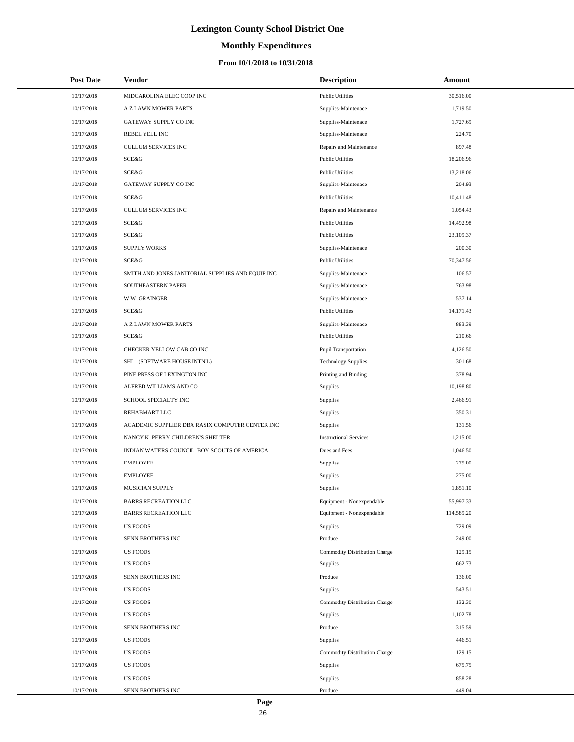# Lexington County School District One

## Monthly Expenditures

### From 10/1/2018 to 10/31/2018

| Post Date | Vendor | Description | Amount |
|---|---|---|---|
| 10/17/2018 | MIDCAROLINA ELEC COOP INC | Public Utilities | 30,516.00 |
| 10/17/2018 | A Z LAWN MOWER PARTS | Supplies-Maintenace | 1,719.50 |
| 10/17/2018 | GATEWAY SUPPLY CO INC | Supplies-Maintenace | 1,727.69 |
| 10/17/2018 | REBEL YELL INC | Supplies-Maintenace | 224.70 |
| 10/17/2018 | CULLUM SERVICES INC | Repairs and Maintenance | 897.48 |
| 10/17/2018 | SCE&G | Public Utilities | 18,206.96 |
| 10/17/2018 | SCE&G | Public Utilities | 13,218.06 |
| 10/17/2018 | GATEWAY SUPPLY CO INC | Supplies-Maintenace | 204.93 |
| 10/17/2018 | SCE&G | Public Utilities | 10,411.48 |
| 10/17/2018 | CULLUM SERVICES INC | Repairs and Maintenance | 1,054.43 |
| 10/17/2018 | SCE&G | Public Utilities | 14,492.98 |
| 10/17/2018 | SCE&G | Public Utilities | 23,109.37 |
| 10/17/2018 | SUPPLY WORKS | Supplies-Maintenace | 200.30 |
| 10/17/2018 | SCE&G | Public Utilities | 70,347.56 |
| 10/17/2018 | SMITH AND JONES JANITORIAL SUPPLIES AND EQUIP INC | Supplies-Maintenace | 106.57 |
| 10/17/2018 | SOUTHEASTERN PAPER | Supplies-Maintenace | 763.98 |
| 10/17/2018 | W W GRAINGER | Supplies-Maintenace | 537.14 |
| 10/17/2018 | SCE&G | Public Utilities | 14,171.43 |
| 10/17/2018 | A Z LAWN MOWER PARTS | Supplies-Maintenace | 883.39 |
| 10/17/2018 | SCE&G | Public Utilities | 210.66 |
| 10/17/2018 | CHECKER YELLOW CAB CO INC | Pupil Transportation | 4,126.50 |
| 10/17/2018 | SHI (SOFTWARE HOUSE INTN'L) | Technology Supplies | 301.68 |
| 10/17/2018 | PINE PRESS OF LEXINGTON INC | Printing and Binding | 378.94 |
| 10/17/2018 | ALFRED WILLIAMS AND CO | Supplies | 10,198.80 |
| 10/17/2018 | SCHOOL SPECIALTY INC | Supplies | 2,466.91 |
| 10/17/2018 | REHABMART LLC | Supplies | 350.31 |
| 10/17/2018 | ACADEMIC SUPPLIER DBA RASIX COMPUTER CENTER INC | Supplies | 131.56 |
| 10/17/2018 | NANCY K PERRY CHILDREN'S SHELTER | Instructional Services | 1,215.00 |
| 10/17/2018 | INDIAN WATERS COUNCIL BOY SCOUTS OF AMERICA | Dues and Fees | 1,046.50 |
| 10/17/2018 | EMPLOYEE | Supplies | 275.00 |
| 10/17/2018 | EMPLOYEE | Supplies | 275.00 |
| 10/17/2018 | MUSICIAN SUPPLY | Supplies | 1,851.10 |
| 10/17/2018 | BARRS RECREATION LLC | Equipment - Nonexpendable | 55,997.33 |
| 10/17/2018 | BARRS RECREATION LLC | Equipment - Nonexpendable | 114,589.20 |
| 10/17/2018 | US FOODS | Supplies | 729.09 |
| 10/17/2018 | SENN BROTHERS INC | Produce | 249.00 |
| 10/17/2018 | US FOODS | Commodity Distribution Charge | 129.15 |
| 10/17/2018 | US FOODS | Supplies | 662.73 |
| 10/17/2018 | SENN BROTHERS INC | Produce | 136.00 |
| 10/17/2018 | US FOODS | Supplies | 543.51 |
| 10/17/2018 | US FOODS | Commodity Distribution Charge | 132.30 |
| 10/17/2018 | US FOODS | Supplies | 1,102.78 |
| 10/17/2018 | SENN BROTHERS INC | Produce | 315.59 |
| 10/17/2018 | US FOODS | Supplies | 446.51 |
| 10/17/2018 | US FOODS | Commodity Distribution Charge | 129.15 |
| 10/17/2018 | US FOODS | Supplies | 675.75 |
| 10/17/2018 | US FOODS | Supplies | 858.28 |
| 10/17/2018 | SENN BROTHERS INC | Produce | 449.04 |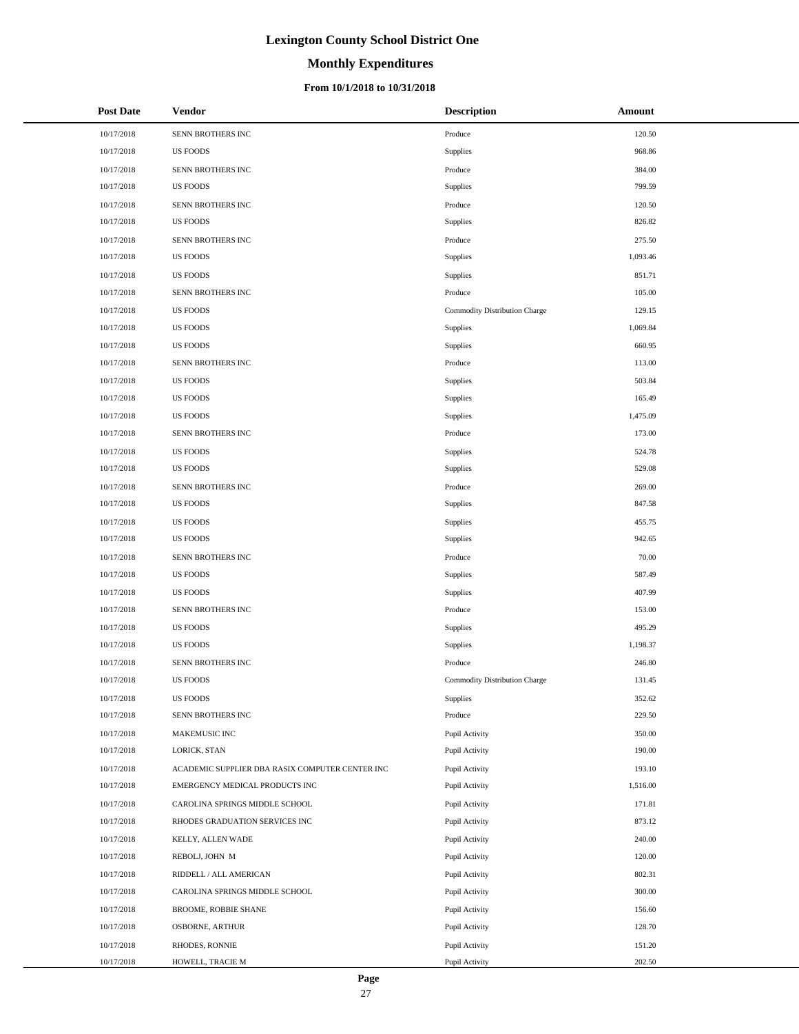# Lexington County School District One

## Monthly Expenditures

### From 10/1/2018 to 10/31/2018

| Post Date | Vendor | Description | Amount |
|---|---|---|---|
| 10/17/2018 | SENN BROTHERS INC | Produce | 120.50 |
| 10/17/2018 | US FOODS | Supplies | 968.86 |
| 10/17/2018 | SENN BROTHERS INC | Produce | 384.00 |
| 10/17/2018 | US FOODS | Supplies | 799.59 |
| 10/17/2018 | SENN BROTHERS INC | Produce | 120.50 |
| 10/17/2018 | US FOODS | Supplies | 826.82 |
| 10/17/2018 | SENN BROTHERS INC | Produce | 275.50 |
| 10/17/2018 | US FOODS | Supplies | 1,093.46 |
| 10/17/2018 | US FOODS | Supplies | 851.71 |
| 10/17/2018 | SENN BROTHERS INC | Produce | 105.00 |
| 10/17/2018 | US FOODS | Commodity Distribution Charge | 129.15 |
| 10/17/2018 | US FOODS | Supplies | 1,069.84 |
| 10/17/2018 | US FOODS | Supplies | 660.95 |
| 10/17/2018 | SENN BROTHERS INC | Produce | 113.00 |
| 10/17/2018 | US FOODS | Supplies | 503.84 |
| 10/17/2018 | US FOODS | Supplies | 165.49 |
| 10/17/2018 | US FOODS | Supplies | 1,475.09 |
| 10/17/2018 | SENN BROTHERS INC | Produce | 173.00 |
| 10/17/2018 | US FOODS | Supplies | 524.78 |
| 10/17/2018 | US FOODS | Supplies | 529.08 |
| 10/17/2018 | SENN BROTHERS INC | Produce | 269.00 |
| 10/17/2018 | US FOODS | Supplies | 847.58 |
| 10/17/2018 | US FOODS | Supplies | 455.75 |
| 10/17/2018 | US FOODS | Supplies | 942.65 |
| 10/17/2018 | SENN BROTHERS INC | Produce | 70.00 |
| 10/17/2018 | US FOODS | Supplies | 587.49 |
| 10/17/2018 | US FOODS | Supplies | 407.99 |
| 10/17/2018 | SENN BROTHERS INC | Produce | 153.00 |
| 10/17/2018 | US FOODS | Supplies | 495.29 |
| 10/17/2018 | US FOODS | Supplies | 1,198.37 |
| 10/17/2018 | SENN BROTHERS INC | Produce | 246.80 |
| 10/17/2018 | US FOODS | Commodity Distribution Charge | 131.45 |
| 10/17/2018 | US FOODS | Supplies | 352.62 |
| 10/17/2018 | SENN BROTHERS INC | Produce | 229.50 |
| 10/17/2018 | MAKEMUSIC INC | Pupil Activity | 350.00 |
| 10/17/2018 | LORICK, STAN | Pupil Activity | 190.00 |
| 10/17/2018 | ACADEMIC SUPPLIER DBA RASIX COMPUTER CENTER INC | Pupil Activity | 193.10 |
| 10/17/2018 | EMERGENCY MEDICAL PRODUCTS INC | Pupil Activity | 1,516.00 |
| 10/17/2018 | CAROLINA SPRINGS MIDDLE SCHOOL | Pupil Activity | 171.81 |
| 10/17/2018 | RHODES GRADUATION SERVICES INC | Pupil Activity | 873.12 |
| 10/17/2018 | KELLY, ALLEN WADE | Pupil Activity | 240.00 |
| 10/17/2018 | REBOLJ, JOHN M | Pupil Activity | 120.00 |
| 10/17/2018 | RIDDELL / ALL AMERICAN | Pupil Activity | 802.31 |
| 10/17/2018 | CAROLINA SPRINGS MIDDLE SCHOOL | Pupil Activity | 300.00 |
| 10/17/2018 | BROOME, ROBBIE SHANE | Pupil Activity | 156.60 |
| 10/17/2018 | OSBORNE, ARTHUR | Pupil Activity | 128.70 |
| 10/17/2018 | RHODES, RONNIE | Pupil Activity | 151.20 |
| 10/17/2018 | HOWELL, TRACIE M | Pupil Activity | 202.50 |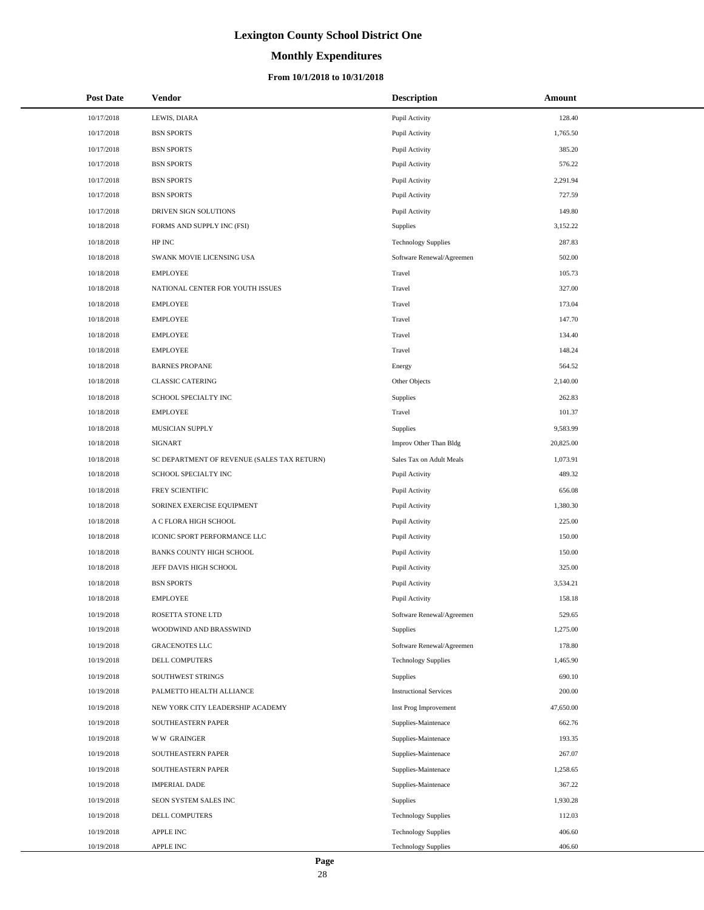# Lexington County School District One

## Monthly Expenditures

### From 10/1/2018 to 10/31/2018

| Post Date | Vendor | Description | Amount |
|---|---|---|---|
| 10/17/2018 | LEWIS, DIARA | Pupil Activity | 128.40 |
| 10/17/2018 | BSN SPORTS | Pupil Activity | 1,765.50 |
| 10/17/2018 | BSN SPORTS | Pupil Activity | 385.20 |
| 10/17/2018 | BSN SPORTS | Pupil Activity | 576.22 |
| 10/17/2018 | BSN SPORTS | Pupil Activity | 2,291.94 |
| 10/17/2018 | BSN SPORTS | Pupil Activity | 727.59 |
| 10/17/2018 | DRIVEN SIGN SOLUTIONS | Pupil Activity | 149.80 |
| 10/18/2018 | FORMS AND SUPPLY INC (FSI) | Supplies | 3,152.22 |
| 10/18/2018 | HP INC | Technology Supplies | 287.83 |
| 10/18/2018 | SWANK MOVIE LICENSING USA | Software Renewal/Agreemen | 502.00 |
| 10/18/2018 | EMPLOYEE | Travel | 105.73 |
| 10/18/2018 | NATIONAL CENTER FOR YOUTH ISSUES | Travel | 327.00 |
| 10/18/2018 | EMPLOYEE | Travel | 173.04 |
| 10/18/2018 | EMPLOYEE | Travel | 147.70 |
| 10/18/2018 | EMPLOYEE | Travel | 134.40 |
| 10/18/2018 | EMPLOYEE | Travel | 148.24 |
| 10/18/2018 | BARNES PROPANE | Energy | 564.52 |
| 10/18/2018 | CLASSIC CATERING | Other Objects | 2,140.00 |
| 10/18/2018 | SCHOOL SPECIALTY INC | Supplies | 262.83 |
| 10/18/2018 | EMPLOYEE | Travel | 101.37 |
| 10/18/2018 | MUSICIAN SUPPLY | Supplies | 9,583.99 |
| 10/18/2018 | SIGNART | Improv Other Than Bldg | 20,825.00 |
| 10/18/2018 | SC DEPARTMENT OF REVENUE (SALES TAX RETURN) | Sales Tax on Adult Meals | 1,073.91 |
| 10/18/2018 | SCHOOL SPECIALTY INC | Pupil Activity | 489.32 |
| 10/18/2018 | FREY SCIENTIFIC | Pupil Activity | 656.08 |
| 10/18/2018 | SORINEX EXERCISE EQUIPMENT | Pupil Activity | 1,380.30 |
| 10/18/2018 | A C FLORA HIGH SCHOOL | Pupil Activity | 225.00 |
| 10/18/2018 | ICONIC SPORT PERFORMANCE LLC | Pupil Activity | 150.00 |
| 10/18/2018 | BANKS COUNTY HIGH SCHOOL | Pupil Activity | 150.00 |
| 10/18/2018 | JEFF DAVIS HIGH SCHOOL | Pupil Activity | 325.00 |
| 10/18/2018 | BSN SPORTS | Pupil Activity | 3,534.21 |
| 10/18/2018 | EMPLOYEE | Pupil Activity | 158.18 |
| 10/19/2018 | ROSETTA STONE LTD | Software Renewal/Agreemen | 529.65 |
| 10/19/2018 | WOODWIND AND BRASSWIND | Supplies | 1,275.00 |
| 10/19/2018 | GRACENOTES LLC | Software Renewal/Agreemen | 178.80 |
| 10/19/2018 | DELL COMPUTERS | Technology Supplies | 1,465.90 |
| 10/19/2018 | SOUTHWEST STRINGS | Supplies | 690.10 |
| 10/19/2018 | PALMETTO HEALTH ALLIANCE | Instructional Services | 200.00 |
| 10/19/2018 | NEW YORK CITY LEADERSHIP ACADEMY | Inst Prog Improvement | 47,650.00 |
| 10/19/2018 | SOUTHEASTERN PAPER | Supplies-Maintenace | 662.76 |
| 10/19/2018 | W W GRAINGER | Supplies-Maintenace | 193.35 |
| 10/19/2018 | SOUTHEASTERN PAPER | Supplies-Maintenace | 267.07 |
| 10/19/2018 | SOUTHEASTERN PAPER | Supplies-Maintenace | 1,258.65 |
| 10/19/2018 | IMPERIAL DADE | Supplies-Maintenace | 367.22 |
| 10/19/2018 | SEON SYSTEM SALES INC | Supplies | 1,930.28 |
| 10/19/2018 | DELL COMPUTERS | Technology Supplies | 112.03 |
| 10/19/2018 | APPLE INC | Technology Supplies | 406.60 |
| 10/19/2018 | APPLE INC | Technology Supplies | 406.60 |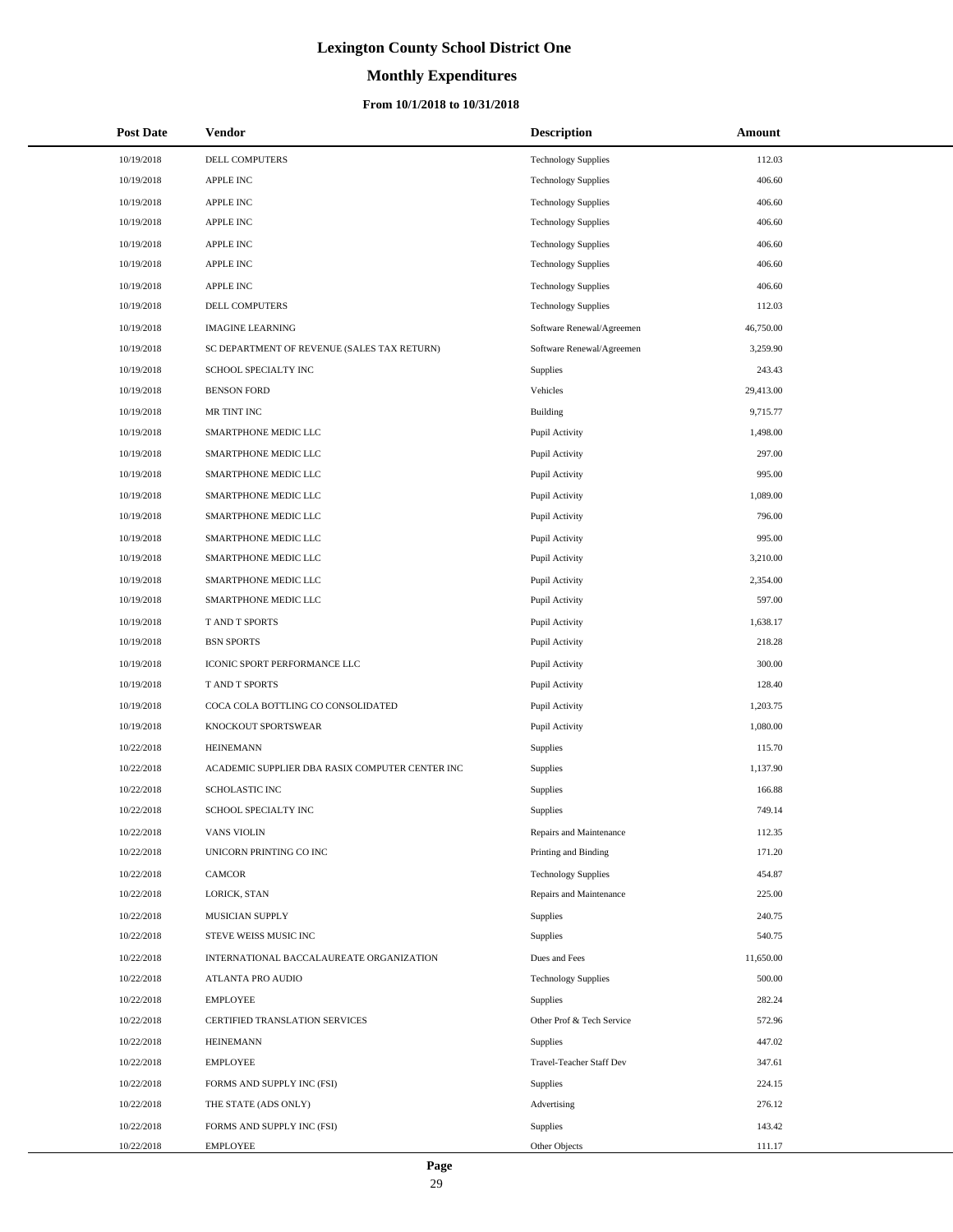# Lexington County School District One

## Monthly Expenditures

### From 10/1/2018 to 10/31/2018

| Post Date | Vendor | Description | Amount |
|---|---|---|---|
| 10/19/2018 | DELL COMPUTERS | Technology Supplies | 112.03 |
| 10/19/2018 | APPLE INC | Technology Supplies | 406.60 |
| 10/19/2018 | APPLE INC | Technology Supplies | 406.60 |
| 10/19/2018 | APPLE INC | Technology Supplies | 406.60 |
| 10/19/2018 | APPLE INC | Technology Supplies | 406.60 |
| 10/19/2018 | APPLE INC | Technology Supplies | 406.60 |
| 10/19/2018 | APPLE INC | Technology Supplies | 406.60 |
| 10/19/2018 | DELL COMPUTERS | Technology Supplies | 112.03 |
| 10/19/2018 | IMAGINE LEARNING | Software Renewal/Agreemen | 46,750.00 |
| 10/19/2018 | SC DEPARTMENT OF REVENUE (SALES TAX RETURN) | Software Renewal/Agreemen | 3,259.90 |
| 10/19/2018 | SCHOOL SPECIALTY INC | Supplies | 243.43 |
| 10/19/2018 | BENSON FORD | Vehicles | 29,413.00 |
| 10/19/2018 | MR TINT INC | Building | 9,715.77 |
| 10/19/2018 | SMARTPHONE MEDIC LLC | Pupil Activity | 1,498.00 |
| 10/19/2018 | SMARTPHONE MEDIC LLC | Pupil Activity | 297.00 |
| 10/19/2018 | SMARTPHONE MEDIC LLC | Pupil Activity | 995.00 |
| 10/19/2018 | SMARTPHONE MEDIC LLC | Pupil Activity | 1,089.00 |
| 10/19/2018 | SMARTPHONE MEDIC LLC | Pupil Activity | 796.00 |
| 10/19/2018 | SMARTPHONE MEDIC LLC | Pupil Activity | 995.00 |
| 10/19/2018 | SMARTPHONE MEDIC LLC | Pupil Activity | 3,210.00 |
| 10/19/2018 | SMARTPHONE MEDIC LLC | Pupil Activity | 2,354.00 |
| 10/19/2018 | SMARTPHONE MEDIC LLC | Pupil Activity | 597.00 |
| 10/19/2018 | T AND T SPORTS | Pupil Activity | 1,638.17 |
| 10/19/2018 | BSN SPORTS | Pupil Activity | 218.28 |
| 10/19/2018 | ICONIC SPORT PERFORMANCE LLC | Pupil Activity | 300.00 |
| 10/19/2018 | T AND T SPORTS | Pupil Activity | 128.40 |
| 10/19/2018 | COCA COLA BOTTLING CO CONSOLIDATED | Pupil Activity | 1,203.75 |
| 10/19/2018 | KNOCKOUT SPORTSWEAR | Pupil Activity | 1,080.00 |
| 10/22/2018 | HEINEMANN | Supplies | 115.70 |
| 10/22/2018 | ACADEMIC SUPPLIER DBA RASIX COMPUTER CENTER INC | Supplies | 1,137.90 |
| 10/22/2018 | SCHOLASTIC INC | Supplies | 166.88 |
| 10/22/2018 | SCHOOL SPECIALTY INC | Supplies | 749.14 |
| 10/22/2018 | VANS VIOLIN | Repairs and Maintenance | 112.35 |
| 10/22/2018 | UNICORN PRINTING CO INC | Printing and Binding | 171.20 |
| 10/22/2018 | CAMCOR | Technology Supplies | 454.87 |
| 10/22/2018 | LORICK, STAN | Repairs and Maintenance | 225.00 |
| 10/22/2018 | MUSICIAN SUPPLY | Supplies | 240.75 |
| 10/22/2018 | STEVE WEISS MUSIC INC | Supplies | 540.75 |
| 10/22/2018 | INTERNATIONAL BACCALAUREATE ORGANIZATION | Dues and Fees | 11,650.00 |
| 10/22/2018 | ATLANTA PRO AUDIO | Technology Supplies | 500.00 |
| 10/22/2018 | EMPLOYEE | Supplies | 282.24 |
| 10/22/2018 | CERTIFIED TRANSLATION SERVICES | Other Prof & Tech Service | 572.96 |
| 10/22/2018 | HEINEMANN | Supplies | 447.02 |
| 10/22/2018 | EMPLOYEE | Travel-Teacher Staff Dev | 347.61 |
| 10/22/2018 | FORMS AND SUPPLY INC (FSI) | Supplies | 224.15 |
| 10/22/2018 | THE STATE (ADS ONLY) | Advertising | 276.12 |
| 10/22/2018 | FORMS AND SUPPLY INC (FSI) | Supplies | 143.42 |
| 10/22/2018 | EMPLOYEE | Other Objects | 111.17 |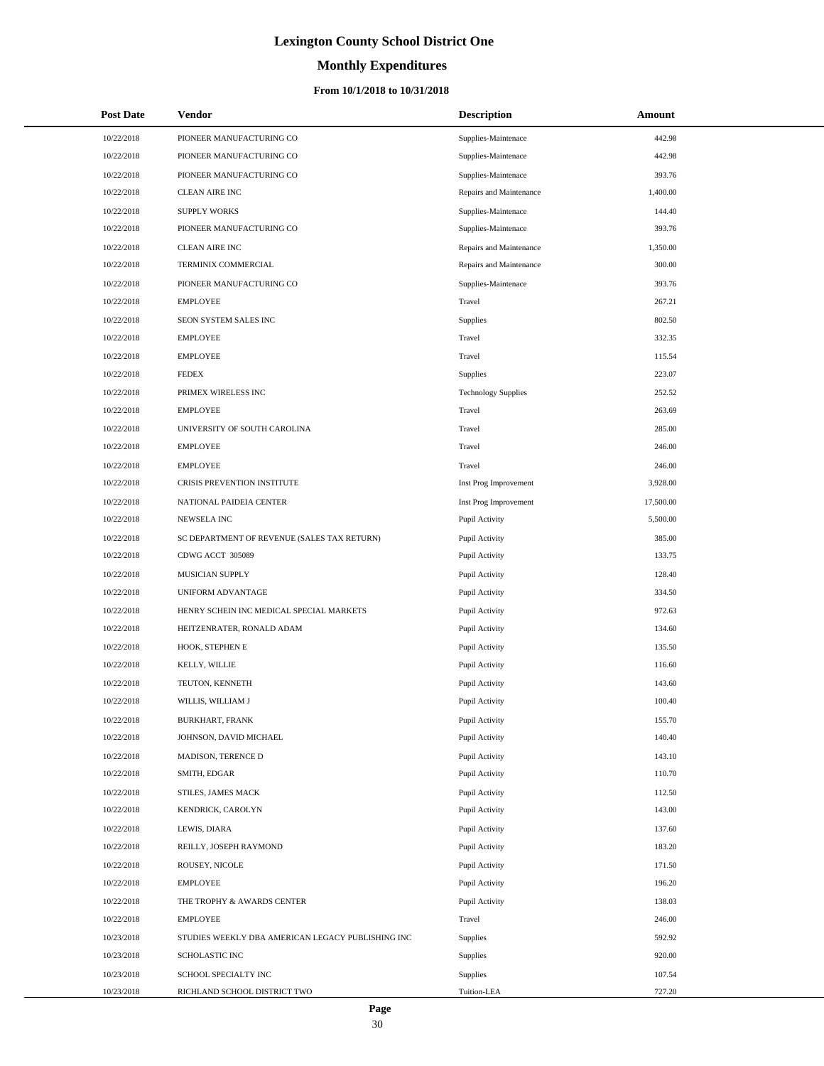# Lexington County School District One

## Monthly Expenditures

### From 10/1/2018 to 10/31/2018

| Post Date | Vendor | Description | Amount |
|---|---|---|---|
| 10/22/2018 | PIONEER MANUFACTURING CO | Supplies-Maintenace | 442.98 |
| 10/22/2018 | PIONEER MANUFACTURING CO | Supplies-Maintenace | 442.98 |
| 10/22/2018 | PIONEER MANUFACTURING CO | Supplies-Maintenace | 393.76 |
| 10/22/2018 | CLEAN AIRE INC | Repairs and Maintenance | 1,400.00 |
| 10/22/2018 | SUPPLY WORKS | Supplies-Maintenace | 144.40 |
| 10/22/2018 | PIONEER MANUFACTURING CO | Supplies-Maintenace | 393.76 |
| 10/22/2018 | CLEAN AIRE INC | Repairs and Maintenance | 1,350.00 |
| 10/22/2018 | TERMINIX COMMERCIAL | Repairs and Maintenance | 300.00 |
| 10/22/2018 | PIONEER MANUFACTURING CO | Supplies-Maintenace | 393.76 |
| 10/22/2018 | EMPLOYEE | Travel | 267.21 |
| 10/22/2018 | SEON SYSTEM SALES INC | Supplies | 802.50 |
| 10/22/2018 | EMPLOYEE | Travel | 332.35 |
| 10/22/2018 | EMPLOYEE | Travel | 115.54 |
| 10/22/2018 | FEDEX | Supplies | 223.07 |
| 10/22/2018 | PRIMEX WIRELESS INC | Technology Supplies | 252.52 |
| 10/22/2018 | EMPLOYEE | Travel | 263.69 |
| 10/22/2018 | UNIVERSITY OF SOUTH CAROLINA | Travel | 285.00 |
| 10/22/2018 | EMPLOYEE | Travel | 246.00 |
| 10/22/2018 | EMPLOYEE | Travel | 246.00 |
| 10/22/2018 | CRISIS PREVENTION INSTITUTE | Inst Prog Improvement | 3,928.00 |
| 10/22/2018 | NATIONAL PAIDEIA CENTER | Inst Prog Improvement | 17,500.00 |
| 10/22/2018 | NEWSELA INC | Pupil Activity | 5,500.00 |
| 10/22/2018 | SC DEPARTMENT OF REVENUE (SALES TAX RETURN) | Pupil Activity | 385.00 |
| 10/22/2018 | CDWG ACCT 305089 | Pupil Activity | 133.75 |
| 10/22/2018 | MUSICIAN SUPPLY | Pupil Activity | 128.40 |
| 10/22/2018 | UNIFORM ADVANTAGE | Pupil Activity | 334.50 |
| 10/22/2018 | HENRY SCHEIN INC MEDICAL SPECIAL MARKETS | Pupil Activity | 972.63 |
| 10/22/2018 | HEITZENRATER, RONALD ADAM | Pupil Activity | 134.60 |
| 10/22/2018 | HOOK, STEPHEN E | Pupil Activity | 135.50 |
| 10/22/2018 | KELLY, WILLIE | Pupil Activity | 116.60 |
| 10/22/2018 | TEUTON, KENNETH | Pupil Activity | 143.60 |
| 10/22/2018 | WILLIS, WILLIAM J | Pupil Activity | 100.40 |
| 10/22/2018 | BURKHART, FRANK | Pupil Activity | 155.70 |
| 10/22/2018 | JOHNSON, DAVID MICHAEL | Pupil Activity | 140.40 |
| 10/22/2018 | MADISON, TERENCE D | Pupil Activity | 143.10 |
| 10/22/2018 | SMITH, EDGAR | Pupil Activity | 110.70 |
| 10/22/2018 | STILES, JAMES MACK | Pupil Activity | 112.50 |
| 10/22/2018 | KENDRICK, CAROLYN | Pupil Activity | 143.00 |
| 10/22/2018 | LEWIS, DIARA | Pupil Activity | 137.60 |
| 10/22/2018 | REILLY, JOSEPH RAYMOND | Pupil Activity | 183.20 |
| 10/22/2018 | ROUSEY, NICOLE | Pupil Activity | 171.50 |
| 10/22/2018 | EMPLOYEE | Pupil Activity | 196.20 |
| 10/22/2018 | THE TROPHY & AWARDS CENTER | Pupil Activity | 138.03 |
| 10/22/2018 | EMPLOYEE | Travel | 246.00 |
| 10/23/2018 | STUDIES WEEKLY DBA AMERICAN LEGACY PUBLISHING INC | Supplies | 592.92 |
| 10/23/2018 | SCHOLASTIC INC | Supplies | 920.00 |
| 10/23/2018 | SCHOOL SPECIALTY INC | Supplies | 107.54 |
| 10/23/2018 | RICHLAND SCHOOL DISTRICT TWO | Tuition-LEA | 727.20 |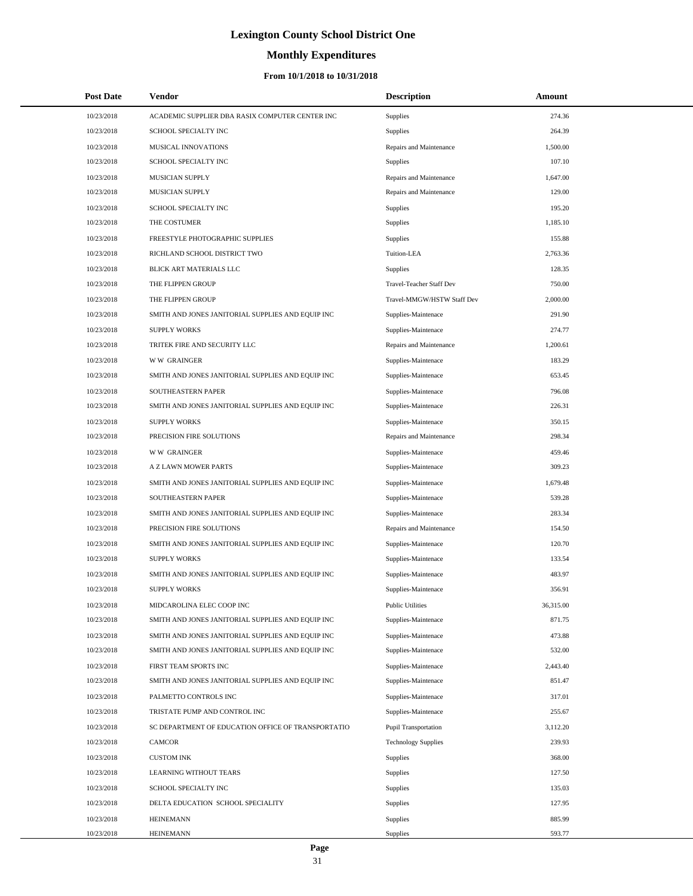# Lexington County School District One

## Monthly Expenditures

### From 10/1/2018 to 10/31/2018

| Post Date | Vendor | Description | Amount |
|---|---|---|---|
| 10/23/2018 | ACADEMIC SUPPLIER DBA RASIX COMPUTER CENTER INC | Supplies | 274.36 |
| 10/23/2018 | SCHOOL SPECIALTY INC | Supplies | 264.39 |
| 10/23/2018 | MUSICAL INNOVATIONS | Repairs and Maintenance | 1,500.00 |
| 10/23/2018 | SCHOOL SPECIALTY INC | Supplies | 107.10 |
| 10/23/2018 | MUSICIAN SUPPLY | Repairs and Maintenance | 1,647.00 |
| 10/23/2018 | MUSICIAN SUPPLY | Repairs and Maintenance | 129.00 |
| 10/23/2018 | SCHOOL SPECIALTY INC | Supplies | 195.20 |
| 10/23/2018 | THE COSTUMER | Supplies | 1,185.10 |
| 10/23/2018 | FREESTYLE PHOTOGRAPHIC SUPPLIES | Supplies | 155.88 |
| 10/23/2018 | RICHLAND SCHOOL DISTRICT TWO | Tuition-LEA | 2,763.36 |
| 10/23/2018 | BLICK ART MATERIALS LLC | Supplies | 128.35 |
| 10/23/2018 | THE FLIPPEN GROUP | Travel-Teacher Staff Dev | 750.00 |
| 10/23/2018 | THE FLIPPEN GROUP | Travel-MMGW/HSTW Staff Dev | 2,000.00 |
| 10/23/2018 | SMITH AND JONES JANITORIAL SUPPLIES AND EQUIP INC | Supplies-Maintenace | 291.90 |
| 10/23/2018 | SUPPLY WORKS | Supplies-Maintenace | 274.77 |
| 10/23/2018 | TRITEK FIRE AND SECURITY LLC | Repairs and Maintenance | 1,200.61 |
| 10/23/2018 | W W GRAINGER | Supplies-Maintenace | 183.29 |
| 10/23/2018 | SMITH AND JONES JANITORIAL SUPPLIES AND EQUIP INC | Supplies-Maintenace | 653.45 |
| 10/23/2018 | SOUTHEASTERN PAPER | Supplies-Maintenace | 796.08 |
| 10/23/2018 | SMITH AND JONES JANITORIAL SUPPLIES AND EQUIP INC | Supplies-Maintenace | 226.31 |
| 10/23/2018 | SUPPLY WORKS | Supplies-Maintenace | 350.15 |
| 10/23/2018 | PRECISION FIRE SOLUTIONS | Repairs and Maintenance | 298.34 |
| 10/23/2018 | W W GRAINGER | Supplies-Maintenace | 459.46 |
| 10/23/2018 | A Z LAWN MOWER PARTS | Supplies-Maintenace | 309.23 |
| 10/23/2018 | SMITH AND JONES JANITORIAL SUPPLIES AND EQUIP INC | Supplies-Maintenace | 1,679.48 |
| 10/23/2018 | SOUTHEASTERN PAPER | Supplies-Maintenace | 539.28 |
| 10/23/2018 | SMITH AND JONES JANITORIAL SUPPLIES AND EQUIP INC | Supplies-Maintenace | 283.34 |
| 10/23/2018 | PRECISION FIRE SOLUTIONS | Repairs and Maintenance | 154.50 |
| 10/23/2018 | SMITH AND JONES JANITORIAL SUPPLIES AND EQUIP INC | Supplies-Maintenace | 120.70 |
| 10/23/2018 | SUPPLY WORKS | Supplies-Maintenace | 133.54 |
| 10/23/2018 | SMITH AND JONES JANITORIAL SUPPLIES AND EQUIP INC | Supplies-Maintenace | 483.97 |
| 10/23/2018 | SUPPLY WORKS | Supplies-Maintenace | 356.91 |
| 10/23/2018 | MIDCAROLINA ELEC COOP INC | Public Utilities | 36,315.00 |
| 10/23/2018 | SMITH AND JONES JANITORIAL SUPPLIES AND EQUIP INC | Supplies-Maintenace | 871.75 |
| 10/23/2018 | SMITH AND JONES JANITORIAL SUPPLIES AND EQUIP INC | Supplies-Maintenace | 473.88 |
| 10/23/2018 | SMITH AND JONES JANITORIAL SUPPLIES AND EQUIP INC | Supplies-Maintenace | 532.00 |
| 10/23/2018 | FIRST TEAM SPORTS INC | Supplies-Maintenace | 2,443.40 |
| 10/23/2018 | SMITH AND JONES JANITORIAL SUPPLIES AND EQUIP INC | Supplies-Maintenace | 851.47 |
| 10/23/2018 | PALMETTO CONTROLS INC | Supplies-Maintenace | 317.01 |
| 10/23/2018 | TRISTATE PUMP AND CONTROL INC | Supplies-Maintenace | 255.67 |
| 10/23/2018 | SC DEPARTMENT OF EDUCATION OFFICE OF TRANSPORTATIO | Pupil Transportation | 3,112.20 |
| 10/23/2018 | CAMCOR | Technology Supplies | 239.93 |
| 10/23/2018 | CUSTOM INK | Supplies | 368.00 |
| 10/23/2018 | LEARNING WITHOUT TEARS | Supplies | 127.50 |
| 10/23/2018 | SCHOOL SPECIALTY INC | Supplies | 135.03 |
| 10/23/2018 | DELTA EDUCATION SCHOOL SPECIALITY | Supplies | 127.95 |
| 10/23/2018 | HEINEMANN | Supplies | 885.99 |
| 10/23/2018 | HEINEMANN | Supplies | 593.77 |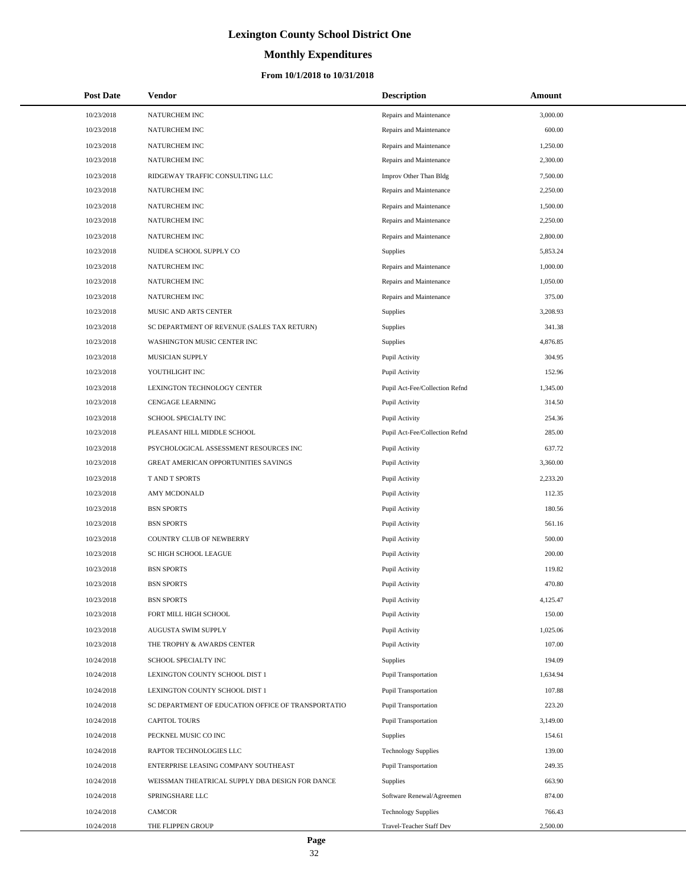# Lexington County School District One

## Monthly Expenditures

### From 10/1/2018 to 10/31/2018

| Post Date | Vendor | Description | Amount |
|---|---|---|---|
| 10/23/2018 | NATURCHEM INC | Repairs and Maintenance | 3,000.00 |
| 10/23/2018 | NATURCHEM INC | Repairs and Maintenance | 600.00 |
| 10/23/2018 | NATURCHEM INC | Repairs and Maintenance | 1,250.00 |
| 10/23/2018 | NATURCHEM INC | Repairs and Maintenance | 2,300.00 |
| 10/23/2018 | RIDGEWAY TRAFFIC CONSULTING LLC | Improv Other Than Bldg | 7,500.00 |
| 10/23/2018 | NATURCHEM INC | Repairs and Maintenance | 2,250.00 |
| 10/23/2018 | NATURCHEM INC | Repairs and Maintenance | 1,500.00 |
| 10/23/2018 | NATURCHEM INC | Repairs and Maintenance | 2,250.00 |
| 10/23/2018 | NATURCHEM INC | Repairs and Maintenance | 2,800.00 |
| 10/23/2018 | NUIDEA SCHOOL SUPPLY CO | Supplies | 5,853.24 |
| 10/23/2018 | NATURCHEM INC | Repairs and Maintenance | 1,000.00 |
| 10/23/2018 | NATURCHEM INC | Repairs and Maintenance | 1,050.00 |
| 10/23/2018 | NATURCHEM INC | Repairs and Maintenance | 375.00 |
| 10/23/2018 | MUSIC AND ARTS CENTER | Supplies | 3,208.93 |
| 10/23/2018 | SC DEPARTMENT OF REVENUE (SALES TAX RETURN) | Supplies | 341.38 |
| 10/23/2018 | WASHINGTON MUSIC CENTER INC | Supplies | 4,876.85 |
| 10/23/2018 | MUSICIAN SUPPLY | Pupil Activity | 304.95 |
| 10/23/2018 | YOUTHLIGHT INC | Pupil Activity | 152.96 |
| 10/23/2018 | LEXINGTON TECHNOLOGY CENTER | Pupil Act-Fee/Collection Refnd | 1,345.00 |
| 10/23/2018 | CENGAGE LEARNING | Pupil Activity | 314.50 |
| 10/23/2018 | SCHOOL SPECIALTY INC | Pupil Activity | 254.36 |
| 10/23/2018 | PLEASANT HILL MIDDLE SCHOOL | Pupil Act-Fee/Collection Refnd | 285.00 |
| 10/23/2018 | PSYCHOLOGICAL ASSESSMENT RESOURCES INC | Pupil Activity | 637.72 |
| 10/23/2018 | GREAT AMERICAN OPPORTUNITIES SAVINGS | Pupil Activity | 3,360.00 |
| 10/23/2018 | T AND T SPORTS | Pupil Activity | 2,233.20 |
| 10/23/2018 | AMY MCDONALD | Pupil Activity | 112.35 |
| 10/23/2018 | BSN SPORTS | Pupil Activity | 180.56 |
| 10/23/2018 | BSN SPORTS | Pupil Activity | 561.16 |
| 10/23/2018 | COUNTRY CLUB OF NEWBERRY | Pupil Activity | 500.00 |
| 10/23/2018 | SC HIGH SCHOOL LEAGUE | Pupil Activity | 200.00 |
| 10/23/2018 | BSN SPORTS | Pupil Activity | 119.82 |
| 10/23/2018 | BSN SPORTS | Pupil Activity | 470.80 |
| 10/23/2018 | BSN SPORTS | Pupil Activity | 4,125.47 |
| 10/23/2018 | FORT MILL HIGH SCHOOL | Pupil Activity | 150.00 |
| 10/23/2018 | AUGUSTA SWIM SUPPLY | Pupil Activity | 1,025.06 |
| 10/23/2018 | THE TROPHY & AWARDS CENTER | Pupil Activity | 107.00 |
| 10/24/2018 | SCHOOL SPECIALTY INC | Supplies | 194.09 |
| 10/24/2018 | LEXINGTON COUNTY SCHOOL DIST 1 | Pupil Transportation | 1,634.94 |
| 10/24/2018 | LEXINGTON COUNTY SCHOOL DIST 1 | Pupil Transportation | 107.88 |
| 10/24/2018 | SC DEPARTMENT OF EDUCATION OFFICE OF TRANSPORTATIO | Pupil Transportation | 223.20 |
| 10/24/2018 | CAPITOL TOURS | Pupil Transportation | 3,149.00 |
| 10/24/2018 | PECKNEL MUSIC CO INC | Supplies | 154.61 |
| 10/24/2018 | RAPTOR TECHNOLOGIES LLC | Technology Supplies | 139.00 |
| 10/24/2018 | ENTERPRISE LEASING COMPANY SOUTHEAST | Pupil Transportation | 249.35 |
| 10/24/2018 | WEISSMAN THEATRICAL SUPPLY DBA DESIGN FOR DANCE | Supplies | 663.90 |
| 10/24/2018 | SPRINGSHARE LLC | Software Renewal/Agreemen | 874.00 |
| 10/24/2018 | CAMCOR | Technology Supplies | 766.43 |
| 10/24/2018 | THE FLIPPEN GROUP | Travel-Teacher Staff Dev | 2,500.00 |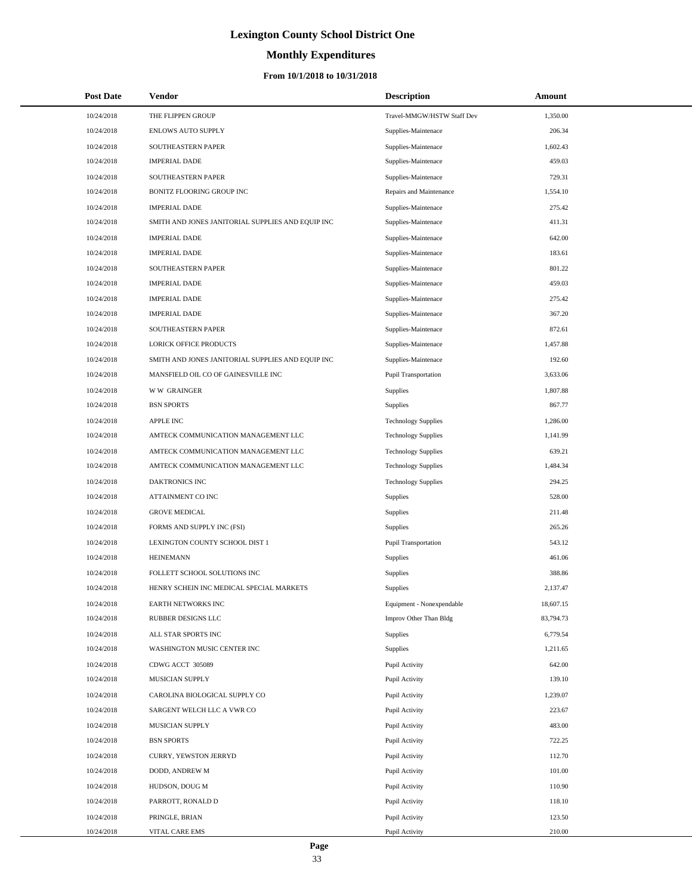# Lexington County School District One

## Monthly Expenditures

### From 10/1/2018 to 10/31/2018

| Post Date | Vendor | Description | Amount |
|---|---|---|---|
| 10/24/2018 | THE FLIPPEN GROUP | Travel-MMGW/HSTW Staff Dev | 1,350.00 |
| 10/24/2018 | ENLOWS AUTO SUPPLY | Supplies-Maintenace | 206.34 |
| 10/24/2018 | SOUTHEASTERN PAPER | Supplies-Maintenace | 1,602.43 |
| 10/24/2018 | IMPERIAL DADE | Supplies-Maintenace | 459.03 |
| 10/24/2018 | SOUTHEASTERN PAPER | Supplies-Maintenace | 729.31 |
| 10/24/2018 | BONITZ FLOORING GROUP INC | Repairs and Maintenance | 1,554.10 |
| 10/24/2018 | IMPERIAL DADE | Supplies-Maintenace | 275.42 |
| 10/24/2018 | SMITH AND JONES JANITORIAL SUPPLIES AND EQUIP INC | Supplies-Maintenace | 411.31 |
| 10/24/2018 | IMPERIAL DADE | Supplies-Maintenace | 642.00 |
| 10/24/2018 | IMPERIAL DADE | Supplies-Maintenace | 183.61 |
| 10/24/2018 | SOUTHEASTERN PAPER | Supplies-Maintenace | 801.22 |
| 10/24/2018 | IMPERIAL DADE | Supplies-Maintenace | 459.03 |
| 10/24/2018 | IMPERIAL DADE | Supplies-Maintenace | 275.42 |
| 10/24/2018 | IMPERIAL DADE | Supplies-Maintenace | 367.20 |
| 10/24/2018 | SOUTHEASTERN PAPER | Supplies-Maintenace | 872.61 |
| 10/24/2018 | LORICK OFFICE PRODUCTS | Supplies-Maintenace | 1,457.88 |
| 10/24/2018 | SMITH AND JONES JANITORIAL SUPPLIES AND EQUIP INC | Supplies-Maintenace | 192.60 |
| 10/24/2018 | MANSFIELD OIL CO OF GAINESVILLE INC | Pupil Transportation | 3,633.06 |
| 10/24/2018 | W W GRAINGER | Supplies | 1,807.88 |
| 10/24/2018 | BSN SPORTS | Supplies | 867.77 |
| 10/24/2018 | APPLE INC | Technology Supplies | 1,286.00 |
| 10/24/2018 | AMTECK COMMUNICATION MANAGEMENT LLC | Technology Supplies | 1,141.99 |
| 10/24/2018 | AMTECK COMMUNICATION MANAGEMENT LLC | Technology Supplies | 639.21 |
| 10/24/2018 | AMTECK COMMUNICATION MANAGEMENT LLC | Technology Supplies | 1,484.34 |
| 10/24/2018 | DAKTRONICS INC | Technology Supplies | 294.25 |
| 10/24/2018 | ATTAINMENT CO INC | Supplies | 528.00 |
| 10/24/2018 | GROVE MEDICAL | Supplies | 211.48 |
| 10/24/2018 | FORMS AND SUPPLY INC (FSI) | Supplies | 265.26 |
| 10/24/2018 | LEXINGTON COUNTY SCHOOL DIST 1 | Pupil Transportation | 543.12 |
| 10/24/2018 | HEINEMANN | Supplies | 461.06 |
| 10/24/2018 | FOLLETT SCHOOL SOLUTIONS INC | Supplies | 388.86 |
| 10/24/2018 | HENRY SCHEIN INC MEDICAL SPECIAL MARKETS | Supplies | 2,137.47 |
| 10/24/2018 | EARTH NETWORKS INC | Equipment - Nonexpendable | 18,607.15 |
| 10/24/2018 | RUBBER DESIGNS LLC | Improv Other Than Bldg | 83,794.73 |
| 10/24/2018 | ALL STAR SPORTS INC | Supplies | 6,779.54 |
| 10/24/2018 | WASHINGTON MUSIC CENTER INC | Supplies | 1,211.65 |
| 10/24/2018 | CDWG ACCT 305089 | Pupil Activity | 642.00 |
| 10/24/2018 | MUSICIAN SUPPLY | Pupil Activity | 139.10 |
| 10/24/2018 | CAROLINA BIOLOGICAL SUPPLY CO | Pupil Activity | 1,239.07 |
| 10/24/2018 | SARGENT WELCH LLC A VWR CO | Pupil Activity | 223.67 |
| 10/24/2018 | MUSICIAN SUPPLY | Pupil Activity | 483.00 |
| 10/24/2018 | BSN SPORTS | Pupil Activity | 722.25 |
| 10/24/2018 | CURRY, YEWSTON JERRYD | Pupil Activity | 112.70 |
| 10/24/2018 | DODD, ANDREW M | Pupil Activity | 101.00 |
| 10/24/2018 | HUDSON, DOUG M | Pupil Activity | 110.90 |
| 10/24/2018 | PARROTT, RONALD D | Pupil Activity | 118.10 |
| 10/24/2018 | PRINGLE, BRIAN | Pupil Activity | 123.50 |
| 10/24/2018 | VITAL CARE EMS | Pupil Activity | 210.00 |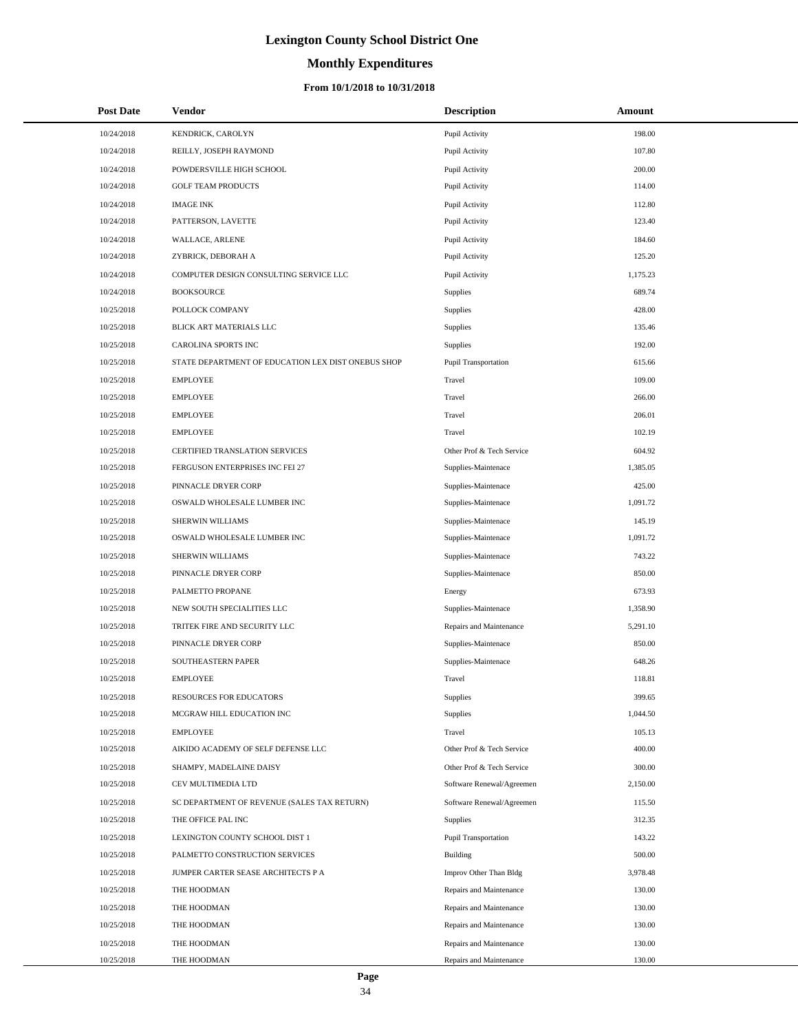# Lexington County School District One

## Monthly Expenditures

### From 10/1/2018 to 10/31/2018

| Post Date | Vendor | Description | Amount |
|---|---|---|---|
| 10/24/2018 | KENDRICK, CAROLYN | Pupil Activity | 198.00 |
| 10/24/2018 | REILLY, JOSEPH RAYMOND | Pupil Activity | 107.80 |
| 10/24/2018 | POWDERSVILLE HIGH SCHOOL | Pupil Activity | 200.00 |
| 10/24/2018 | GOLF TEAM PRODUCTS | Pupil Activity | 114.00 |
| 10/24/2018 | IMAGE INK | Pupil Activity | 112.80 |
| 10/24/2018 | PATTERSON, LAVETTE | Pupil Activity | 123.40 |
| 10/24/2018 | WALLACE, ARLENE | Pupil Activity | 184.60 |
| 10/24/2018 | ZYBRICK, DEBORAH A | Pupil Activity | 125.20 |
| 10/24/2018 | COMPUTER DESIGN CONSULTING SERVICE LLC | Pupil Activity | 1,175.23 |
| 10/24/2018 | BOOKSOURCE | Supplies | 689.74 |
| 10/25/2018 | POLLOCK COMPANY | Supplies | 428.00 |
| 10/25/2018 | BLICK ART MATERIALS LLC | Supplies | 135.46 |
| 10/25/2018 | CAROLINA SPORTS INC | Supplies | 192.00 |
| 10/25/2018 | STATE DEPARTMENT OF EDUCATION LEX DIST ONEBUS SHOP | Pupil Transportation | 615.66 |
| 10/25/2018 | EMPLOYEE | Travel | 109.00 |
| 10/25/2018 | EMPLOYEE | Travel | 266.00 |
| 10/25/2018 | EMPLOYEE | Travel | 206.01 |
| 10/25/2018 | EMPLOYEE | Travel | 102.19 |
| 10/25/2018 | CERTIFIED TRANSLATION SERVICES | Other Prof & Tech Service | 604.92 |
| 10/25/2018 | FERGUSON ENTERPRISES INC FEI 27 | Supplies-Maintenace | 1,385.05 |
| 10/25/2018 | PINNACLE DRYER CORP | Supplies-Maintenace | 425.00 |
| 10/25/2018 | OSWALD WHOLESALE LUMBER INC | Supplies-Maintenace | 1,091.72 |
| 10/25/2018 | SHERWIN WILLIAMS | Supplies-Maintenace | 145.19 |
| 10/25/2018 | OSWALD WHOLESALE LUMBER INC | Supplies-Maintenace | 1,091.72 |
| 10/25/2018 | SHERWIN WILLIAMS | Supplies-Maintenace | 743.22 |
| 10/25/2018 | PINNACLE DRYER CORP | Supplies-Maintenace | 850.00 |
| 10/25/2018 | PALMETTO PROPANE | Energy | 673.93 |
| 10/25/2018 | NEW SOUTH SPECIALITIES LLC | Supplies-Maintenace | 1,358.90 |
| 10/25/2018 | TRITEK FIRE AND SECURITY LLC | Repairs and Maintenance | 5,291.10 |
| 10/25/2018 | PINNACLE DRYER CORP | Supplies-Maintenace | 850.00 |
| 10/25/2018 | SOUTHEASTERN PAPER | Supplies-Maintenace | 648.26 |
| 10/25/2018 | EMPLOYEE | Travel | 118.81 |
| 10/25/2018 | RESOURCES FOR EDUCATORS | Supplies | 399.65 |
| 10/25/2018 | MCGRAW HILL EDUCATION INC | Supplies | 1,044.50 |
| 10/25/2018 | EMPLOYEE | Travel | 105.13 |
| 10/25/2018 | AIKIDO ACADEMY OF SELF DEFENSE LLC | Other Prof & Tech Service | 400.00 |
| 10/25/2018 | SHAMPY, MADELAINE DAISY | Other Prof & Tech Service | 300.00 |
| 10/25/2018 | CEV MULTIMEDIA LTD | Software Renewal/Agreemen | 2,150.00 |
| 10/25/2018 | SC DEPARTMENT OF REVENUE (SALES TAX RETURN) | Software Renewal/Agreemen | 115.50 |
| 10/25/2018 | THE OFFICE PAL INC | Supplies | 312.35 |
| 10/25/2018 | LEXINGTON COUNTY SCHOOL DIST 1 | Pupil Transportation | 143.22 |
| 10/25/2018 | PALMETTO CONSTRUCTION SERVICES | Building | 500.00 |
| 10/25/2018 | JUMPER CARTER SEASE ARCHITECTS P A | Improv Other Than Bldg | 3,978.48 |
| 10/25/2018 | THE HOODMAN | Repairs and Maintenance | 130.00 |
| 10/25/2018 | THE HOODMAN | Repairs and Maintenance | 130.00 |
| 10/25/2018 | THE HOODMAN | Repairs and Maintenance | 130.00 |
| 10/25/2018 | THE HOODMAN | Repairs and Maintenance | 130.00 |
| 10/25/2018 | THE HOODMAN | Repairs and Maintenance | 130.00 |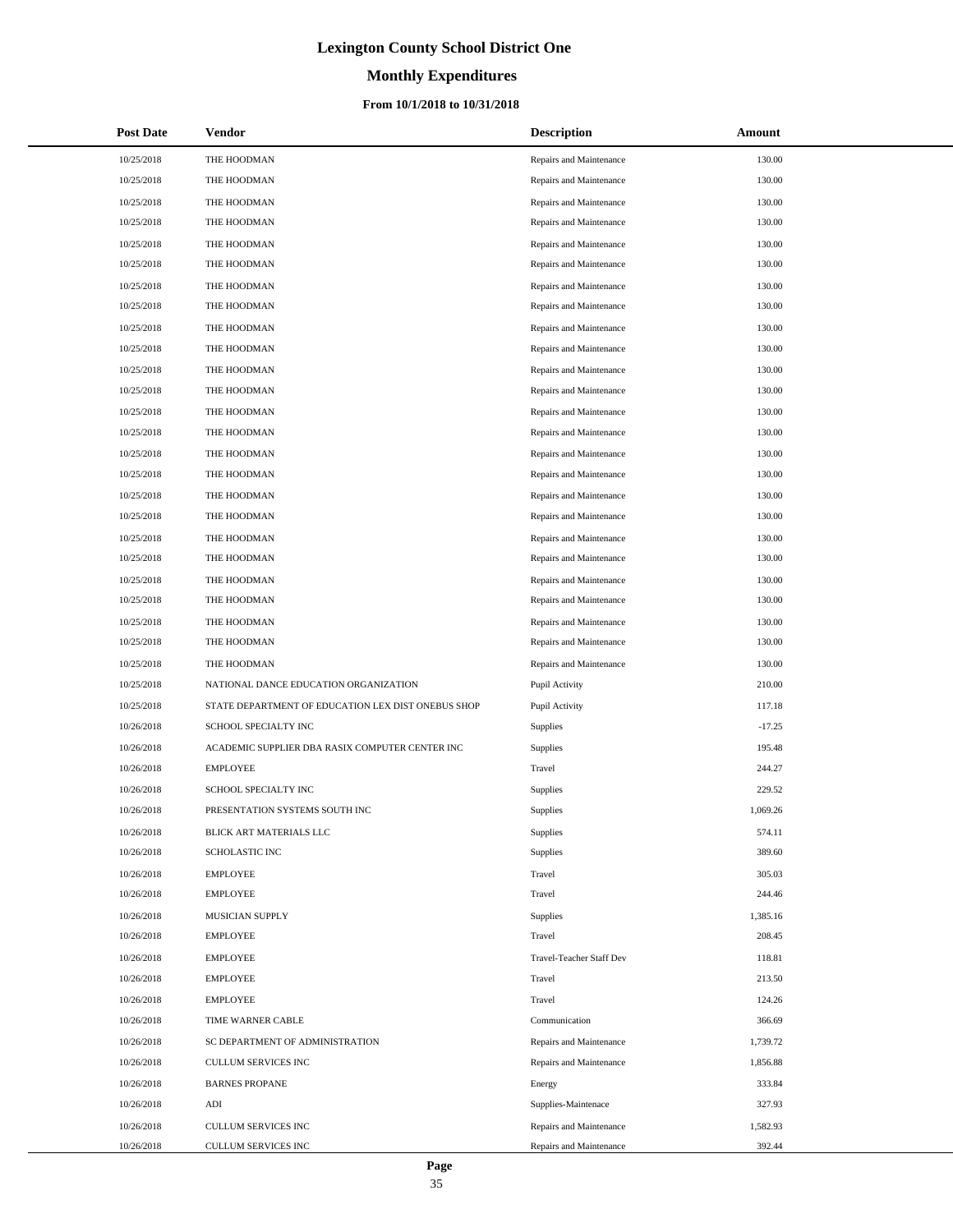# Lexington County School District One

## Monthly Expenditures

### From 10/1/2018 to 10/31/2018

| Post Date | Vendor | Description | Amount |
|---|---|---|---|
| 10/25/2018 | THE HOODMAN | Repairs and Maintenance | 130.00 |
| 10/25/2018 | THE HOODMAN | Repairs and Maintenance | 130.00 |
| 10/25/2018 | THE HOODMAN | Repairs and Maintenance | 130.00 |
| 10/25/2018 | THE HOODMAN | Repairs and Maintenance | 130.00 |
| 10/25/2018 | THE HOODMAN | Repairs and Maintenance | 130.00 |
| 10/25/2018 | THE HOODMAN | Repairs and Maintenance | 130.00 |
| 10/25/2018 | THE HOODMAN | Repairs and Maintenance | 130.00 |
| 10/25/2018 | THE HOODMAN | Repairs and Maintenance | 130.00 |
| 10/25/2018 | THE HOODMAN | Repairs and Maintenance | 130.00 |
| 10/25/2018 | THE HOODMAN | Repairs and Maintenance | 130.00 |
| 10/25/2018 | THE HOODMAN | Repairs and Maintenance | 130.00 |
| 10/25/2018 | THE HOODMAN | Repairs and Maintenance | 130.00 |
| 10/25/2018 | THE HOODMAN | Repairs and Maintenance | 130.00 |
| 10/25/2018 | THE HOODMAN | Repairs and Maintenance | 130.00 |
| 10/25/2018 | THE HOODMAN | Repairs and Maintenance | 130.00 |
| 10/25/2018 | THE HOODMAN | Repairs and Maintenance | 130.00 |
| 10/25/2018 | THE HOODMAN | Repairs and Maintenance | 130.00 |
| 10/25/2018 | THE HOODMAN | Repairs and Maintenance | 130.00 |
| 10/25/2018 | THE HOODMAN | Repairs and Maintenance | 130.00 |
| 10/25/2018 | THE HOODMAN | Repairs and Maintenance | 130.00 |
| 10/25/2018 | THE HOODMAN | Repairs and Maintenance | 130.00 |
| 10/25/2018 | THE HOODMAN | Repairs and Maintenance | 130.00 |
| 10/25/2018 | THE HOODMAN | Repairs and Maintenance | 130.00 |
| 10/25/2018 | THE HOODMAN | Repairs and Maintenance | 130.00 |
| 10/25/2018 | THE HOODMAN | Repairs and Maintenance | 130.00 |
| 10/25/2018 | NATIONAL DANCE EDUCATION ORGANIZATION | Pupil Activity | 210.00 |
| 10/25/2018 | STATE DEPARTMENT OF EDUCATION LEX DIST ONEBUS SHOP | Pupil Activity | 117.18 |
| 10/26/2018 | SCHOOL SPECIALTY INC | Supplies | -17.25 |
| 10/26/2018 | ACADEMIC SUPPLIER DBA RASIX COMPUTER CENTER INC | Supplies | 195.48 |
| 10/26/2018 | EMPLOYEE | Travel | 244.27 |
| 10/26/2018 | SCHOOL SPECIALTY INC | Supplies | 229.52 |
| 10/26/2018 | PRESENTATION SYSTEMS SOUTH INC | Supplies | 1,069.26 |
| 10/26/2018 | BLICK ART MATERIALS LLC | Supplies | 574.11 |
| 10/26/2018 | SCHOLASTIC INC | Supplies | 389.60 |
| 10/26/2018 | EMPLOYEE | Travel | 305.03 |
| 10/26/2018 | EMPLOYEE | Travel | 244.46 |
| 10/26/2018 | MUSICIAN SUPPLY | Supplies | 1,385.16 |
| 10/26/2018 | EMPLOYEE | Travel | 208.45 |
| 10/26/2018 | EMPLOYEE | Travel-Teacher Staff Dev | 118.81 |
| 10/26/2018 | EMPLOYEE | Travel | 213.50 |
| 10/26/2018 | EMPLOYEE | Travel | 124.26 |
| 10/26/2018 | TIME WARNER CABLE | Communication | 366.69 |
| 10/26/2018 | SC DEPARTMENT OF ADMINISTRATION | Repairs and Maintenance | 1,739.72 |
| 10/26/2018 | CULLUM SERVICES INC | Repairs and Maintenance | 1,856.88 |
| 10/26/2018 | BARNES PROPANE | Energy | 333.84 |
| 10/26/2018 | ADI | Supplies-Maintenace | 327.93 |
| 10/26/2018 | CULLUM SERVICES INC | Repairs and Maintenance | 1,582.93 |
| 10/26/2018 | CULLUM SERVICES INC | Repairs and Maintenance | 392.44 |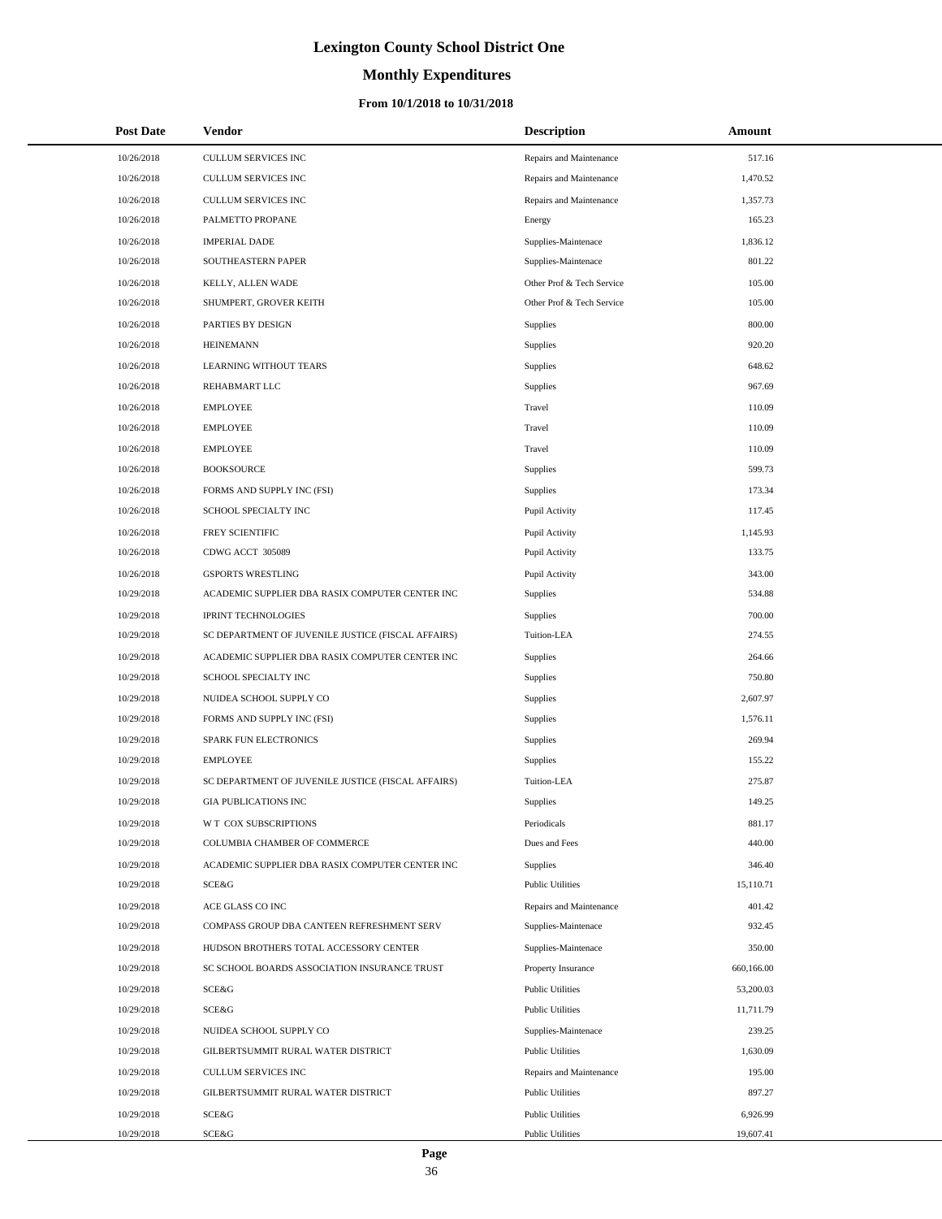# Lexington County School District One

## Monthly Expenditures

### From 10/1/2018 to 10/31/2018

| Post Date | Vendor | Description | Amount |
|---|---|---|---|
| 10/26/2018 | CULLUM SERVICES INC | Repairs and Maintenance | 517.16 |
| 10/26/2018 | CULLUM SERVICES INC | Repairs and Maintenance | 1,470.52 |
| 10/26/2018 | CULLUM SERVICES INC | Repairs and Maintenance | 1,357.73 |
| 10/26/2018 | PALMETTO PROPANE | Energy | 165.23 |
| 10/26/2018 | IMPERIAL DADE | Supplies-Maintenace | 1,836.12 |
| 10/26/2018 | SOUTHEASTERN PAPER | Supplies-Maintenace | 801.22 |
| 10/26/2018 | KELLY, ALLEN WADE | Other Prof & Tech Service | 105.00 |
| 10/26/2018 | SHUMPERT, GROVER KEITH | Other Prof & Tech Service | 105.00 |
| 10/26/2018 | PARTIES BY DESIGN | Supplies | 800.00 |
| 10/26/2018 | HEINEMANN | Supplies | 920.20 |
| 10/26/2018 | LEARNING WITHOUT TEARS | Supplies | 648.62 |
| 10/26/2018 | REHABMART LLC | Supplies | 967.69 |
| 10/26/2018 | EMPLOYEE | Travel | 110.09 |
| 10/26/2018 | EMPLOYEE | Travel | 110.09 |
| 10/26/2018 | EMPLOYEE | Travel | 110.09 |
| 10/26/2018 | BOOKSOURCE | Supplies | 599.73 |
| 10/26/2018 | FORMS AND SUPPLY INC (FSI) | Supplies | 173.34 |
| 10/26/2018 | SCHOOL SPECIALTY INC | Pupil Activity | 117.45 |
| 10/26/2018 | FREY SCIENTIFIC | Pupil Activity | 1,145.93 |
| 10/26/2018 | CDWG ACCT 305089 | Pupil Activity | 133.75 |
| 10/26/2018 | GSPORTS WRESTLING | Pupil Activity | 343.00 |
| 10/29/2018 | ACADEMIC SUPPLIER DBA RASIX COMPUTER CENTER INC | Supplies | 534.88 |
| 10/29/2018 | IPRINT TECHNOLOGIES | Supplies | 700.00 |
| 10/29/2018 | SC DEPARTMENT OF JUVENILE JUSTICE (FISCAL AFFAIRS) | Tuition-LEA | 274.55 |
| 10/29/2018 | ACADEMIC SUPPLIER DBA RASIX COMPUTER CENTER INC | Supplies | 264.66 |
| 10/29/2018 | SCHOOL SPECIALTY INC | Supplies | 750.80 |
| 10/29/2018 | NUIDEA SCHOOL SUPPLY CO | Supplies | 2,607.97 |
| 10/29/2018 | FORMS AND SUPPLY INC (FSI) | Supplies | 1,576.11 |
| 10/29/2018 | SPARK FUN ELECTRONICS | Supplies | 269.94 |
| 10/29/2018 | EMPLOYEE | Supplies | 155.22 |
| 10/29/2018 | SC DEPARTMENT OF JUVENILE JUSTICE (FISCAL AFFAIRS) | Tuition-LEA | 275.87 |
| 10/29/2018 | GIA PUBLICATIONS INC | Supplies | 149.25 |
| 10/29/2018 | W T COX SUBSCRIPTIONS | Periodicals | 881.17 |
| 10/29/2018 | COLUMBIA CHAMBER OF COMMERCE | Dues and Fees | 440.00 |
| 10/29/2018 | ACADEMIC SUPPLIER DBA RASIX COMPUTER CENTER INC | Supplies | 346.40 |
| 10/29/2018 | SCE&G | Public Utilities | 15,110.71 |
| 10/29/2018 | ACE GLASS CO INC | Repairs and Maintenance | 401.42 |
| 10/29/2018 | COMPASS GROUP DBA CANTEEN REFRESHMENT SERV | Supplies-Maintenace | 932.45 |
| 10/29/2018 | HUDSON BROTHERS TOTAL ACCESSORY CENTER | Supplies-Maintenace | 350.00 |
| 10/29/2018 | SC SCHOOL BOARDS ASSOCIATION INSURANCE TRUST | Property Insurance | 660,166.00 |
| 10/29/2018 | SCE&G | Public Utilities | 53,200.03 |
| 10/29/2018 | SCE&G | Public Utilities | 11,711.79 |
| 10/29/2018 | NUIDEA SCHOOL SUPPLY CO | Supplies-Maintenace | 239.25 |
| 10/29/2018 | GILBERTSUMMIT RURAL WATER DISTRICT | Public Utilities | 1,630.09 |
| 10/29/2018 | CULLUM SERVICES INC | Repairs and Maintenance | 195.00 |
| 10/29/2018 | GILBERTSUMMIT RURAL WATER DISTRICT | Public Utilities | 897.27 |
| 10/29/2018 | SCE&G | Public Utilities | 6,926.99 |
| 10/29/2018 | SCE&G | Public Utilities | 19,607.41 |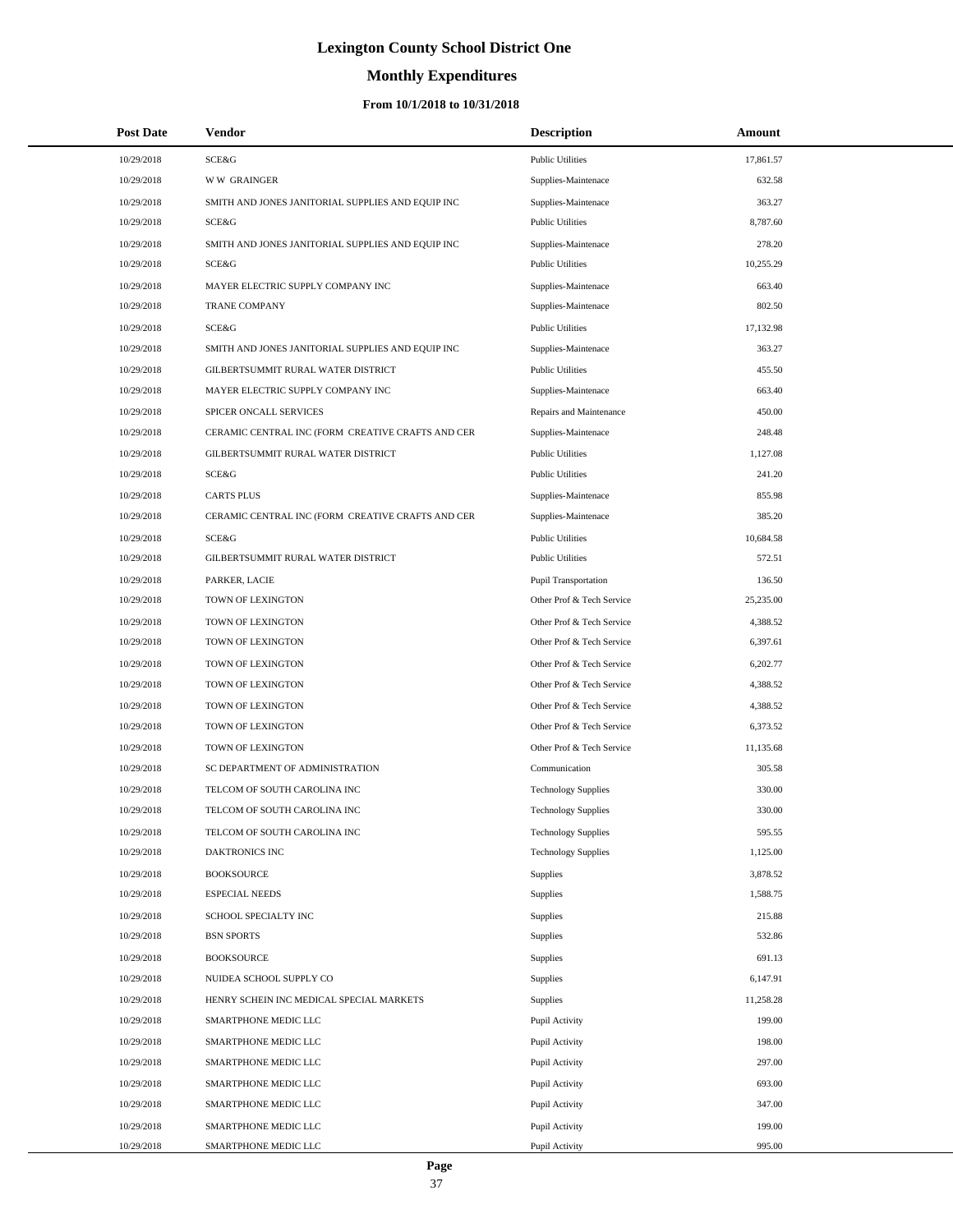# Lexington County School District One

## Monthly Expenditures

### From 10/1/2018 to 10/31/2018

| Post Date | Vendor | Description | Amount |
|---|---|---|---|
| 10/29/2018 | SCE&G | Public Utilities | 17,861.57 |
| 10/29/2018 | W W GRAINGER | Supplies-Maintenace | 632.58 |
| 10/29/2018 | SMITH AND JONES JANITORIAL SUPPLIES AND EQUIP INC | Supplies-Maintenace | 363.27 |
| 10/29/2018 | SCE&G | Public Utilities | 8,787.60 |
| 10/29/2018 | SMITH AND JONES JANITORIAL SUPPLIES AND EQUIP INC | Supplies-Maintenace | 278.20 |
| 10/29/2018 | SCE&G | Public Utilities | 10,255.29 |
| 10/29/2018 | MAYER ELECTRIC SUPPLY COMPANY INC | Supplies-Maintenace | 663.40 |
| 10/29/2018 | TRANE COMPANY | Supplies-Maintenace | 802.50 |
| 10/29/2018 | SCE&G | Public Utilities | 17,132.98 |
| 10/29/2018 | SMITH AND JONES JANITORIAL SUPPLIES AND EQUIP INC | Supplies-Maintenace | 363.27 |
| 10/29/2018 | GILBERTSUMMIT RURAL WATER DISTRICT | Public Utilities | 455.50 |
| 10/29/2018 | MAYER ELECTRIC SUPPLY COMPANY INC | Supplies-Maintenace | 663.40 |
| 10/29/2018 | SPICER ONCALL SERVICES | Repairs and Maintenance | 450.00 |
| 10/29/2018 | CERAMIC CENTRAL INC (FORM CREATIVE CRAFTS AND CER | Supplies-Maintenace | 248.48 |
| 10/29/2018 | GILBERTSUMMIT RURAL WATER DISTRICT | Public Utilities | 1,127.08 |
| 10/29/2018 | SCE&G | Public Utilities | 241.20 |
| 10/29/2018 | CARTS PLUS | Supplies-Maintenace | 855.98 |
| 10/29/2018 | CERAMIC CENTRAL INC (FORM CREATIVE CRAFTS AND CER | Supplies-Maintenace | 385.20 |
| 10/29/2018 | SCE&G | Public Utilities | 10,684.58 |
| 10/29/2018 | GILBERTSUMMIT RURAL WATER DISTRICT | Public Utilities | 572.51 |
| 10/29/2018 | PARKER, LACIE | Pupil Transportation | 136.50 |
| 10/29/2018 | TOWN OF LEXINGTON | Other Prof & Tech Service | 25,235.00 |
| 10/29/2018 | TOWN OF LEXINGTON | Other Prof & Tech Service | 4,388.52 |
| 10/29/2018 | TOWN OF LEXINGTON | Other Prof & Tech Service | 6,397.61 |
| 10/29/2018 | TOWN OF LEXINGTON | Other Prof & Tech Service | 6,202.77 |
| 10/29/2018 | TOWN OF LEXINGTON | Other Prof & Tech Service | 4,388.52 |
| 10/29/2018 | TOWN OF LEXINGTON | Other Prof & Tech Service | 4,388.52 |
| 10/29/2018 | TOWN OF LEXINGTON | Other Prof & Tech Service | 6,373.52 |
| 10/29/2018 | TOWN OF LEXINGTON | Other Prof & Tech Service | 11,135.68 |
| 10/29/2018 | SC DEPARTMENT OF ADMINISTRATION | Communication | 305.58 |
| 10/29/2018 | TELCOM OF SOUTH CAROLINA INC | Technology Supplies | 330.00 |
| 10/29/2018 | TELCOM OF SOUTH CAROLINA INC | Technology Supplies | 330.00 |
| 10/29/2018 | TELCOM OF SOUTH CAROLINA INC | Technology Supplies | 595.55 |
| 10/29/2018 | DAKTRONICS INC | Technology Supplies | 1,125.00 |
| 10/29/2018 | BOOKSOURCE | Supplies | 3,878.52 |
| 10/29/2018 | ESPECIAL NEEDS | Supplies | 1,588.75 |
| 10/29/2018 | SCHOOL SPECIALTY INC | Supplies | 215.88 |
| 10/29/2018 | BSN SPORTS | Supplies | 532.86 |
| 10/29/2018 | BOOKSOURCE | Supplies | 691.13 |
| 10/29/2018 | NUIDEA SCHOOL SUPPLY CO | Supplies | 6,147.91 |
| 10/29/2018 | HENRY SCHEIN INC MEDICAL SPECIAL MARKETS | Supplies | 11,258.28 |
| 10/29/2018 | SMARTPHONE MEDIC LLC | Pupil Activity | 199.00 |
| 10/29/2018 | SMARTPHONE MEDIC LLC | Pupil Activity | 198.00 |
| 10/29/2018 | SMARTPHONE MEDIC LLC | Pupil Activity | 297.00 |
| 10/29/2018 | SMARTPHONE MEDIC LLC | Pupil Activity | 693.00 |
| 10/29/2018 | SMARTPHONE MEDIC LLC | Pupil Activity | 347.00 |
| 10/29/2018 | SMARTPHONE MEDIC LLC | Pupil Activity | 199.00 |
| 10/29/2018 | SMARTPHONE MEDIC LLC | Pupil Activity | 995.00 |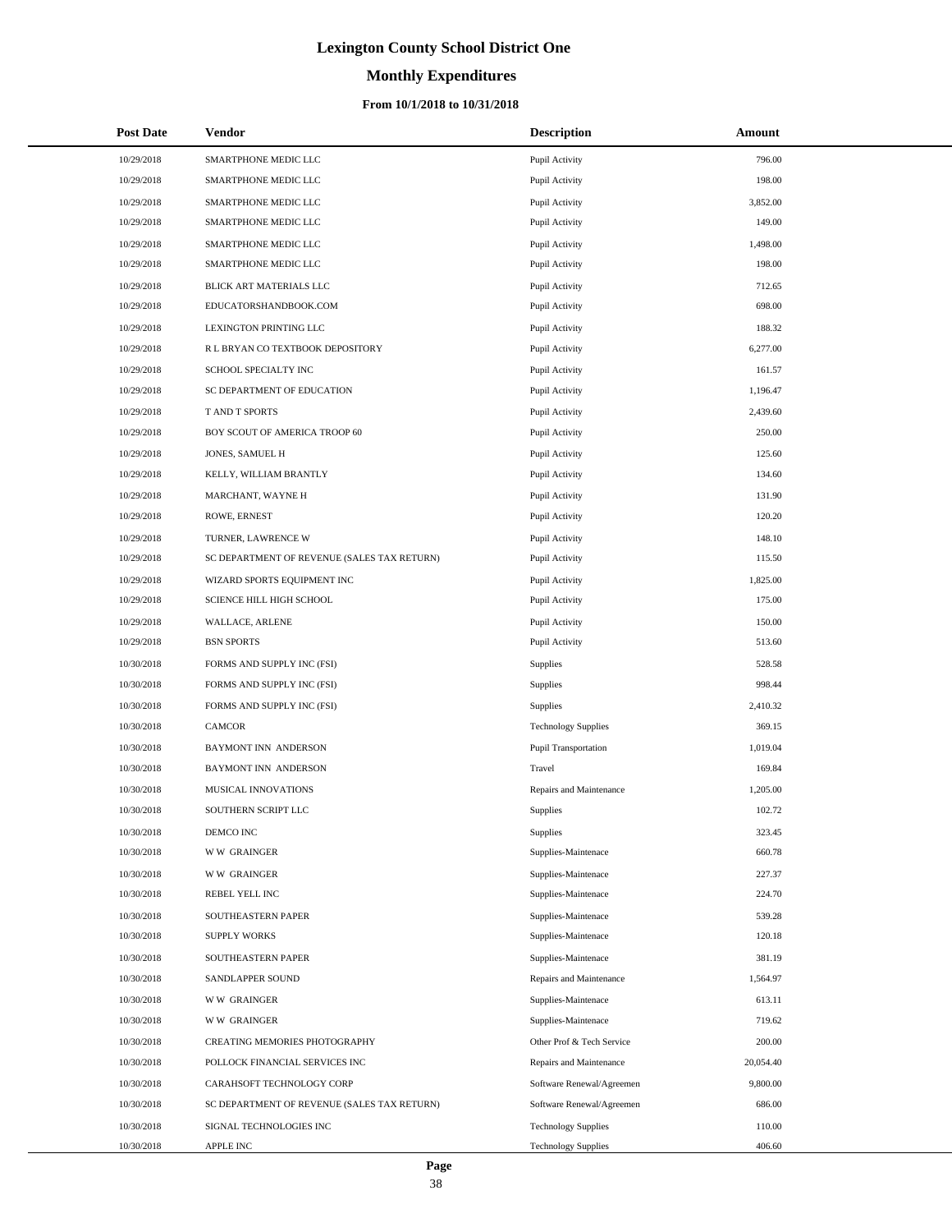# Lexington County School District One

## Monthly Expenditures

### From 10/1/2018 to 10/31/2018

| Post Date | Vendor | Description | Amount |
|---|---|---|---|
| 10/29/2018 | SMARTPHONE MEDIC LLC | Pupil Activity | 796.00 |
| 10/29/2018 | SMARTPHONE MEDIC LLC | Pupil Activity | 198.00 |
| 10/29/2018 | SMARTPHONE MEDIC LLC | Pupil Activity | 3,852.00 |
| 10/29/2018 | SMARTPHONE MEDIC LLC | Pupil Activity | 149.00 |
| 10/29/2018 | SMARTPHONE MEDIC LLC | Pupil Activity | 1,498.00 |
| 10/29/2018 | SMARTPHONE MEDIC LLC | Pupil Activity | 198.00 |
| 10/29/2018 | BLICK ART MATERIALS LLC | Pupil Activity | 712.65 |
| 10/29/2018 | EDUCATORSHANDBOOK.COM | Pupil Activity | 698.00 |
| 10/29/2018 | LEXINGTON PRINTING LLC | Pupil Activity | 188.32 |
| 10/29/2018 | R L BRYAN CO TEXTBOOK DEPOSITORY | Pupil Activity | 6,277.00 |
| 10/29/2018 | SCHOOL SPECIALTY INC | Pupil Activity | 161.57 |
| 10/29/2018 | SC DEPARTMENT OF EDUCATION | Pupil Activity | 1,196.47 |
| 10/29/2018 | T AND T SPORTS | Pupil Activity | 2,439.60 |
| 10/29/2018 | BOY SCOUT OF AMERICA TROOP 60 | Pupil Activity | 250.00 |
| 10/29/2018 | JONES, SAMUEL H | Pupil Activity | 125.60 |
| 10/29/2018 | KELLY, WILLIAM BRANTLY | Pupil Activity | 134.60 |
| 10/29/2018 | MARCHANT, WAYNE H | Pupil Activity | 131.90 |
| 10/29/2018 | ROWE, ERNEST | Pupil Activity | 120.20 |
| 10/29/2018 | TURNER, LAWRENCE W | Pupil Activity | 148.10 |
| 10/29/2018 | SC DEPARTMENT OF REVENUE (SALES TAX RETURN) | Pupil Activity | 115.50 |
| 10/29/2018 | WIZARD SPORTS EQUIPMENT INC | Pupil Activity | 1,825.00 |
| 10/29/2018 | SCIENCE HILL HIGH SCHOOL | Pupil Activity | 175.00 |
| 10/29/2018 | WALLACE, ARLENE | Pupil Activity | 150.00 |
| 10/29/2018 | BSN SPORTS | Pupil Activity | 513.60 |
| 10/30/2018 | FORMS AND SUPPLY INC (FSI) | Supplies | 528.58 |
| 10/30/2018 | FORMS AND SUPPLY INC (FSI) | Supplies | 998.44 |
| 10/30/2018 | FORMS AND SUPPLY INC (FSI) | Supplies | 2,410.32 |
| 10/30/2018 | CAMCOR | Technology Supplies | 369.15 |
| 10/30/2018 | BAYMONT INN ANDERSON | Pupil Transportation | 1,019.04 |
| 10/30/2018 | BAYMONT INN ANDERSON | Travel | 169.84 |
| 10/30/2018 | MUSICAL INNOVATIONS | Repairs and Maintenance | 1,205.00 |
| 10/30/2018 | SOUTHERN SCRIPT LLC | Supplies | 102.72 |
| 10/30/2018 | DEMCO INC | Supplies | 323.45 |
| 10/30/2018 | W W GRAINGER | Supplies-Maintenace | 660.78 |
| 10/30/2018 | W W GRAINGER | Supplies-Maintenace | 227.37 |
| 10/30/2018 | REBEL YELL INC | Supplies-Maintenace | 224.70 |
| 10/30/2018 | SOUTHEASTERN PAPER | Supplies-Maintenace | 539.28 |
| 10/30/2018 | SUPPLY WORKS | Supplies-Maintenace | 120.18 |
| 10/30/2018 | SOUTHEASTERN PAPER | Supplies-Maintenace | 381.19 |
| 10/30/2018 | SANDLAPPER SOUND | Repairs and Maintenance | 1,564.97 |
| 10/30/2018 | W W GRAINGER | Supplies-Maintenace | 613.11 |
| 10/30/2018 | W W GRAINGER | Supplies-Maintenace | 719.62 |
| 10/30/2018 | CREATING MEMORIES PHOTOGRAPHY | Other Prof & Tech Service | 200.00 |
| 10/30/2018 | POLLOCK FINANCIAL SERVICES INC | Repairs and Maintenance | 20,054.40 |
| 10/30/2018 | CARAHSOFT TECHNOLOGY CORP | Software Renewal/Agreemen | 9,800.00 |
| 10/30/2018 | SC DEPARTMENT OF REVENUE (SALES TAX RETURN) | Software Renewal/Agreemen | 686.00 |
| 10/30/2018 | SIGNAL TECHNOLOGIES INC | Technology Supplies | 110.00 |
| 10/30/2018 | APPLE INC | Technology Supplies | 406.60 |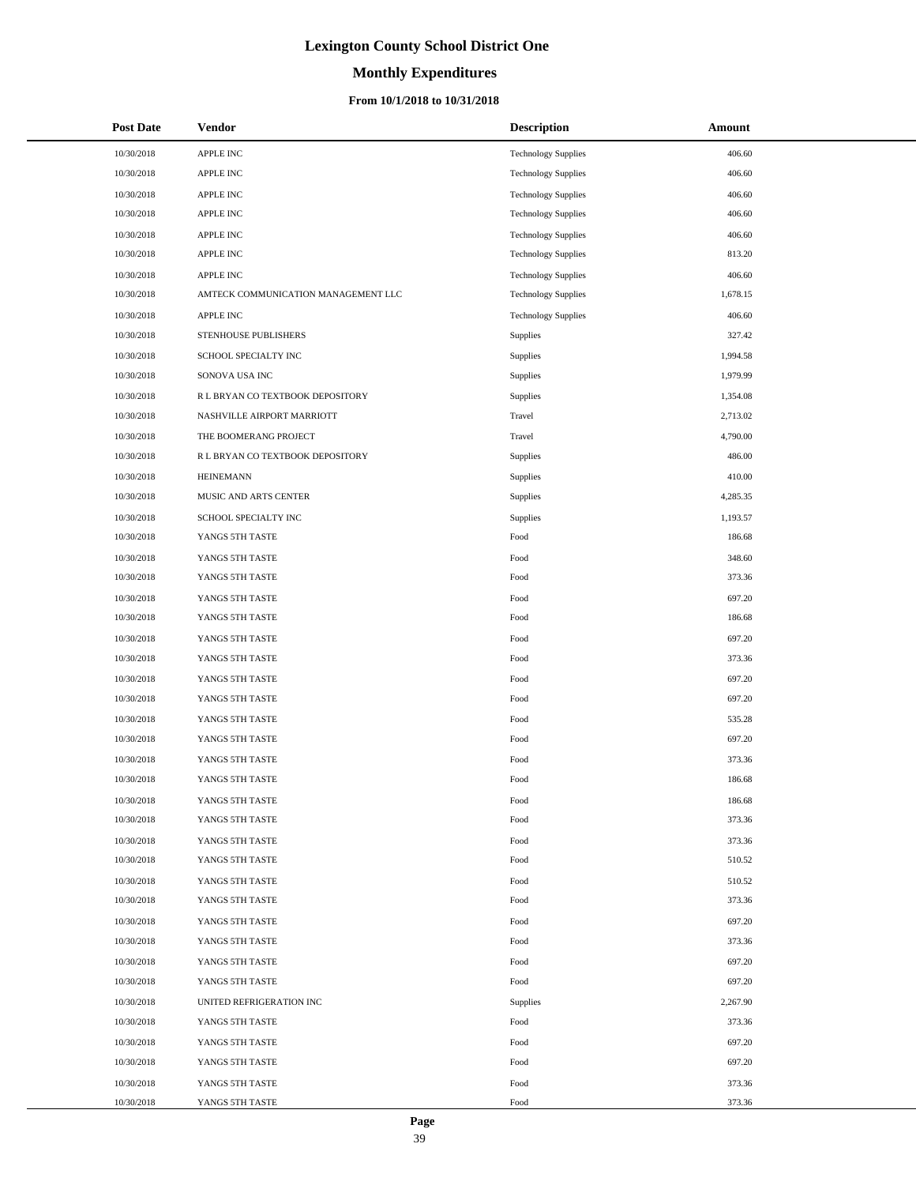# Lexington County School District One

## Monthly Expenditures

### From 10/1/2018 to 10/31/2018

| Post Date | Vendor | Description | Amount |
|---|---|---|---|
| 10/30/2018 | APPLE INC | Technology Supplies | 406.60 |
| 10/30/2018 | APPLE INC | Technology Supplies | 406.60 |
| 10/30/2018 | APPLE INC | Technology Supplies | 406.60 |
| 10/30/2018 | APPLE INC | Technology Supplies | 406.60 |
| 10/30/2018 | APPLE INC | Technology Supplies | 406.60 |
| 10/30/2018 | APPLE INC | Technology Supplies | 813.20 |
| 10/30/2018 | APPLE INC | Technology Supplies | 406.60 |
| 10/30/2018 | AMTECK COMMUNICATION MANAGEMENT LLC | Technology Supplies | 1,678.15 |
| 10/30/2018 | APPLE INC | Technology Supplies | 406.60 |
| 10/30/2018 | STENHOUSE PUBLISHERS | Supplies | 327.42 |
| 10/30/2018 | SCHOOL SPECIALTY INC | Supplies | 1,994.58 |
| 10/30/2018 | SONOVA USA INC | Supplies | 1,979.99 |
| 10/30/2018 | R L BRYAN CO TEXTBOOK DEPOSITORY | Supplies | 1,354.08 |
| 10/30/2018 | NASHVILLE AIRPORT MARRIOTT | Travel | 2,713.02 |
| 10/30/2018 | THE BOOMERANG PROJECT | Travel | 4,790.00 |
| 10/30/2018 | R L BRYAN CO TEXTBOOK DEPOSITORY | Supplies | 486.00 |
| 10/30/2018 | HEINEMANN | Supplies | 410.00 |
| 10/30/2018 | MUSIC AND ARTS CENTER | Supplies | 4,285.35 |
| 10/30/2018 | SCHOOL SPECIALTY INC | Supplies | 1,193.57 |
| 10/30/2018 | YANGS 5TH TASTE | Food | 186.68 |
| 10/30/2018 | YANGS 5TH TASTE | Food | 348.60 |
| 10/30/2018 | YANGS 5TH TASTE | Food | 373.36 |
| 10/30/2018 | YANGS 5TH TASTE | Food | 697.20 |
| 10/30/2018 | YANGS 5TH TASTE | Food | 186.68 |
| 10/30/2018 | YANGS 5TH TASTE | Food | 697.20 |
| 10/30/2018 | YANGS 5TH TASTE | Food | 373.36 |
| 10/30/2018 | YANGS 5TH TASTE | Food | 697.20 |
| 10/30/2018 | YANGS 5TH TASTE | Food | 697.20 |
| 10/30/2018 | YANGS 5TH TASTE | Food | 535.28 |
| 10/30/2018 | YANGS 5TH TASTE | Food | 697.20 |
| 10/30/2018 | YANGS 5TH TASTE | Food | 373.36 |
| 10/30/2018 | YANGS 5TH TASTE | Food | 186.68 |
| 10/30/2018 | YANGS 5TH TASTE | Food | 186.68 |
| 10/30/2018 | YANGS 5TH TASTE | Food | 373.36 |
| 10/30/2018 | YANGS 5TH TASTE | Food | 373.36 |
| 10/30/2018 | YANGS 5TH TASTE | Food | 510.52 |
| 10/30/2018 | YANGS 5TH TASTE | Food | 510.52 |
| 10/30/2018 | YANGS 5TH TASTE | Food | 373.36 |
| 10/30/2018 | YANGS 5TH TASTE | Food | 697.20 |
| 10/30/2018 | YANGS 5TH TASTE | Food | 373.36 |
| 10/30/2018 | YANGS 5TH TASTE | Food | 697.20 |
| 10/30/2018 | YANGS 5TH TASTE | Food | 697.20 |
| 10/30/2018 | UNITED REFRIGERATION INC | Supplies | 2,267.90 |
| 10/30/2018 | YANGS 5TH TASTE | Food | 373.36 |
| 10/30/2018 | YANGS 5TH TASTE | Food | 697.20 |
| 10/30/2018 | YANGS 5TH TASTE | Food | 697.20 |
| 10/30/2018 | YANGS 5TH TASTE | Food | 373.36 |
| 10/30/2018 | YANGS 5TH TASTE | Food | 373.36 |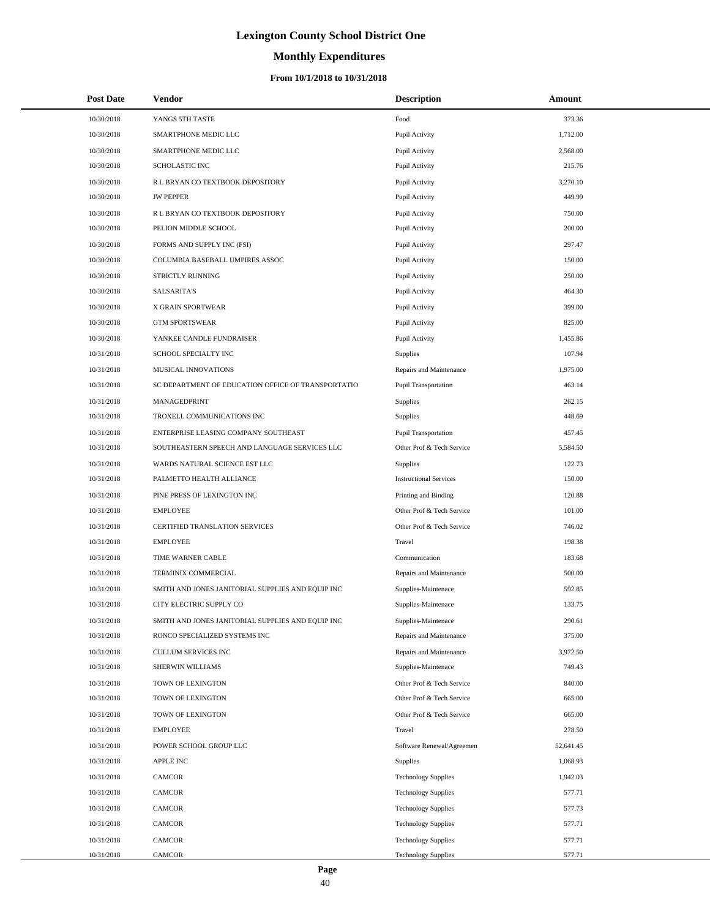# Lexington County School District One

## Monthly Expenditures

### From 10/1/2018 to 10/31/2018

| Post Date | Vendor | Description | Amount |
|---|---|---|---|
| 10/30/2018 | YANGS 5TH TASTE | Food | 373.36 |
| 10/30/2018 | SMARTPHONE MEDIC LLC | Pupil Activity | 1,712.00 |
| 10/30/2018 | SMARTPHONE MEDIC LLC | Pupil Activity | 2,568.00 |
| 10/30/2018 | SCHOLASTIC INC | Pupil Activity | 215.76 |
| 10/30/2018 | R L BRYAN CO TEXTBOOK DEPOSITORY | Pupil Activity | 3,270.10 |
| 10/30/2018 | JW PEPPER | Pupil Activity | 449.99 |
| 10/30/2018 | R L BRYAN CO TEXTBOOK DEPOSITORY | Pupil Activity | 750.00 |
| 10/30/2018 | PELION MIDDLE SCHOOL | Pupil Activity | 200.00 |
| 10/30/2018 | FORMS AND SUPPLY INC (FSI) | Pupil Activity | 297.47 |
| 10/30/2018 | COLUMBIA BASEBALL UMPIRES ASSOC | Pupil Activity | 150.00 |
| 10/30/2018 | STRICTLY RUNNING | Pupil Activity | 250.00 |
| 10/30/2018 | SALSARITA'S | Pupil Activity | 464.30 |
| 10/30/2018 | X GRAIN SPORTWEAR | Pupil Activity | 399.00 |
| 10/30/2018 | GTM SPORTSWEAR | Pupil Activity | 825.00 |
| 10/30/2018 | YANKEE CANDLE FUNDRAISER | Pupil Activity | 1,455.86 |
| 10/31/2018 | SCHOOL SPECIALTY INC | Supplies | 107.94 |
| 10/31/2018 | MUSICAL INNOVATIONS | Repairs and Maintenance | 1,975.00 |
| 10/31/2018 | SC DEPARTMENT OF EDUCATION OFFICE OF TRANSPORTATIO | Pupil Transportation | 463.14 |
| 10/31/2018 | MANAGEDPRINT | Supplies | 262.15 |
| 10/31/2018 | TROXELL COMMUNICATIONS INC | Supplies | 448.69 |
| 10/31/2018 | ENTERPRISE LEASING COMPANY SOUTHEAST | Pupil Transportation | 457.45 |
| 10/31/2018 | SOUTHEASTERN SPEECH AND LANGUAGE SERVICES LLC | Other Prof & Tech Service | 5,584.50 |
| 10/31/2018 | WARDS NATURAL SCIENCE EST LLC | Supplies | 122.73 |
| 10/31/2018 | PALMETTO HEALTH ALLIANCE | Instructional Services | 150.00 |
| 10/31/2018 | PINE PRESS OF LEXINGTON INC | Printing and Binding | 120.88 |
| 10/31/2018 | EMPLOYEE | Other Prof & Tech Service | 101.00 |
| 10/31/2018 | CERTIFIED TRANSLATION SERVICES | Other Prof & Tech Service | 746.02 |
| 10/31/2018 | EMPLOYEE | Travel | 198.38 |
| 10/31/2018 | TIME WARNER CABLE | Communication | 183.68 |
| 10/31/2018 | TERMINIX COMMERCIAL | Repairs and Maintenance | 500.00 |
| 10/31/2018 | SMITH AND JONES JANITORIAL SUPPLIES AND EQUIP INC | Supplies-Maintenace | 592.85 |
| 10/31/2018 | CITY ELECTRIC SUPPLY CO | Supplies-Maintenace | 133.75 |
| 10/31/2018 | SMITH AND JONES JANITORIAL SUPPLIES AND EQUIP INC | Supplies-Maintenace | 290.61 |
| 10/31/2018 | RONCO SPECIALIZED SYSTEMS INC | Repairs and Maintenance | 375.00 |
| 10/31/2018 | CULLUM SERVICES INC | Repairs and Maintenance | 3,972.50 |
| 10/31/2018 | SHERWIN WILLIAMS | Supplies-Maintenace | 749.43 |
| 10/31/2018 | TOWN OF LEXINGTON | Other Prof & Tech Service | 840.00 |
| 10/31/2018 | TOWN OF LEXINGTON | Other Prof & Tech Service | 665.00 |
| 10/31/2018 | TOWN OF LEXINGTON | Other Prof & Tech Service | 665.00 |
| 10/31/2018 | EMPLOYEE | Travel | 278.50 |
| 10/31/2018 | POWER SCHOOL GROUP LLC | Software Renewal/Agreemen | 52,641.45 |
| 10/31/2018 | APPLE INC | Supplies | 1,068.93 |
| 10/31/2018 | CAMCOR | Technology Supplies | 1,942.03 |
| 10/31/2018 | CAMCOR | Technology Supplies | 577.71 |
| 10/31/2018 | CAMCOR | Technology Supplies | 577.73 |
| 10/31/2018 | CAMCOR | Technology Supplies | 577.71 |
| 10/31/2018 | CAMCOR | Technology Supplies | 577.71 |
| 10/31/2018 | CAMCOR | Technology Supplies | 577.71 |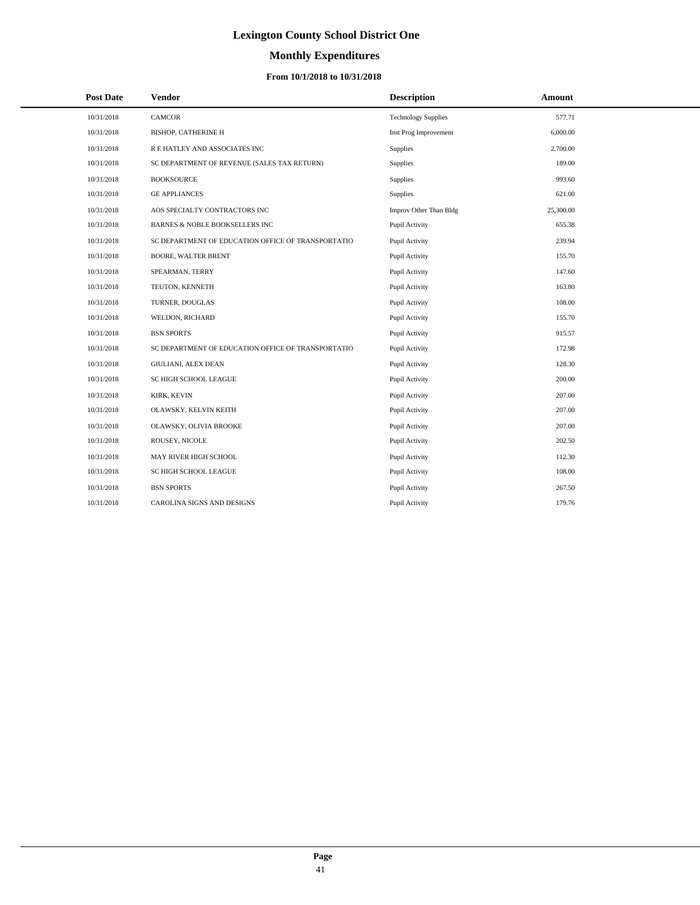# Lexington County School District One

## Monthly Expenditures

### From 10/1/2018 to 10/31/2018

| Post Date | Vendor | Description | Amount |
|---|---|---|---|
| 10/31/2018 | CAMCOR | Technology Supplies | 577.71 |
| 10/31/2018 | BISHOP, CATHERINE H | Inst Prog Improvement | 6,000.00 |
| 10/31/2018 | R E HATLEY AND ASSOCIATES INC | Supplies | 2,700.00 |
| 10/31/2018 | SC DEPARTMENT OF REVENUE (SALES TAX RETURN) | Supplies | 189.00 |
| 10/31/2018 | BOOKSOURCE | Supplies | 993.60 |
| 10/31/2018 | GE APPLIANCES | Supplies | 621.00 |
| 10/31/2018 | AOS SPECIALTY CONTRACTORS INC | Improv Other Than Bldg | 25,300.00 |
| 10/31/2018 | BARNES & NOBLE BOOKSELLERS INC | Pupil Activity | 655.38 |
| 10/31/2018 | SC DEPARTMENT OF EDUCATION OFFICE OF TRANSPORTATIO | Pupil Activity | 239.94 |
| 10/31/2018 | BOORE, WALTER BRENT | Pupil Activity | 155.70 |
| 10/31/2018 | SPEARMAN, TERRY | Pupil Activity | 147.60 |
| 10/31/2018 | TEUTON, KENNETH | Pupil Activity | 163.80 |
| 10/31/2018 | TURNER, DOUGLAS | Pupil Activity | 108.00 |
| 10/31/2018 | WELDON, RICHARD | Pupil Activity | 155.70 |
| 10/31/2018 | BSN SPORTS | Pupil Activity | 915.57 |
| 10/31/2018 | SC DEPARTMENT OF EDUCATION OFFICE OF TRANSPORTATIO | Pupil Activity | 172.98 |
| 10/31/2018 | GIULIANI, ALEX DEAN | Pupil Activity | 128.30 |
| 10/31/2018 | SC HIGH SCHOOL LEAGUE | Pupil Activity | 200.00 |
| 10/31/2018 | KIRK, KEVIN | Pupil Activity | 207.00 |
| 10/31/2018 | OLAWSKY, KELVIN KEITH | Pupil Activity | 207.00 |
| 10/31/2018 | OLAWSKY, OLIVIA BROOKE | Pupil Activity | 207.00 |
| 10/31/2018 | ROUSEY, NICOLE | Pupil Activity | 202.50 |
| 10/31/2018 | MAY RIVER HIGH SCHOOL | Pupil Activity | 112.30 |
| 10/31/2018 | SC HIGH SCHOOL LEAGUE | Pupil Activity | 108.00 |
| 10/31/2018 | BSN SPORTS | Pupil Activity | 267.50 |
| 10/31/2018 | CAROLINA SIGNS AND DESIGNS | Pupil Activity | 179.76 |